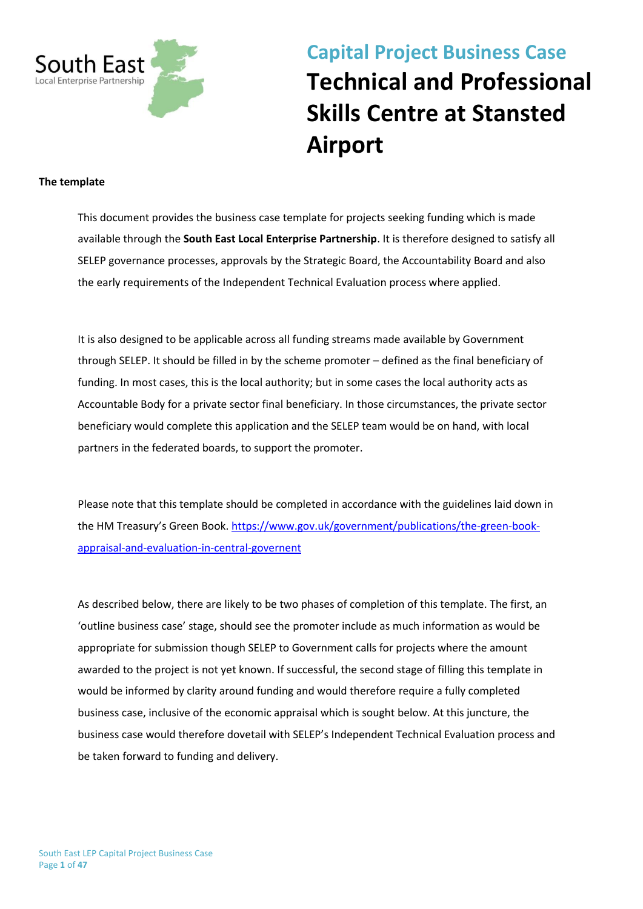South East
Local Enterprise Partnership

## Capital Project Business Case

# Technical and Professional Skills Centre at Stansted Airport

**The template**

This document provides the business case template for projects seeking funding which is made available through the **South East Local Enterprise Partnership**. It is therefore designed to satisfy all SELEP governance processes, approvals by the Strategic Board, the Accountability Board and also the early requirements of the Independent Technical Evaluation process where applied.

It is also designed to be applicable across all funding streams made available by Government through SELEP. It should be filled in by the scheme promoter – defined as the final beneficiary of funding. In most cases, this is the local authority; but in some cases the local authority acts as Accountable Body for a private sector final beneficiary. In those circumstances, the private sector beneficiary would complete this application and the SELEP team would be on hand, with local partners in the federated boards, to support the promoter.

Please note that this template should be completed in accordance with the guidelines laid down in the HM Treasury's Green Book. [https://www.gov.uk/government/publications/the-green-book-appraisal-and-evaluation-in-central-governent](https://www.gov.uk/government/publications/the-green-book-appraisal-and-evaluation-in-central-governent)

As described below, there are likely to be two phases of completion of this template. The first, an 'outline business case' stage, should see the promoter include as much information as would be appropriate for submission though SELEP to Government calls for projects where the amount awarded to the project is not yet known. If successful, the second stage of filling this template in would be informed by clarity around funding and would therefore require a fully completed business case, inclusive of the economic appraisal which is sought below. At this juncture, the business case would therefore dovetail with SELEP's Independent Technical Evaluation process and be taken forward to funding and delivery.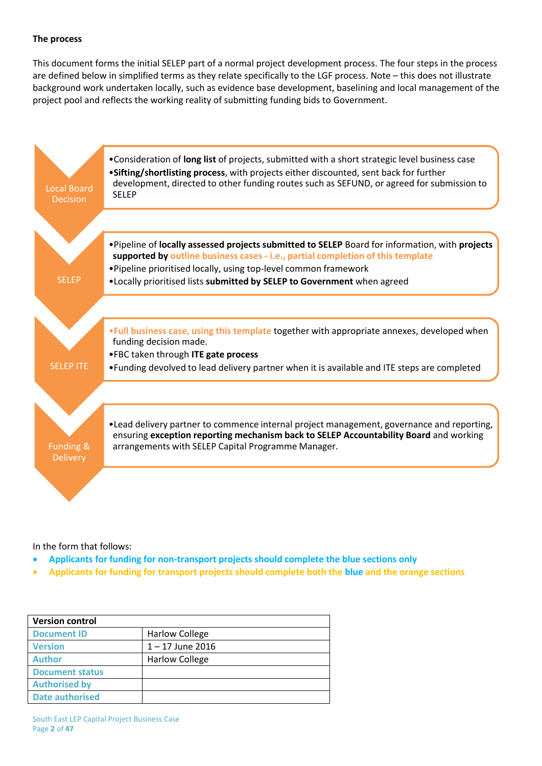**The process**

This document forms the initial SELEP part of a normal project development process. The four steps in the process are defined below in simplified terms as they relate specifically to the LGF process. Note – this does not illustrate background work undertaken locally, such as evidence base development, baselining and local management of the project pool and reflects the working reality of submitting funding bids to Government.

**Local Board Decision**

- Consideration of **long list** of projects, submitted with a short strategic level business case
- **Sifting/shortlisting process**, with projects either discounted, sent back for further development, directed to other funding routes such as SEFUND, or agreed for submission to SELEP

**SELEP**

- Pipeline of **locally assessed projects submitted to SELEP** Board for information, with **projects supported by outline business cases - i.e., partial completion of this template**
- Pipeline prioritised locally, using top-level common framework
- Locally prioritised lists **submitted by SELEP to Government** when agreed

**SELEP ITE**

- **Full business case, using this template** together with appropriate annexes, developed when funding decision made.
- FBC taken through **ITE gate process**
- Funding devolved to lead delivery partner when it is available and ITE steps are completed

**Funding & Delivery**

- Lead delivery partner to commence internal project management, governance and reporting, ensuring **exception reporting mechanism back to SELEP Accountability Board** and working arrangements with SELEP Capital Programme Manager.

In the form that follows:

- **Applicants for funding for non-transport projects should complete the blue sections only**
- **Applicants for funding for transport projects should complete both the blue and the orange sections**

| Version control | |
|---|---|
| **Document ID** | Harlow College |
| **Version** | 1 – 17 June 2016 |
| **Author** | Harlow College |
| **Document status** | |
| **Authorised by** | |
| **Date authorised** | |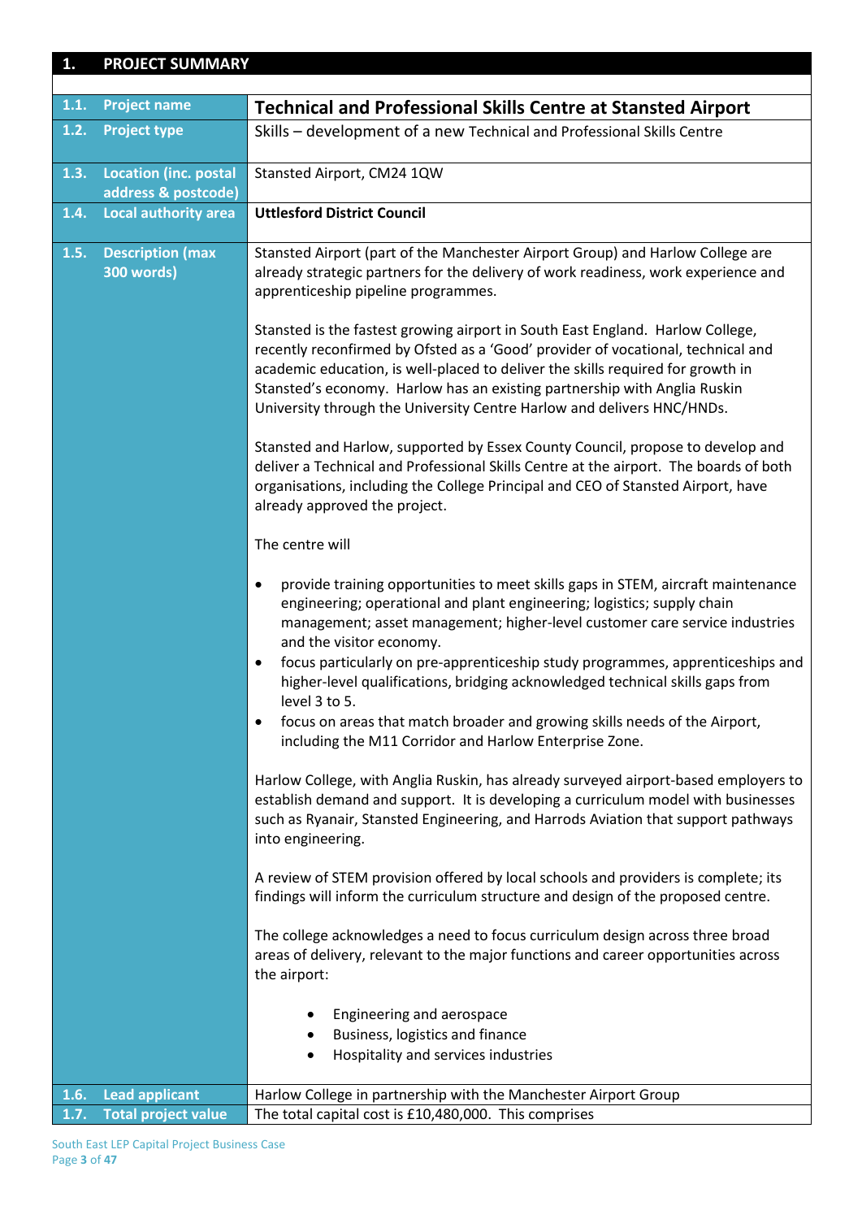## 1. PROJECT SUMMARY

| | |
|---|---|
| **1.1. Project name** | **Technical and Professional Skills Centre at Stansted Airport** |
| **1.2. Project type** | Skills – development of a new Technical and Professional Skills Centre |
| **1.3. Location (inc. postal address & postcode)** | Stansted Airport, CM24 1QW |
| **1.4. Local authority area** | **Uttlesford District Council** |
| **1.5. Description (max 300 words)** | Stansted Airport (part of the Manchester Airport Group) and Harlow College are already strategic partners for the delivery of work readiness, work experience and apprenticeship pipeline programmes.<br><br>Stansted is the fastest growing airport in South East England. Harlow College, recently reconfirmed by Ofsted as a 'Good' provider of vocational, technical and academic education, is well-placed to deliver the skills required for growth in Stansted's economy. Harlow has an existing partnership with Anglia Ruskin University through the University Centre Harlow and delivers HNC/HNDs.<br><br>Stansted and Harlow, supported by Essex County Council, propose to develop and deliver a Technical and Professional Skills Centre at the airport. The boards of both organisations, including the College Principal and CEO of Stansted Airport, have already approved the project.<br><br>The centre will<br><br>• provide training opportunities to meet skills gaps in STEM, aircraft maintenance engineering; operational and plant engineering; logistics; supply chain management; asset management; higher-level customer care service industries and the visitor economy.<br>• focus particularly on pre-apprenticeship study programmes, apprenticeships and higher-level qualifications, bridging acknowledged technical skills gaps from level 3 to 5.<br>• focus on areas that match broader and growing skills needs of the Airport, including the M11 Corridor and Harlow Enterprise Zone.<br><br>Harlow College, with Anglia Ruskin, has already surveyed airport-based employers to establish demand and support. It is developing a curriculum model with businesses such as Ryanair, Stansted Engineering, and Harrods Aviation that support pathways into engineering.<br><br>A review of STEM provision offered by local schools and providers is complete; its findings will inform the curriculum structure and design of the proposed centre.<br><br>The college acknowledges a need to focus curriculum design across three broad areas of delivery, relevant to the major functions and career opportunities across the airport:<br><br>• Engineering and aerospace<br>• Business, logistics and finance<br>• Hospitality and services industries |
| **1.6. Lead applicant** | Harlow College in partnership with the Manchester Airport Group |
| **1.7. Total project value** | The total capital cost is £10,480,000. This comprises |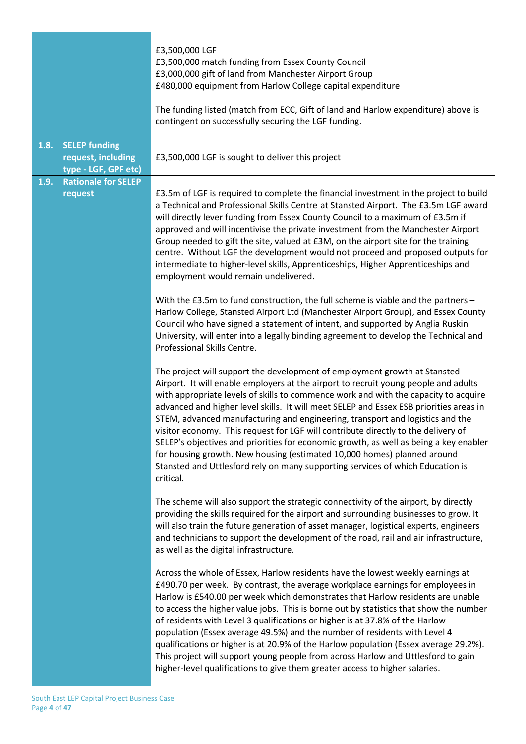| | |
|---|---|
| | £3,500,000 LGF<br>£3,500,000 match funding from Essex County Council<br>£3,000,000 gift of land from Manchester Airport Group<br>£480,000 equipment from Harlow College capital expenditure<br><br>The funding listed (match from ECC, Gift of land and Harlow expenditure) above is contingent on successfully securing the LGF funding. |
| **1.8. SELEP funding request, including type - LGF, GPF etc)** | £3,500,000 LGF is sought to deliver this project |
| **1.9. Rationale for SELEP request** | £3.5m of LGF is required to complete the financial investment in the project to build a Technical and Professional Skills Centre at Stansted Airport. The £3.5m LGF award will directly lever funding from Essex County Council to a maximum of £3.5m if approved and will incentivise the private investment from the Manchester Airport Group needed to gift the site, valued at £3M, on the airport site for the training centre. Without LGF the development would not proceed and proposed outputs for intermediate to higher-level skills, Apprenticeships, Higher Apprenticeships and employment would remain undelivered.<br><br>With the £3.5m to fund construction, the full scheme is viable and the partners – Harlow College, Stansted Airport Ltd (Manchester Airport Group), and Essex County Council who have signed a statement of intent, and supported by Anglia Ruskin University, will enter into a legally binding agreement to develop the Technical and Professional Skills Centre.<br><br>The project will support the development of employment growth at Stansted Airport. It will enable employers at the airport to recruit young people and adults with appropriate levels of skills to commence work and with the capacity to acquire advanced and higher level skills. It will meet SELEP and Essex ESB priorities areas in STEM, advanced manufacturing and engineering, transport and logistics and the visitor economy. This request for LGF will contribute directly to the delivery of SELEP's objectives and priorities for economic growth, as well as being a key enabler for housing growth. New housing (estimated 10,000 homes) planned around Stansted and Uttlesford rely on many supporting services of which Education is critical.<br><br>The scheme will also support the strategic connectivity of the airport, by directly providing the skills required for the airport and surrounding businesses to grow. It will also train the future generation of asset manager, logistical experts, engineers and technicians to support the development of the road, rail and air infrastructure, as well as the digital infrastructure.<br><br>Across the whole of Essex, Harlow residents have the lowest weekly earnings at £490.70 per week. By contrast, the average workplace earnings for employees in Harlow is £540.00 per week which demonstrates that Harlow residents are unable to access the higher value jobs. This is borne out by statistics that show the number of residents with Level 3 qualifications or higher is at 37.8% of the Harlow population (Essex average 49.5%) and the number of residents with Level 4 qualifications or higher is at 20.9% of the Harlow population (Essex average 29.2%). This project will support young people from across Harlow and Uttlesford to gain higher-level qualifications to give them greater access to higher salaries. |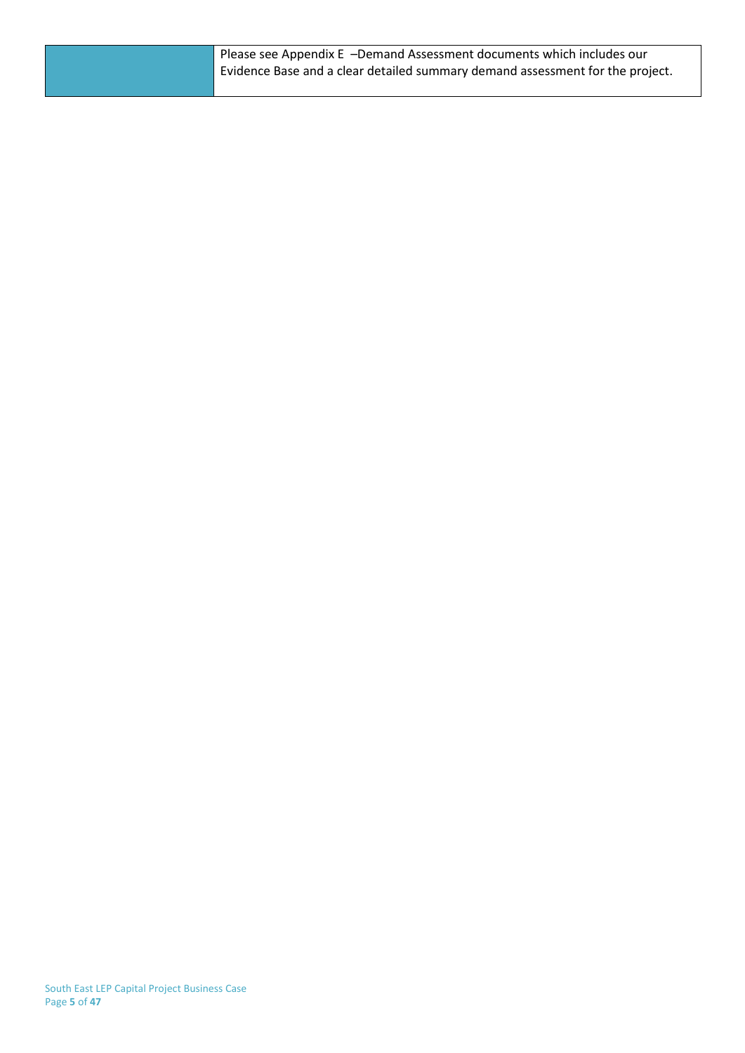| | |
|---|---|
| | Please see Appendix E –Demand Assessment documents which includes our Evidence Base and a clear detailed summary demand assessment for the project. |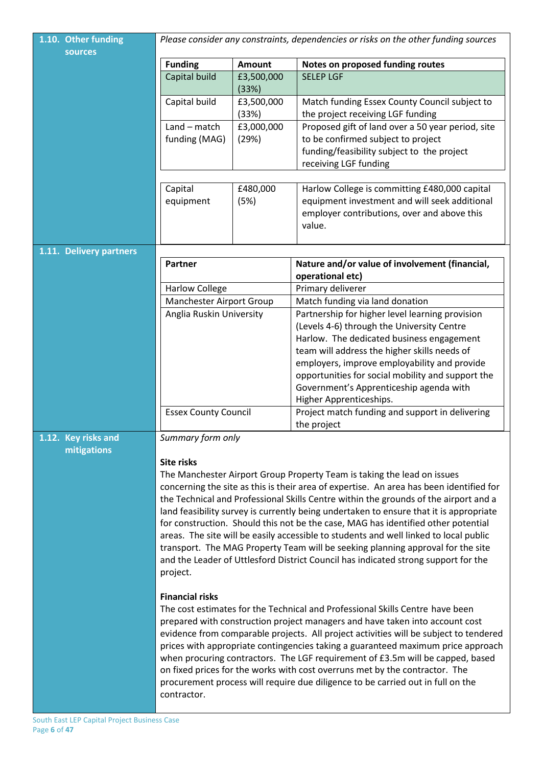## 1.10. Other funding sources

*Please consider any constraints, dependencies or risks on the other funding sources*

| Funding | Amount | Notes on proposed funding routes |
|---|---|---|
| Capital build | £3,500,000 (33%) | SELEP LGF |
| Capital build | £3,500,000 (33%) | Match funding Essex County Council subject to the project receiving LGF funding |
| Land – match funding (MAG) | £3,000,000 (29%) | Proposed gift of land over a 50 year period, site to be confirmed subject to project funding/feasibility subject to the project receiving LGF funding |
| Capital equipment | £480,000 (5%) | Harlow College is committing £480,000 capital equipment investment and will seek additional employer contributions, over and above this value. |

## 1.11. Delivery partners

| Partner | Nature and/or value of involvement (financial, operational etc) |
|---|---|
| Harlow College | Primary deliverer |
| Manchester Airport Group | Match funding via land donation |
| Anglia Ruskin University | Partnership for higher level learning provision (Levels 4-6) through the University Centre Harlow. The dedicated business engagement team will address the higher skills needs of employers, improve employability and provide opportunities for social mobility and support the Government's Apprenticeship agenda with Higher Apprenticeships. |
| Essex County Council | Project match funding and support in delivering the project |

## 1.12. Key risks and mitigations

*Summary form only*

**Site risks**

The Manchester Airport Group Property Team is taking the lead on issues concerning the site as this is their area of expertise. An area has been identified for the Technical and Professional Skills Centre within the grounds of the airport and a land feasibility survey is currently being undertaken to ensure that it is appropriate for construction. Should this not be the case, MAG has identified other potential areas. The site will be easily accessible to students and well linked to local public transport. The MAG Property Team will be seeking planning approval for the site and the Leader of Uttlesford District Council has indicated strong support for the project.

**Financial risks**

The cost estimates for the Technical and Professional Skills Centre have been prepared with construction project managers and have taken into account cost evidence from comparable projects. All project activities will be subject to tendered prices with appropriate contingencies taking a guaranteed maximum price approach when procuring contractors. The LGF requirement of £3.5m will be capped, based on fixed prices for the works with cost overruns met by the contractor. The procurement process will require due diligence to be carried out in full on the contractor.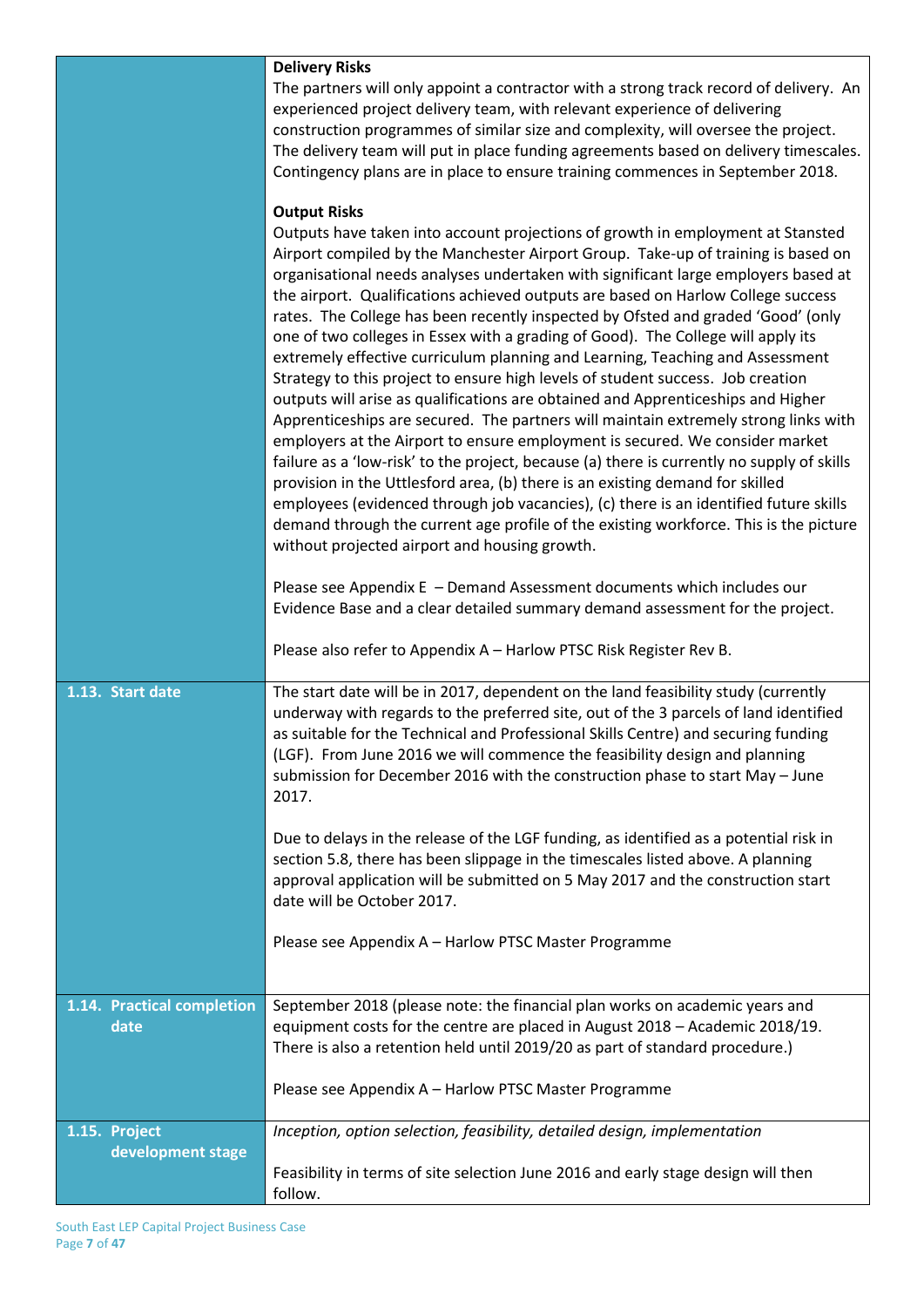| | |
|---|---|
| | **Delivery Risks**<br>The partners will only appoint a contractor with a strong track record of delivery. An experienced project delivery team, with relevant experience of delivering construction programmes of similar size and complexity, will oversee the project. The delivery team will put in place funding agreements based on delivery timescales. Contingency plans are in place to ensure training commences in September 2018.<br><br>**Output Risks**<br>Outputs have taken into account projections of growth in employment at Stansted Airport compiled by the Manchester Airport Group. Take-up of training is based on organisational needs analyses undertaken with significant large employers based at the airport. Qualifications achieved outputs are based on Harlow College success rates. The College has been recently inspected by Ofsted and graded 'Good' (only one of two colleges in Essex with a grading of Good). The College will apply its extremely effective curriculum planning and Learning, Teaching and Assessment Strategy to this project to ensure high levels of student success. Job creation outputs will arise as qualifications are obtained and Apprenticeships and Higher Apprenticeships are secured. The partners will maintain extremely strong links with employers at the Airport to ensure employment is secured. We consider market failure as a 'low-risk' to the project, because (a) there is currently no supply of skills provision in the Uttlesford area, (b) there is an existing demand for skilled employees (evidenced through job vacancies), (c) there is an identified future skills demand through the current age profile of the existing workforce. This is the picture without projected airport and housing growth.<br><br>Please see Appendix E – Demand Assessment documents which includes our Evidence Base and a clear detailed summary demand assessment for the project.<br><br>Please also refer to Appendix A – Harlow PTSC Risk Register Rev B. |
| **1.13. Start date** | The start date will be in 2017, dependent on the land feasibility study (currently underway with regards to the preferred site, out of the 3 parcels of land identified as suitable for the Technical and Professional Skills Centre) and securing funding (LGF). From June 2016 we will commence the feasibility design and planning submission for December 2016 with the construction phase to start May – June 2017.<br><br>Due to delays in the release of the LGF funding, as identified as a potential risk in section 5.8, there has been slippage in the timescales listed above. A planning approval application will be submitted on 5 May 2017 and the construction start date will be October 2017.<br><br>Please see Appendix A – Harlow PTSC Master Programme |
| **1.14. Practical completion date** | September 2018 (please note: the financial plan works on academic years and equipment costs for the centre are placed in August 2018 – Academic 2018/19. There is also a retention held until 2019/20 as part of standard procedure.)<br><br>Please see Appendix A – Harlow PTSC Master Programme |
| **1.15. Project development stage** | *Inception, option selection, feasibility, detailed design, implementation*<br><br>Feasibility in terms of site selection June 2016 and early stage design will then follow. |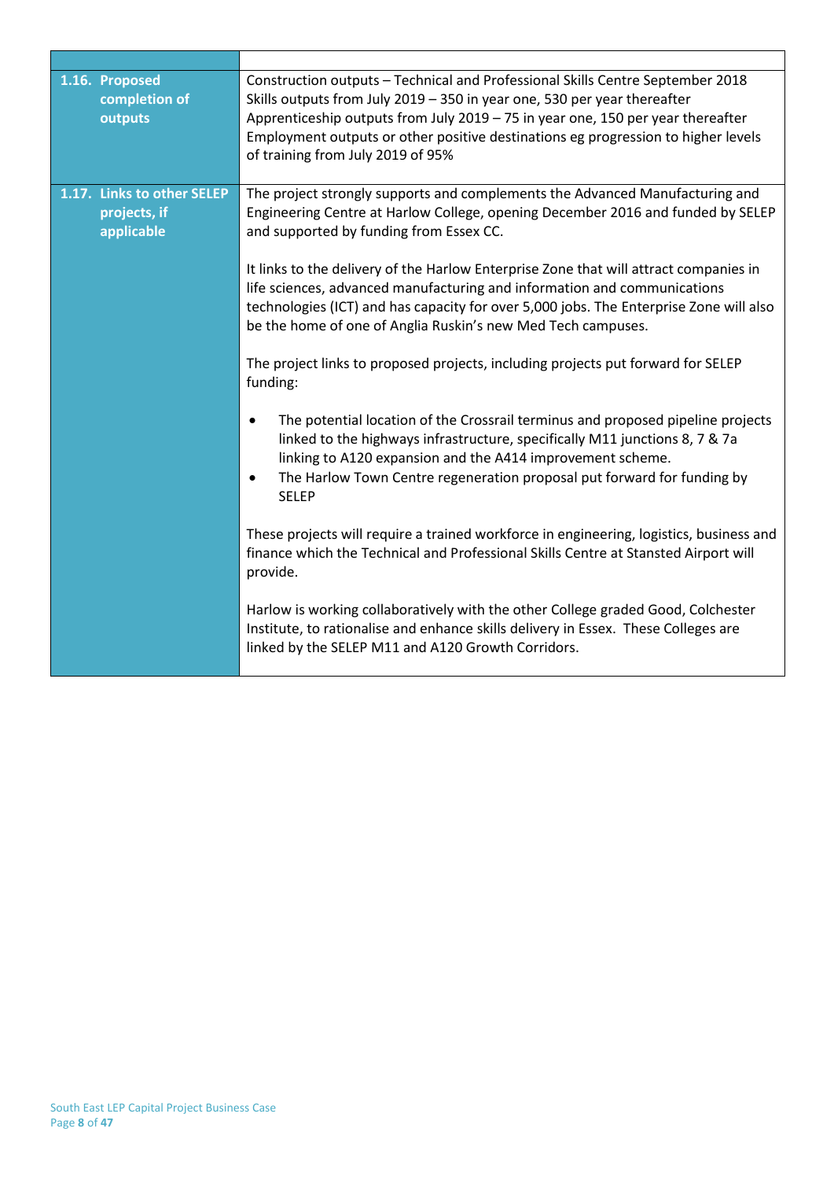| | |
|---|---|
| **1.16. Proposed completion of outputs** | Construction outputs – Technical and Professional Skills Centre September 2018<br>Skills outputs from July 2019 – 350 in year one, 530 per year thereafter<br>Apprenticeship outputs from July 2019 – 75 in year one, 150 per year thereafter<br>Employment outputs or other positive destinations eg progression to higher levels of training from July 2019 of 95% |
| **1.17. Links to other SELEP projects, if applicable** | The project strongly supports and complements the Advanced Manufacturing and Engineering Centre at Harlow College, opening December 2016 and funded by SELEP and supported by funding from Essex CC.<br><br>It links to the delivery of the Harlow Enterprise Zone that will attract companies in life sciences, advanced manufacturing and information and communications technologies (ICT) and has capacity for over 5,000 jobs. The Enterprise Zone will also be the home of one of Anglia Ruskin's new Med Tech campuses.<br><br>The project links to proposed projects, including projects put forward for SELEP funding:<br><br>• The potential location of the Crossrail terminus and proposed pipeline projects linked to the highways infrastructure, specifically M11 junctions 8, 7 & 7a linking to A120 expansion and the A414 improvement scheme.<br>• The Harlow Town Centre regeneration proposal put forward for funding by SELEP<br><br>These projects will require a trained workforce in engineering, logistics, business and finance which the Technical and Professional Skills Centre at Stansted Airport will provide.<br><br>Harlow is working collaboratively with the other College graded Good, Colchester Institute, to rationalise and enhance skills delivery in Essex. These Colleges are linked by the SELEP M11 and A120 Growth Corridors. |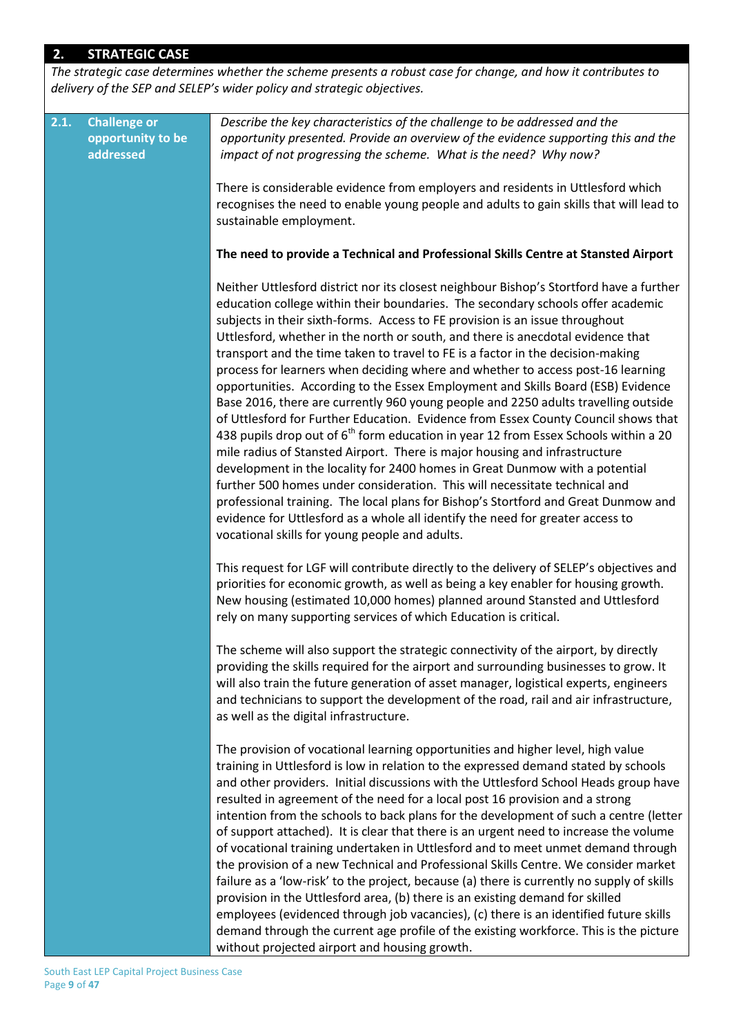## 2. STRATEGIC CASE

*The strategic case determines whether the scheme presents a robust case for change, and how it contributes to delivery of the SEP and SELEP's wider policy and strategic objectives.*

### 2.1. Challenge or opportunity to be addressed

*Describe the key characteristics of the challenge to be addressed and the opportunity presented. Provide an overview of the evidence supporting this and the impact of not progressing the scheme. What is the need? Why now?*

There is considerable evidence from employers and residents in Uttlesford which recognises the need to enable young people and adults to gain skills that will lead to sustainable employment.

**The need to provide a Technical and Professional Skills Centre at Stansted Airport**

Neither Uttlesford district nor its closest neighbour Bishop's Stortford have a further education college within their boundaries. The secondary schools offer academic subjects in their sixth-forms. Access to FE provision is an issue throughout Uttlesford, whether in the north or south, and there is anecdotal evidence that transport and the time taken to travel to FE is a factor in the decision-making process for learners when deciding where and whether to access post-16 learning opportunities. According to the Essex Employment and Skills Board (ESB) Evidence Base 2016, there are currently 960 young people and 2250 adults travelling outside of Uttlesford for Further Education. Evidence from Essex County Council shows that 438 pupils drop out of 6th form education in year 12 from Essex Schools within a 20 mile radius of Stansted Airport. There is major housing and infrastructure development in the locality for 2400 homes in Great Dunmow with a potential further 500 homes under consideration. This will necessitate technical and professional training. The local plans for Bishop's Stortford and Great Dunmow and evidence for Uttlesford as a whole all identify the need for greater access to vocational skills for young people and adults.

This request for LGF will contribute directly to the delivery of SELEP's objectives and priorities for economic growth, as well as being a key enabler for housing growth. New housing (estimated 10,000 homes) planned around Stansted and Uttlesford rely on many supporting services of which Education is critical.

The scheme will also support the strategic connectivity of the airport, by directly providing the skills required for the airport and surrounding businesses to grow. It will also train the future generation of asset manager, logistical experts, engineers and technicians to support the development of the road, rail and air infrastructure, as well as the digital infrastructure.

The provision of vocational learning opportunities and higher level, high value training in Uttlesford is low in relation to the expressed demand stated by schools and other providers. Initial discussions with the Uttlesford School Heads group have resulted in agreement of the need for a local post 16 provision and a strong intention from the schools to back plans for the development of such a centre (letter of support attached). It is clear that there is an urgent need to increase the volume of vocational training undertaken in Uttlesford and to meet unmet demand through the provision of a new Technical and Professional Skills Centre. We consider market failure as a 'low-risk' to the project, because (a) there is currently no supply of skills provision in the Uttlesford area, (b) there is an existing demand for skilled employees (evidenced through job vacancies), (c) there is an identified future skills demand through the current age profile of the existing workforce. This is the picture without projected airport and housing growth.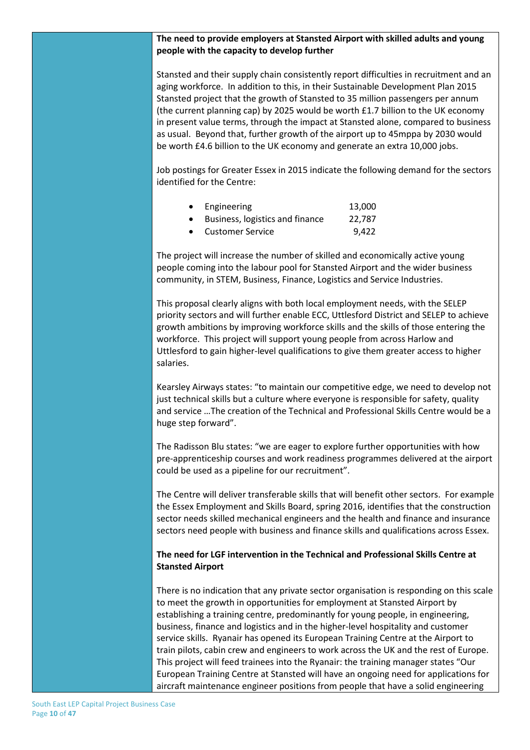**The need to provide employers at Stansted Airport with skilled adults and young people with the capacity to develop further**

Stansted and their supply chain consistently report difficulties in recruitment and an aging workforce. In addition to this, in their Sustainable Development Plan 2015 Stansted project that the growth of Stansted to 35 million passengers per annum (the current planning cap) by 2025 would be worth £1.7 billion to the UK economy in present value terms, through the impact at Stansted alone, compared to business as usual. Beyond that, further growth of the airport up to 45mppa by 2030 would be worth £4.6 billion to the UK economy and generate an extra 10,000 jobs.

Job postings for Greater Essex in 2015 indicate the following demand for the sectors identified for the Centre:

- Engineering 13,000
- Business, logistics and finance 22,787
- Customer Service 9,422

The project will increase the number of skilled and economically active young people coming into the labour pool for Stansted Airport and the wider business community, in STEM, Business, Finance, Logistics and Service Industries.

This proposal clearly aligns with both local employment needs, with the SELEP priority sectors and will further enable ECC, Uttlesford District and SELEP to achieve growth ambitions by improving workforce skills and the skills of those entering the workforce. This project will support young people from across Harlow and Uttlesford to gain higher-level qualifications to give them greater access to higher salaries.

Kearsley Airways states: "to maintain our competitive edge, we need to develop not just technical skills but a culture where everyone is responsible for safety, quality and service …The creation of the Technical and Professional Skills Centre would be a huge step forward".

The Radisson Blu states: "we are eager to explore further opportunities with how pre-apprenticeship courses and work readiness programmes delivered at the airport could be used as a pipeline for our recruitment".

The Centre will deliver transferable skills that will benefit other sectors. For example the Essex Employment and Skills Board, spring 2016, identifies that the construction sector needs skilled mechanical engineers and the health and finance and insurance sectors need people with business and finance skills and qualifications across Essex.

**The need for LGF intervention in the Technical and Professional Skills Centre at Stansted Airport**

There is no indication that any private sector organisation is responding on this scale to meet the growth in opportunities for employment at Stansted Airport by establishing a training centre, predominantly for young people, in engineering, business, finance and logistics and in the higher-level hospitality and customer service skills. Ryanair has opened its European Training Centre at the Airport to train pilots, cabin crew and engineers to work across the UK and the rest of Europe. This project will feed trainees into the Ryanair: the training manager states "Our European Training Centre at Stansted will have an ongoing need for applications for aircraft maintenance engineer positions from people that have a solid engineering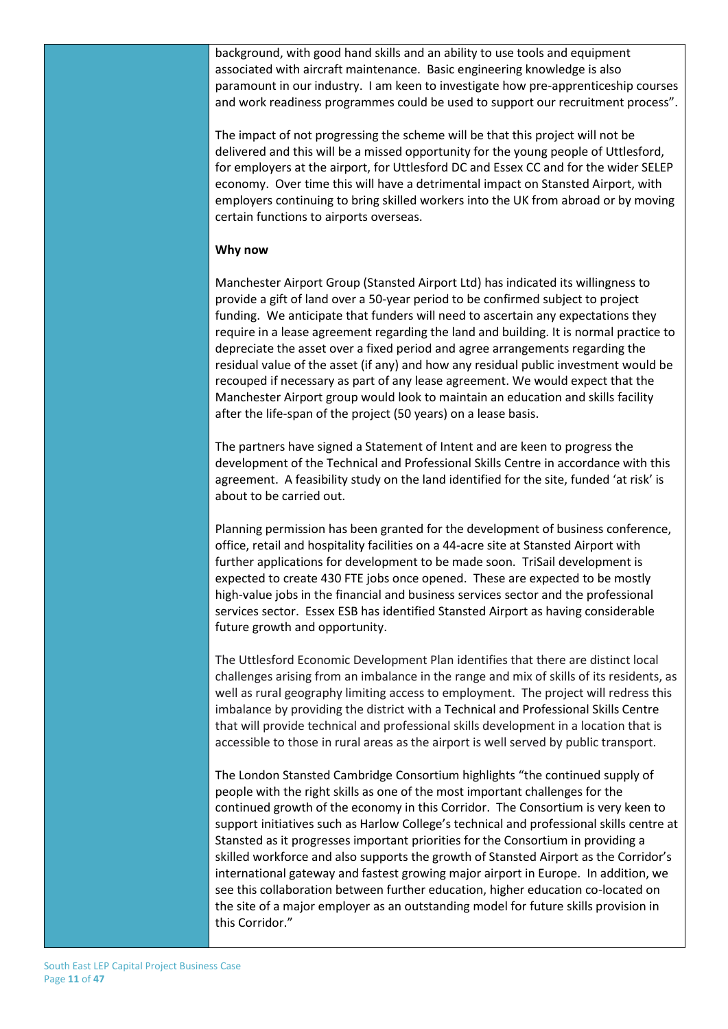background, with good hand skills and an ability to use tools and equipment associated with aircraft maintenance. Basic engineering knowledge is also paramount in our industry. I am keen to investigate how pre-apprenticeship courses and work readiness programmes could be used to support our recruitment process".

The impact of not progressing the scheme will be that this project will not be delivered and this will be a missed opportunity for the young people of Uttlesford, for employers at the airport, for Uttlesford DC and Essex CC and for the wider SELEP economy. Over time this will have a detrimental impact on Stansted Airport, with employers continuing to bring skilled workers into the UK from abroad or by moving certain functions to airports overseas.

**Why now**

Manchester Airport Group (Stansted Airport Ltd) has indicated its willingness to provide a gift of land over a 50-year period to be confirmed subject to project funding. We anticipate that funders will need to ascertain any expectations they require in a lease agreement regarding the land and building. It is normal practice to depreciate the asset over a fixed period and agree arrangements regarding the residual value of the asset (if any) and how any residual public investment would be recouped if necessary as part of any lease agreement. We would expect that the Manchester Airport group would look to maintain an education and skills facility after the life-span of the project (50 years) on a lease basis.

The partners have signed a Statement of Intent and are keen to progress the development of the Technical and Professional Skills Centre in accordance with this agreement. A feasibility study on the land identified for the site, funded 'at risk' is about to be carried out.

Planning permission has been granted for the development of business conference, office, retail and hospitality facilities on a 44-acre site at Stansted Airport with further applications for development to be made soon. TriSail development is expected to create 430 FTE jobs once opened. These are expected to be mostly high-value jobs in the financial and business services sector and the professional services sector. Essex ESB has identified Stansted Airport as having considerable future growth and opportunity.

The Uttlesford Economic Development Plan identifies that there are distinct local challenges arising from an imbalance in the range and mix of skills of its residents, as well as rural geography limiting access to employment. The project will redress this imbalance by providing the district with a Technical and Professional Skills Centre that will provide technical and professional skills development in a location that is accessible to those in rural areas as the airport is well served by public transport.

The London Stansted Cambridge Consortium highlights "the continued supply of people with the right skills as one of the most important challenges for the continued growth of the economy in this Corridor. The Consortium is very keen to support initiatives such as Harlow College's technical and professional skills centre at Stansted as it progresses important priorities for the Consortium in providing a skilled workforce and also supports the growth of Stansted Airport as the Corridor's international gateway and fastest growing major airport in Europe. In addition, we see this collaboration between further education, higher education co-located on the site of a major employer as an outstanding model for future skills provision in this Corridor."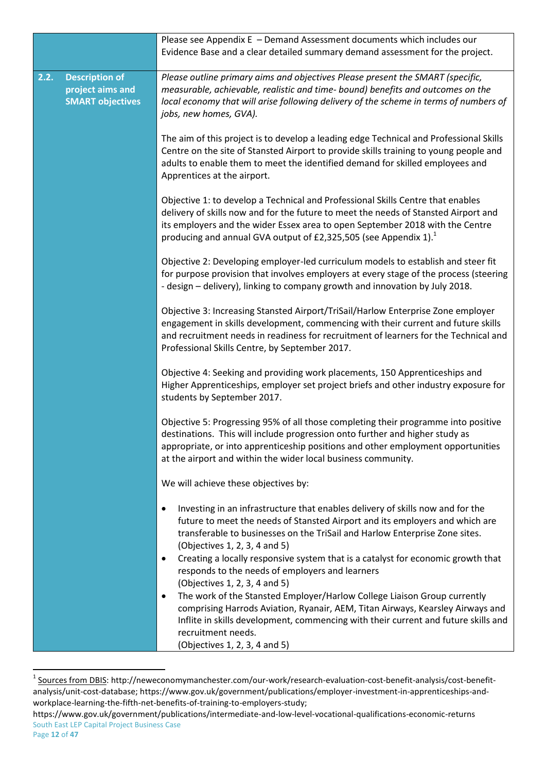| | |
|---|---|
| | Please see Appendix E – Demand Assessment documents which includes our Evidence Base and a clear detailed summary demand assessment for the project. |
| **2.2. Description of project aims and SMART objectives** | *Please outline primary aims and objectives Please present the SMART (specific, measurable, achievable, realistic and time- bound) benefits and outcomes on the local economy that will arise following delivery of the scheme in terms of numbers of jobs, new homes, GVA).*<br><br>The aim of this project is to develop a leading edge Technical and Professional Skills Centre on the site of Stansted Airport to provide skills training to young people and adults to enable them to meet the identified demand for skilled employees and Apprentices at the airport.<br><br>Objective 1: to develop a Technical and Professional Skills Centre that enables delivery of skills now and for the future to meet the needs of Stansted Airport and its employers and the wider Essex area to open September 2018 with the Centre producing and annual GVA output of £2,325,505 (see Appendix 1).[1]<br><br>Objective 2: Developing employer-led curriculum models to establish and steer fit for purpose provision that involves employers at every stage of the process (steering - design – delivery), linking to company growth and innovation by July 2018.<br><br>Objective 3: Increasing Stansted Airport/TriSail/Harlow Enterprise Zone employer engagement in skills development, commencing with their current and future skills and recruitment needs in readiness for recruitment of learners for the Technical and Professional Skills Centre, by September 2017.<br><br>Objective 4: Seeking and providing work placements, 150 Apprenticeships and Higher Apprenticeships, employer set project briefs and other industry exposure for students by September 2017.<br><br>Objective 5: Progressing 95% of all those completing their programme into positive destinations. This will include progression onto further and higher study as appropriate, or into apprenticeship positions and other employment opportunities at the airport and within the wider local business community.<br><br>We will achieve these objectives by:<br><br>• Investing in an infrastructure that enables delivery of skills now and for the future to meet the needs of Stansted Airport and its employers and which are transferable to businesses on the TriSail and Harlow Enterprise Zone sites. (Objectives 1, 2, 3, 4 and 5)<br>• Creating a locally responsive system that is a catalyst for economic growth that responds to the needs of employers and learners (Objectives 1, 2, 3, 4 and 5)<br>• The work of the Stansted Employer/Harlow College Liaison Group currently comprising Harrods Aviation, Ryanair, AEM, Titan Airways, Kearsley Airways and Inflite in skills development, commencing with their current and future skills and recruitment needs. (Objectives 1, 2, 3, 4 and 5) |

[1] Sources from DBIS: http://neweconomymanchester.com/our-work/research-evaluation-cost-benefit-analysis/cost-benefit-analysis/unit-cost-database; https://www.gov.uk/government/publications/employer-investment-in-apprenticeships-and-workplace-learning-the-fifth-net-benefits-of-training-to-employers-study; https://www.gov.uk/government/publications/intermediate-and-low-level-vocational-qualifications-economic-returns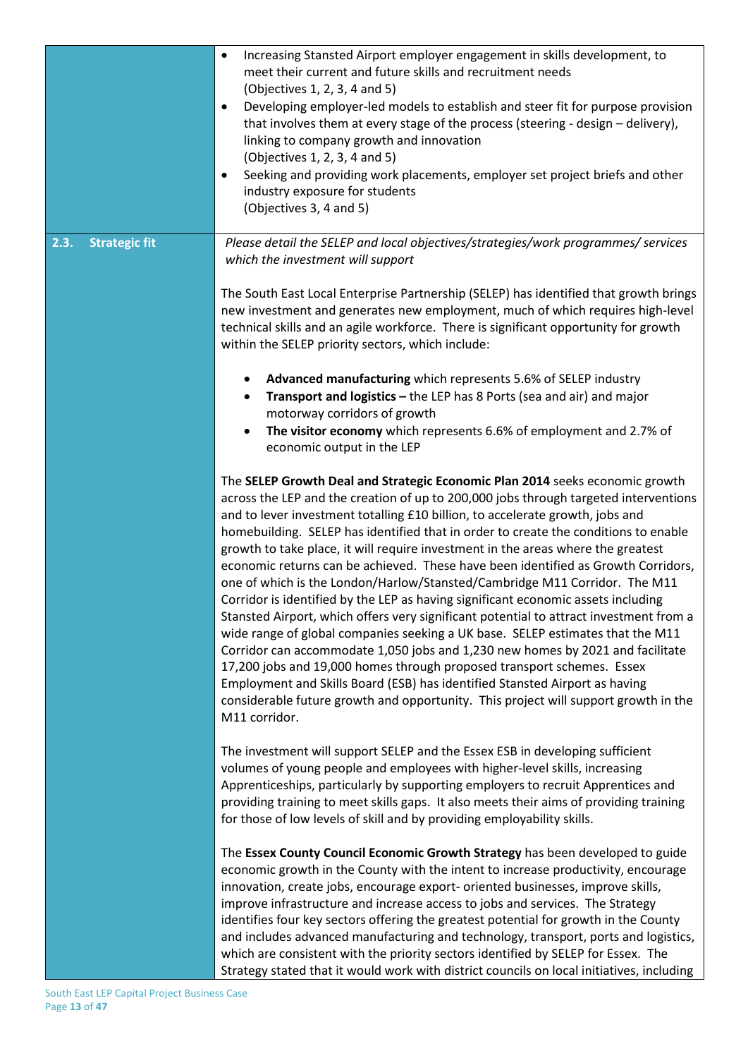| | |
|---|---|
| | • Increasing Stansted Airport employer engagement in skills development, to meet their current and future skills and recruitment needs (Objectives 1, 2, 3, 4 and 5)<br>• Developing employer-led models to establish and steer fit for purpose provision that involves them at every stage of the process (steering - design – delivery), linking to company growth and innovation (Objectives 1, 2, 3, 4 and 5)<br>• Seeking and providing work placements, employer set project briefs and other industry exposure for students (Objectives 3, 4 and 5) |
| **2.3. Strategic fit** | *Please detail the SELEP and local objectives/strategies/work programmes/ services which the investment will support*<br><br>The South East Local Enterprise Partnership (SELEP) has identified that growth brings new investment and generates new employment, much of which requires high-level technical skills and an agile workforce. There is significant opportunity for growth within the SELEP priority sectors, which include:<br><br>• **Advanced manufacturing** which represents 5.6% of SELEP industry<br>• **Transport and logistics –** the LEP has 8 Ports (sea and air) and major motorway corridors of growth<br>• **The visitor economy** which represents 6.6% of employment and 2.7% of economic output in the LEP<br><br>The **SELEP Growth Deal and Strategic Economic Plan 2014** seeks economic growth across the LEP and the creation of up to 200,000 jobs through targeted interventions and to lever investment totalling £10 billion, to accelerate growth, jobs and homebuilding. SELEP has identified that in order to create the conditions to enable growth to take place, it will require investment in the areas where the greatest economic returns can be achieved. These have been identified as Growth Corridors, one of which is the London/Harlow/Stansted/Cambridge M11 Corridor. The M11 Corridor is identified by the LEP as having significant economic assets including Stansted Airport, which offers very significant potential to attract investment from a wide range of global companies seeking a UK base. SELEP estimates that the M11 Corridor can accommodate 1,050 jobs and 1,230 new homes by 2021 and facilitate 17,200 jobs and 19,000 homes through proposed transport schemes. Essex Employment and Skills Board (ESB) has identified Stansted Airport as having considerable future growth and opportunity. This project will support growth in the M11 corridor.<br><br>The investment will support SELEP and the Essex ESB in developing sufficient volumes of young people and employees with higher-level skills, increasing Apprenticeships, particularly by supporting employers to recruit Apprentices and providing training to meet skills gaps. It also meets their aims of providing training for those of low levels of skill and by providing employability skills.<br><br>The **Essex County Council Economic Growth Strategy** has been developed to guide economic growth in the County with the intent to increase productivity, encourage innovation, create jobs, encourage export- oriented businesses, improve skills, improve infrastructure and increase access to jobs and services. The Strategy identifies four key sectors offering the greatest potential for growth in the County and includes advanced manufacturing and technology, transport, ports and logistics, which are consistent with the priority sectors identified by SELEP for Essex. The Strategy stated that it would work with district councils on local initiatives, including |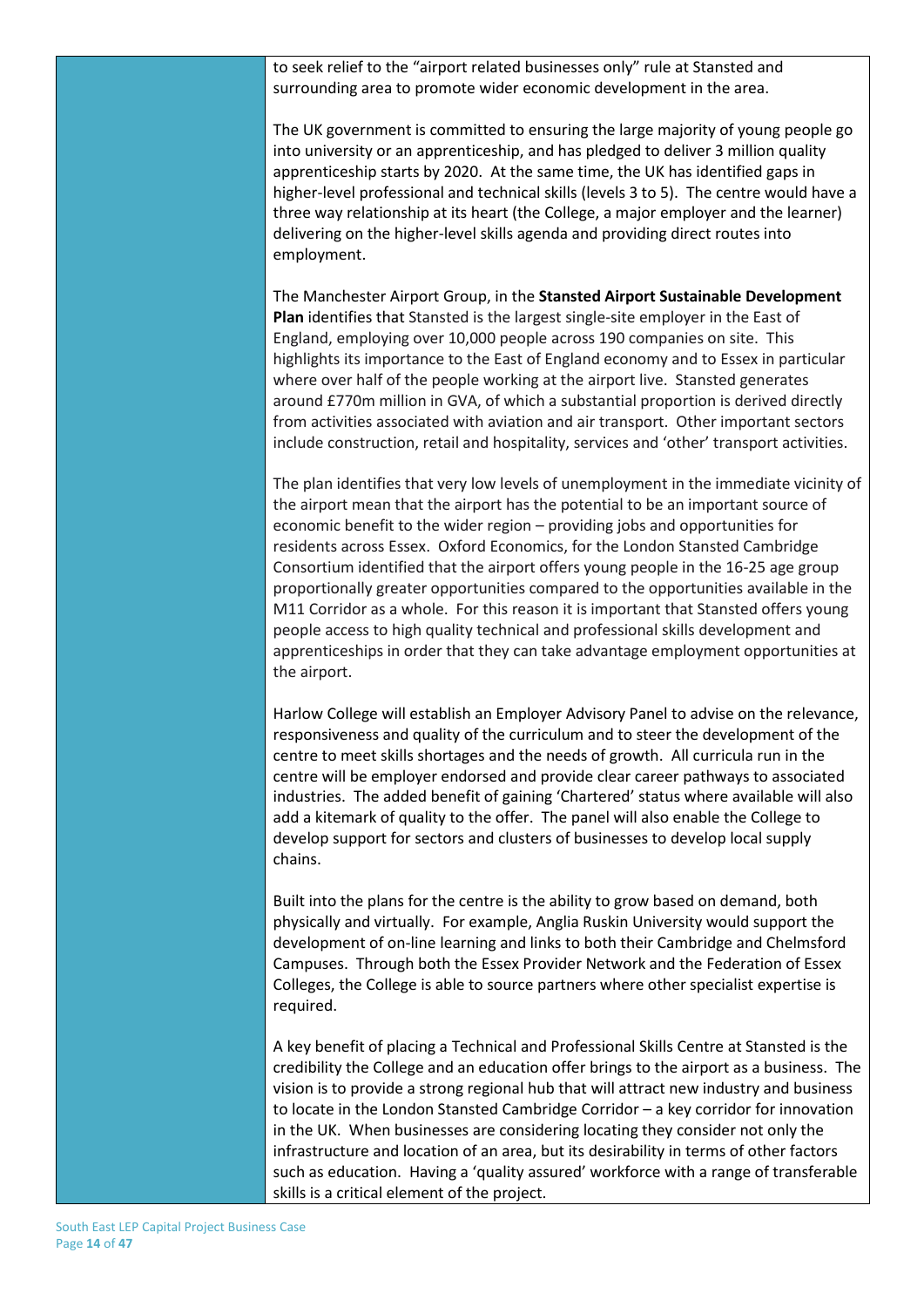to seek relief to the "airport related businesses only" rule at Stansted and surrounding area to promote wider economic development in the area.

The UK government is committed to ensuring the large majority of young people go into university or an apprenticeship, and has pledged to deliver 3 million quality apprenticeship starts by 2020. At the same time, the UK has identified gaps in higher-level professional and technical skills (levels 3 to 5). The centre would have a three way relationship at its heart (the College, a major employer and the learner) delivering on the higher-level skills agenda and providing direct routes into employment.

The Manchester Airport Group, in the **Stansted Airport Sustainable Development Plan** identifies that Stansted is the largest single-site employer in the East of England, employing over 10,000 people across 190 companies on site. This highlights its importance to the East of England economy and to Essex in particular where over half of the people working at the airport live. Stansted generates around £770m million in GVA, of which a substantial proportion is derived directly from activities associated with aviation and air transport. Other important sectors include construction, retail and hospitality, services and 'other' transport activities.

The plan identifies that very low levels of unemployment in the immediate vicinity of the airport mean that the airport has the potential to be an important source of economic benefit to the wider region – providing jobs and opportunities for residents across Essex. Oxford Economics, for the London Stansted Cambridge Consortium identified that the airport offers young people in the 16-25 age group proportionally greater opportunities compared to the opportunities available in the M11 Corridor as a whole. For this reason it is important that Stansted offers young people access to high quality technical and professional skills development and apprenticeships in order that they can take advantage employment opportunities at the airport.

Harlow College will establish an Employer Advisory Panel to advise on the relevance, responsiveness and quality of the curriculum and to steer the development of the centre to meet skills shortages and the needs of growth. All curricula run in the centre will be employer endorsed and provide clear career pathways to associated industries. The added benefit of gaining 'Chartered' status where available will also add a kitemark of quality to the offer. The panel will also enable the College to develop support for sectors and clusters of businesses to develop local supply chains.

Built into the plans for the centre is the ability to grow based on demand, both physically and virtually. For example, Anglia Ruskin University would support the development of on-line learning and links to both their Cambridge and Chelmsford Campuses. Through both the Essex Provider Network and the Federation of Essex Colleges, the College is able to source partners where other specialist expertise is required.

A key benefit of placing a Technical and Professional Skills Centre at Stansted is the credibility the College and an education offer brings to the airport as a business. The vision is to provide a strong regional hub that will attract new industry and business to locate in the London Stansted Cambridge Corridor – a key corridor for innovation in the UK. When businesses are considering locating they consider not only the infrastructure and location of an area, but its desirability in terms of other factors such as education. Having a 'quality assured' workforce with a range of transferable skills is a critical element of the project.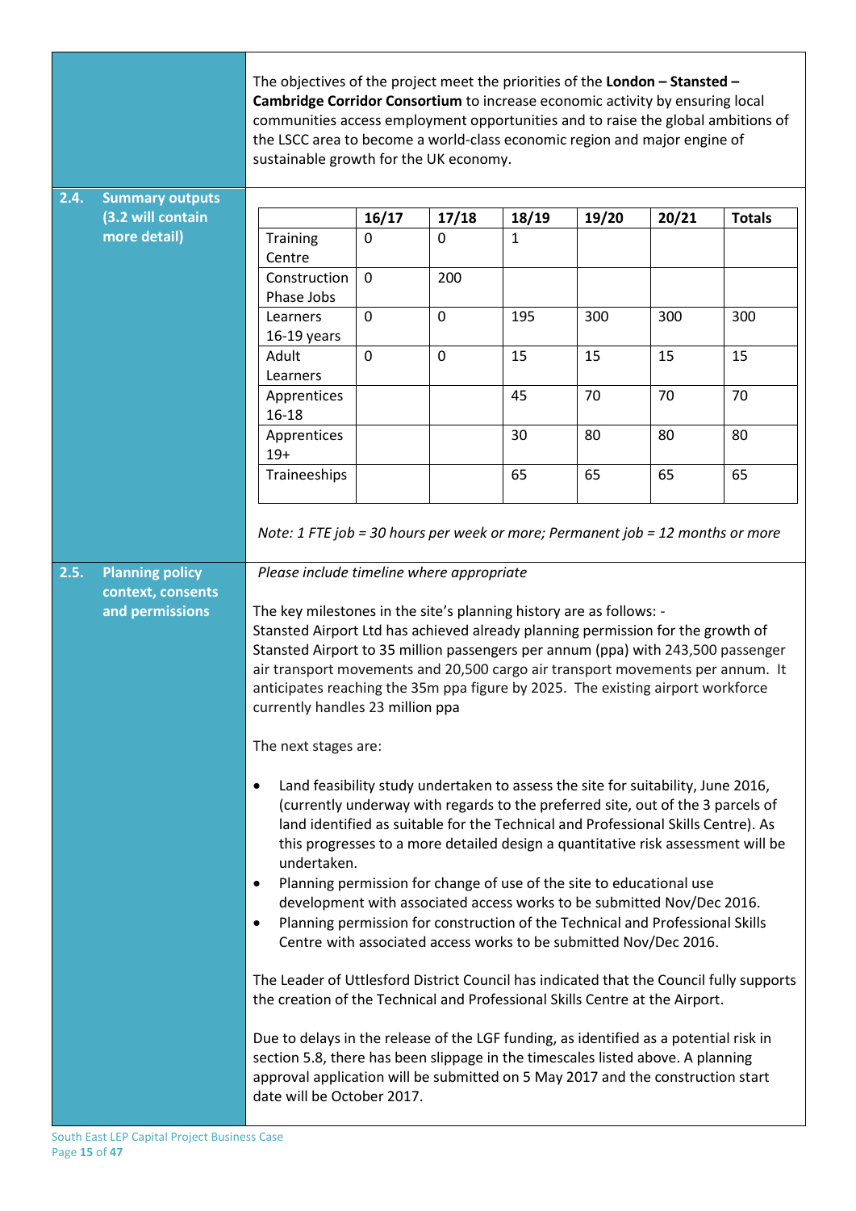The objectives of the project meet the priorities of the **London – Stansted – Cambridge Corridor Consortium** to increase economic activity by ensuring local communities access employment opportunities and to raise the global ambitions of the LSCC area to become a world-class economic region and major engine of sustainable growth for the UK economy.

## 2.4. Summary outputs (3.2 will contain more detail)

| | 16/17 | 17/18 | 18/19 | 19/20 | 20/21 | Totals |
|---|---|---|---|---|---|---|
| Training Centre | 0 | 0 | 1 | | | |
| Construction Phase Jobs | 0 | 200 | | | | |
| Learners 16-19 years | 0 | 0 | 195 | 300 | 300 | 300 |
| Adult Learners | 0 | 0 | 15 | 15 | 15 | 15 |
| Apprentices 16-18 | | | 45 | 70 | 70 | 70 |
| Apprentices 19+ | | | 30 | 80 | 80 | 80 |
| Traineeships | | | 65 | 65 | 65 | 65 |

*Note: 1 FTE job = 30 hours per week or more; Permanent job = 12 months or more*

## 2.5. Planning policy context, consents and permissions

*Please include timeline where appropriate*

The key milestones in the site's planning history are as follows: -
Stansted Airport Ltd has achieved already planning permission for the growth of Stansted Airport to 35 million passengers per annum (ppa) with 243,500 passenger air transport movements and 20,500 cargo air transport movements per annum. It anticipates reaching the 35m ppa figure by 2025. The existing airport workforce currently handles 23 million ppa

The next stages are:

- Land feasibility study undertaken to assess the site for suitability, June 2016, (currently underway with regards to the preferred site, out of the 3 parcels of land identified as suitable for the Technical and Professional Skills Centre). As this progresses to a more detailed design a quantitative risk assessment will be undertaken.
- Planning permission for change of use of the site to educational use development with associated access works to be submitted Nov/Dec 2016.
- Planning permission for construction of the Technical and Professional Skills Centre with associated access works to be submitted Nov/Dec 2016.

The Leader of Uttlesford District Council has indicated that the Council fully supports the creation of the Technical and Professional Skills Centre at the Airport.

Due to delays in the release of the LGF funding, as identified as a potential risk in section 5.8, there has been slippage in the timescales listed above. A planning approval application will be submitted on 5 May 2017 and the construction start date will be October 2017.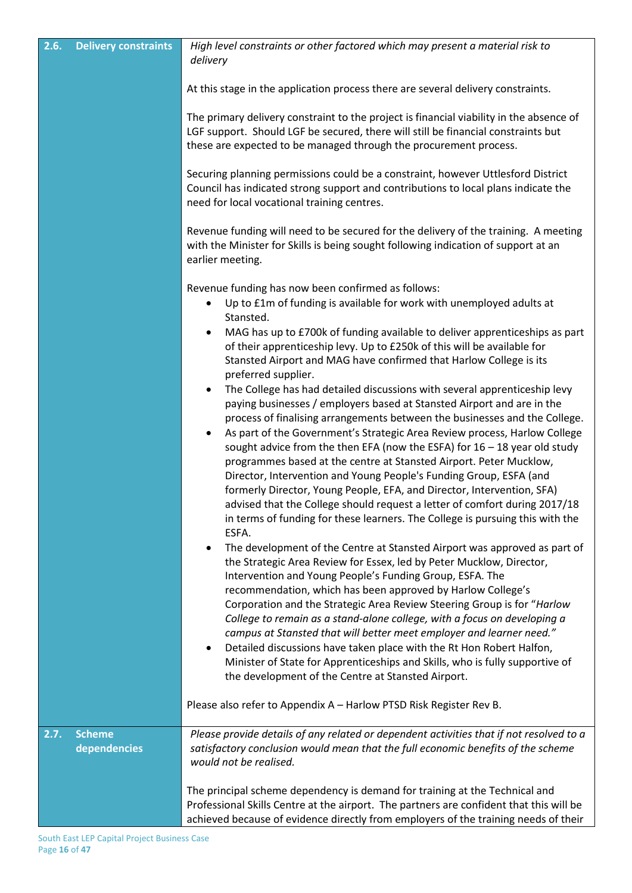| **2.6. Delivery constraints** | *High level constraints or other factored which may present a material risk to delivery*<br><br>At this stage in the application process there are several delivery constraints.<br><br>The primary delivery constraint to the project is financial viability in the absence of LGF support. Should LGF be secured, there will still be financial constraints but these are expected to be managed through the procurement process.<br><br>Securing planning permissions could be a constraint, however Uttlesford District Council has indicated strong support and contributions to local plans indicate the need for local vocational training centres.<br><br>Revenue funding will need to be secured for the delivery of the training. A meeting with the Minister for Skills is being sought following indication of support at an earlier meeting.<br><br>Revenue funding has now been confirmed as follows:<br>• Up to £1m of funding is available for work with unemployed adults at Stansted.<br>• MAG has up to £700k of funding available to deliver apprenticeships as part of their apprenticeship levy. Up to £250k of this will be available for Stansted Airport and MAG have confirmed that Harlow College is its preferred supplier.<br>• The College has had detailed discussions with several apprenticeship levy paying businesses / employers based at Stansted Airport and are in the process of finalising arrangements between the businesses and the College.<br>• As part of the Government's Strategic Area Review process, Harlow College sought advice from the then EFA (now the ESFA) for 16 – 18 year old study programmes based at the centre at Stansted Airport. Peter Mucklow, Director, Intervention and Young People's Funding Group, ESFA (and formerly Director, Young People, EFA, and Director, Intervention, SFA) advised that the College should request a letter of comfort during 2017/18 in terms of funding for these learners. The College is pursuing this with the ESFA.<br>• The development of the Centre at Stansted Airport was approved as part of the Strategic Area Review for Essex, led by Peter Mucklow, Director, Intervention and Young People's Funding Group, ESFA. The recommendation, which has been approved by Harlow College's Corporation and the Strategic Area Review Steering Group is for "*Harlow College to remain as a stand-alone college, with a focus on developing a campus at Stansted that will better meet employer and learner need.*"<br>• Detailed discussions have taken place with the Rt Hon Robert Halfon, Minister of State for Apprenticeships and Skills, who is fully supportive of the development of the Centre at Stansted Airport.<br><br>Please also refer to Appendix A – Harlow PTSD Risk Register Rev B. |
|---|---|
| **2.7. Scheme dependencies** | *Please provide details of any related or dependent activities that if not resolved to a satisfactory conclusion would mean that the full economic benefits of the scheme would not be realised.*<br><br>The principal scheme dependency is demand for training at the Technical and Professional Skills Centre at the airport. The partners are confident that this will be achieved because of evidence directly from employers of the training needs of their |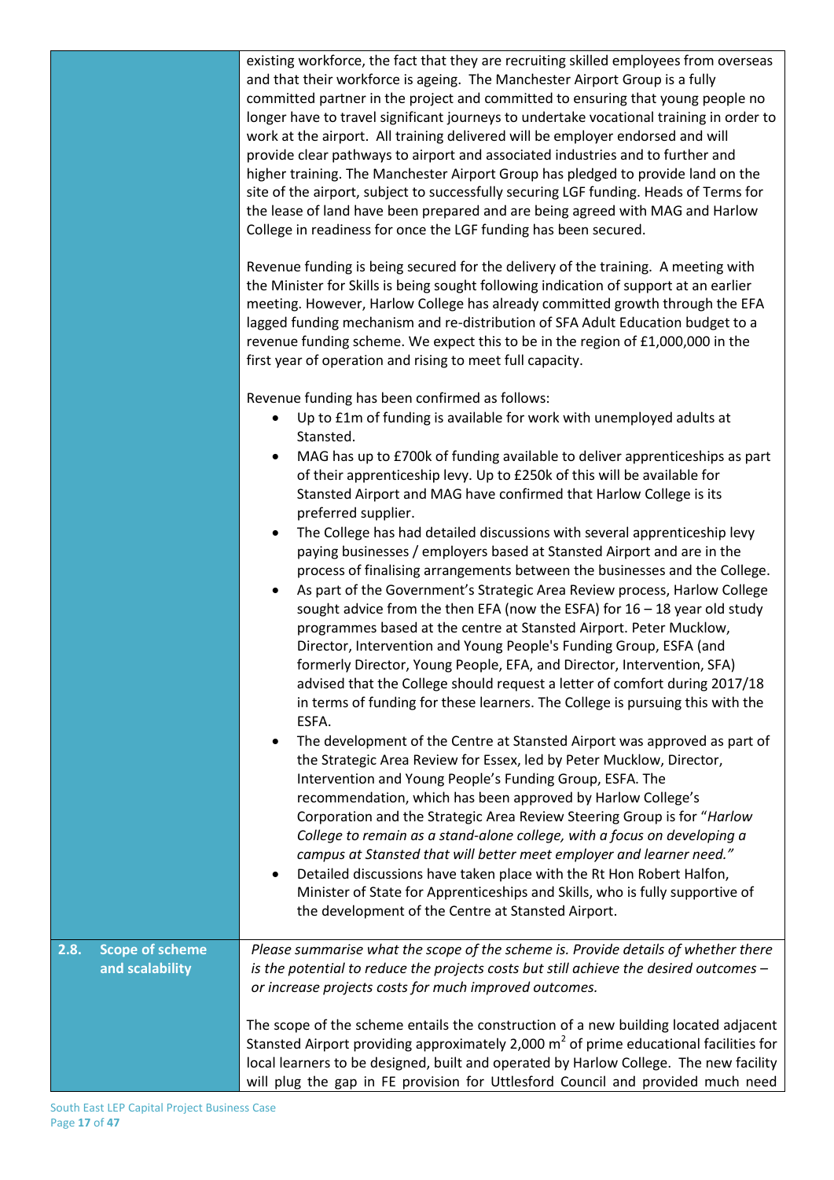| | |
|---|---|
| | existing workforce, the fact that they are recruiting skilled employees from overseas and that their workforce is ageing. The Manchester Airport Group is a fully committed partner in the project and committed to ensuring that young people no longer have to travel significant journeys to undertake vocational training in order to work at the airport. All training delivered will be employer endorsed and will provide clear pathways to airport and associated industries and to further and higher training. The Manchester Airport Group has pledged to provide land on the site of the airport, subject to successfully securing LGF funding. Heads of Terms for the lease of land have been prepared and are being agreed with MAG and Harlow College in readiness for once the LGF funding has been secured.<br><br>Revenue funding is being secured for the delivery of the training. A meeting with the Minister for Skills is being sought following indication of support at an earlier meeting. However, Harlow College has already committed growth through the EFA lagged funding mechanism and re-distribution of SFA Adult Education budget to a revenue funding scheme. We expect this to be in the region of £1,000,000 in the first year of operation and rising to meet full capacity.<br><br>Revenue funding has been confirmed as follows:<br>• Up to £1m of funding is available for work with unemployed adults at Stansted.<br>• MAG has up to £700k of funding available to deliver apprenticeships as part of their apprenticeship levy. Up to £250k of this will be available for Stansted Airport and MAG have confirmed that Harlow College is its preferred supplier.<br>• The College has had detailed discussions with several apprenticeship levy paying businesses / employers based at Stansted Airport and are in the process of finalising arrangements between the businesses and the College.<br>• As part of the Government's Strategic Area Review process, Harlow College sought advice from the then EFA (now the ESFA) for 16 – 18 year old study programmes based at the centre at Stansted Airport. Peter Mucklow, Director, Intervention and Young People's Funding Group, ESFA (and formerly Director, Young People, EFA, and Director, Intervention, SFA) advised that the College should request a letter of comfort during 2017/18 in terms of funding for these learners. The College is pursuing this with the ESFA.<br>• The development of the Centre at Stansted Airport was approved as part of the Strategic Area Review for Essex, led by Peter Mucklow, Director, Intervention and Young People's Funding Group, ESFA. The recommendation, which has been approved by Harlow College's Corporation and the Strategic Area Review Steering Group is for "*Harlow College to remain as a stand-alone college, with a focus on developing a campus at Stansted that will better meet employer and learner need."*<br>• Detailed discussions have taken place with the Rt Hon Robert Halfon, Minister of State for Apprenticeships and Skills, who is fully supportive of the development of the Centre at Stansted Airport. |
| **2.8. Scope of scheme and scalability** | *Please summarise what the scope of the scheme is. Provide details of whether there is the potential to reduce the projects costs but still achieve the desired outcomes – or increase projects costs for much improved outcomes.*<br><br>The scope of the scheme entails the construction of a new building located adjacent Stansted Airport providing approximately 2,000 $m^2$ of prime educational facilities for local learners to be designed, built and operated by Harlow College. The new facility will plug the gap in FE provision for Uttlesford Council and provided much need |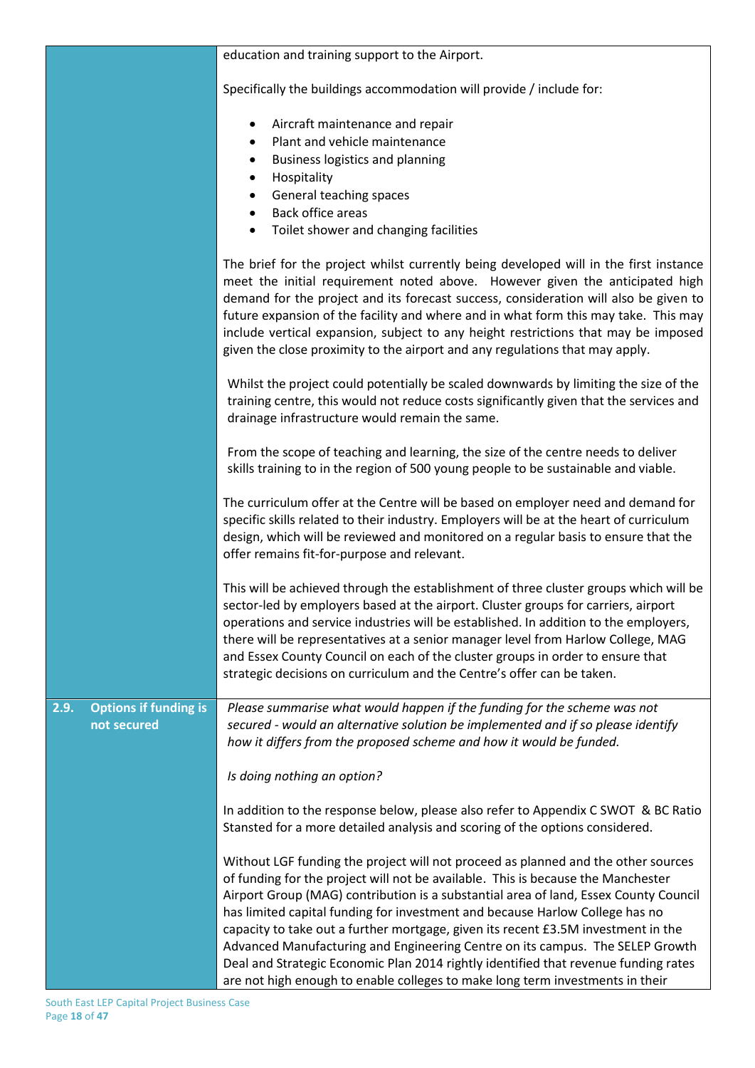| | |
|---|---|
| | education and training support to the Airport.<br><br>Specifically the buildings accommodation will provide / include for:<br><br>- Aircraft maintenance and repair<br>- Plant and vehicle maintenance<br>- Business logistics and planning<br>- Hospitality<br>- General teaching spaces<br>- Back office areas<br>- Toilet shower and changing facilities<br><br>The brief for the project whilst currently being developed will in the first instance meet the initial requirement noted above. However given the anticipated high demand for the project and its forecast success, consideration will also be given to future expansion of the facility and where and in what form this may take. This may include vertical expansion, subject to any height restrictions that may be imposed given the close proximity to the airport and any regulations that may apply.<br><br>Whilst the project could potentially be scaled downwards by limiting the size of the training centre, this would not reduce costs significantly given that the services and drainage infrastructure would remain the same.<br><br>From the scope of teaching and learning, the size of the centre needs to deliver skills training to in the region of 500 young people to be sustainable and viable.<br><br>The curriculum offer at the Centre will be based on employer need and demand for specific skills related to their industry. Employers will be at the heart of curriculum design, which will be reviewed and monitored on a regular basis to ensure that the offer remains fit-for-purpose and relevant.<br><br>This will be achieved through the establishment of three cluster groups which will be sector-led by employers based at the airport. Cluster groups for carriers, airport operations and service industries will be established. In addition to the employers, there will be representatives at a senior manager level from Harlow College, MAG and Essex County Council on each of the cluster groups in order to ensure that strategic decisions on curriculum and the Centre's offer can be taken. |
| **2.9. Options if funding is not secured** | *Please summarise what would happen if the funding for the scheme was not secured - would an alternative solution be implemented and if so please identify how it differs from the proposed scheme and how it would be funded.*<br><br>*Is doing nothing an option?*<br><br>In addition to the response below, please also refer to Appendix C SWOT & BC Ratio Stansted for a more detailed analysis and scoring of the options considered.<br><br>Without LGF funding the project will not proceed as planned and the other sources of funding for the project will not be available. This is because the Manchester Airport Group (MAG) contribution is a substantial area of land, Essex County Council has limited capital funding for investment and because Harlow College has no capacity to take out a further mortgage, given its recent £3.5M investment in the Advanced Manufacturing and Engineering Centre on its campus. The SELEP Growth Deal and Strategic Economic Plan 2014 rightly identified that revenue funding rates are not high enough to enable colleges to make long term investments in their |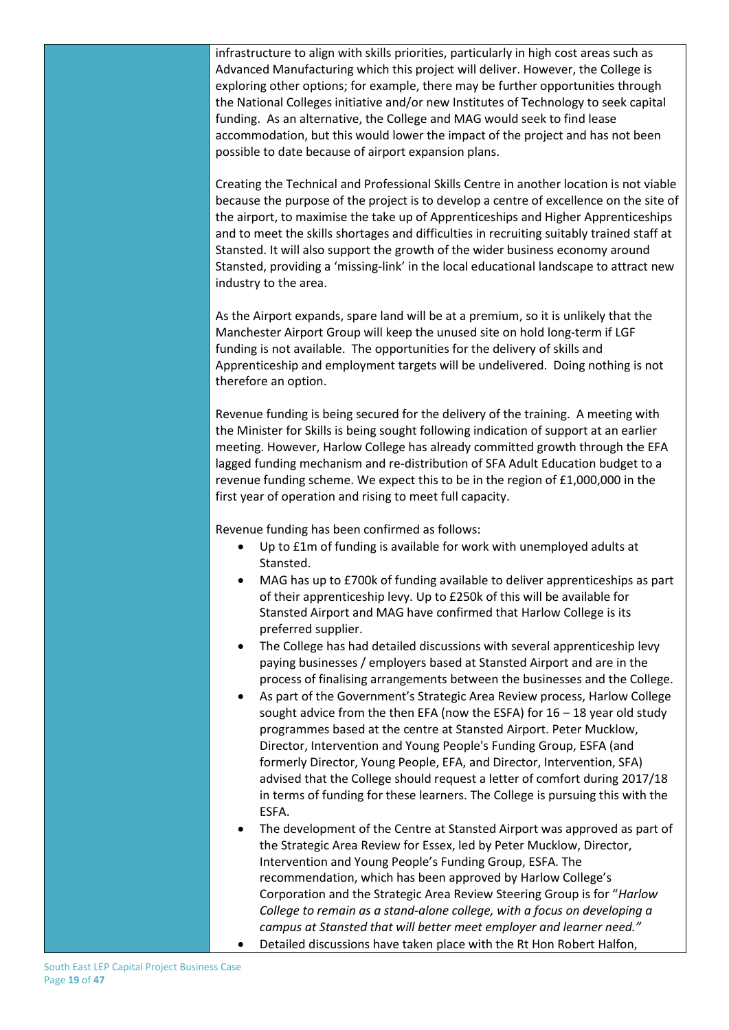infrastructure to align with skills priorities, particularly in high cost areas such as Advanced Manufacturing which this project will deliver. However, the College is exploring other options; for example, there may be further opportunities through the National Colleges initiative and/or new Institutes of Technology to seek capital funding. As an alternative, the College and MAG would seek to find lease accommodation, but this would lower the impact of the project and has not been possible to date because of airport expansion plans.

Creating the Technical and Professional Skills Centre in another location is not viable because the purpose of the project is to develop a centre of excellence on the site of the airport, to maximise the take up of Apprenticeships and Higher Apprenticeships and to meet the skills shortages and difficulties in recruiting suitably trained staff at Stansted. It will also support the growth of the wider business economy around Stansted, providing a 'missing-link' in the local educational landscape to attract new industry to the area.

As the Airport expands, spare land will be at a premium, so it is unlikely that the Manchester Airport Group will keep the unused site on hold long-term if LGF funding is not available. The opportunities for the delivery of skills and Apprenticeship and employment targets will be undelivered. Doing nothing is not therefore an option.

Revenue funding is being secured for the delivery of the training. A meeting with the Minister for Skills is being sought following indication of support at an earlier meeting. However, Harlow College has already committed growth through the EFA lagged funding mechanism and re-distribution of SFA Adult Education budget to a revenue funding scheme. We expect this to be in the region of £1,000,000 in the first year of operation and rising to meet full capacity.

Revenue funding has been confirmed as follows:

- Up to £1m of funding is available for work with unemployed adults at Stansted.
- MAG has up to £700k of funding available to deliver apprenticeships as part of their apprenticeship levy. Up to £250k of this will be available for Stansted Airport and MAG have confirmed that Harlow College is its preferred supplier.
- The College has had detailed discussions with several apprenticeship levy paying businesses / employers based at Stansted Airport and are in the process of finalising arrangements between the businesses and the College.
- As part of the Government's Strategic Area Review process, Harlow College sought advice from the then EFA (now the ESFA) for 16 – 18 year old study programmes based at the centre at Stansted Airport. Peter Mucklow, Director, Intervention and Young People's Funding Group, ESFA (and formerly Director, Young People, EFA, and Director, Intervention, SFA) advised that the College should request a letter of comfort during 2017/18 in terms of funding for these learners. The College is pursuing this with the ESFA.
- The development of the Centre at Stansted Airport was approved as part of the Strategic Area Review for Essex, led by Peter Mucklow, Director, Intervention and Young People's Funding Group, ESFA. The recommendation, which has been approved by Harlow College's Corporation and the Strategic Area Review Steering Group is for "*Harlow College to remain as a stand-alone college, with a focus on developing a campus at Stansted that will better meet employer and learner need.*"
- Detailed discussions have taken place with the Rt Hon Robert Halfon,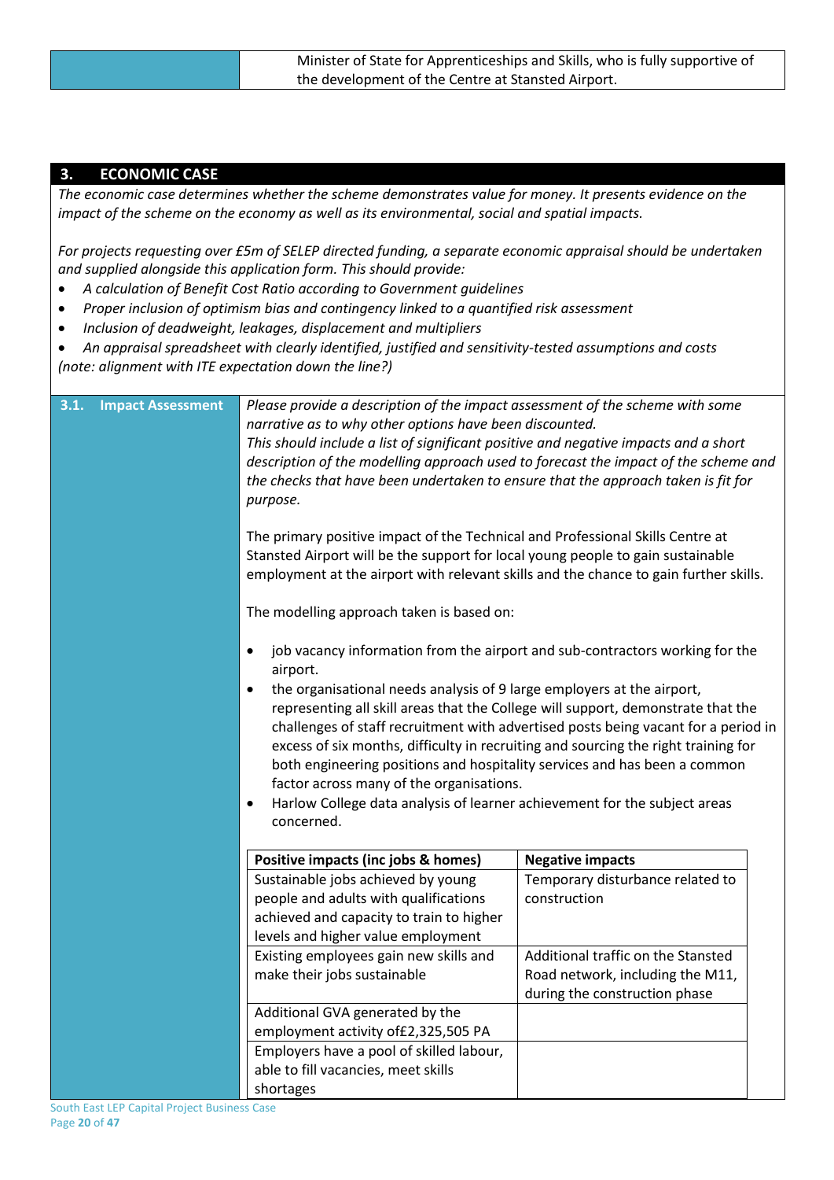| | Minister of State for Apprenticeships and Skills, who is fully supportive of the development of the Centre at Stansted Airport. |
|---|---|

## 3. ECONOMIC CASE

*The economic case determines whether the scheme demonstrates value for money. It presents evidence on the impact of the scheme on the economy as well as its environmental, social and spatial impacts.*

*For projects requesting over £5m of SELEP directed funding, a separate economic appraisal should be undertaken and supplied alongside this application form. This should provide:*

- *A calculation of Benefit Cost Ratio according to Government guidelines*
- *Proper inclusion of optimism bias and contingency linked to a quantified risk assessment*
- *Inclusion of deadweight, leakages, displacement and multipliers*
- *An appraisal spreadsheet with clearly identified, justified and sensitivity-tested assumptions and costs*

*(note: alignment with ITE expectation down the line?)*

### 3.1. Impact Assessment

*Please provide a description of the impact assessment of the scheme with some narrative as to why other options have been discounted.*
*This should include a list of significant positive and negative impacts and a short description of the modelling approach used to forecast the impact of the scheme and the checks that have been undertaken to ensure that the approach taken is fit for purpose.*

The primary positive impact of the Technical and Professional Skills Centre at Stansted Airport will be the support for local young people to gain sustainable employment at the airport with relevant skills and the chance to gain further skills.

The modelling approach taken is based on:

- job vacancy information from the airport and sub-contractors working for the airport.
- the organisational needs analysis of 9 large employers at the airport, representing all skill areas that the College will support, demonstrate that the challenges of staff recruitment with advertised posts being vacant for a period in excess of six months, difficulty in recruiting and sourcing the right training for both engineering positions and hospitality services and has been a common factor across many of the organisations.
- Harlow College data analysis of learner achievement for the subject areas concerned.

| Positive impacts (inc jobs & homes) | Negative impacts |
|---|---|
| Sustainable jobs achieved by young people and adults with qualifications achieved and capacity to train to higher levels and higher value employment | Temporary disturbance related to construction |
| Existing employees gain new skills and make their jobs sustainable | Additional traffic on the Stansted Road network, including the M11, during the construction phase |
| Additional GVA generated by the employment activity of£2,325,505 PA | |
| Employers have a pool of skilled labour, able to fill vacancies, meet skills shortages | |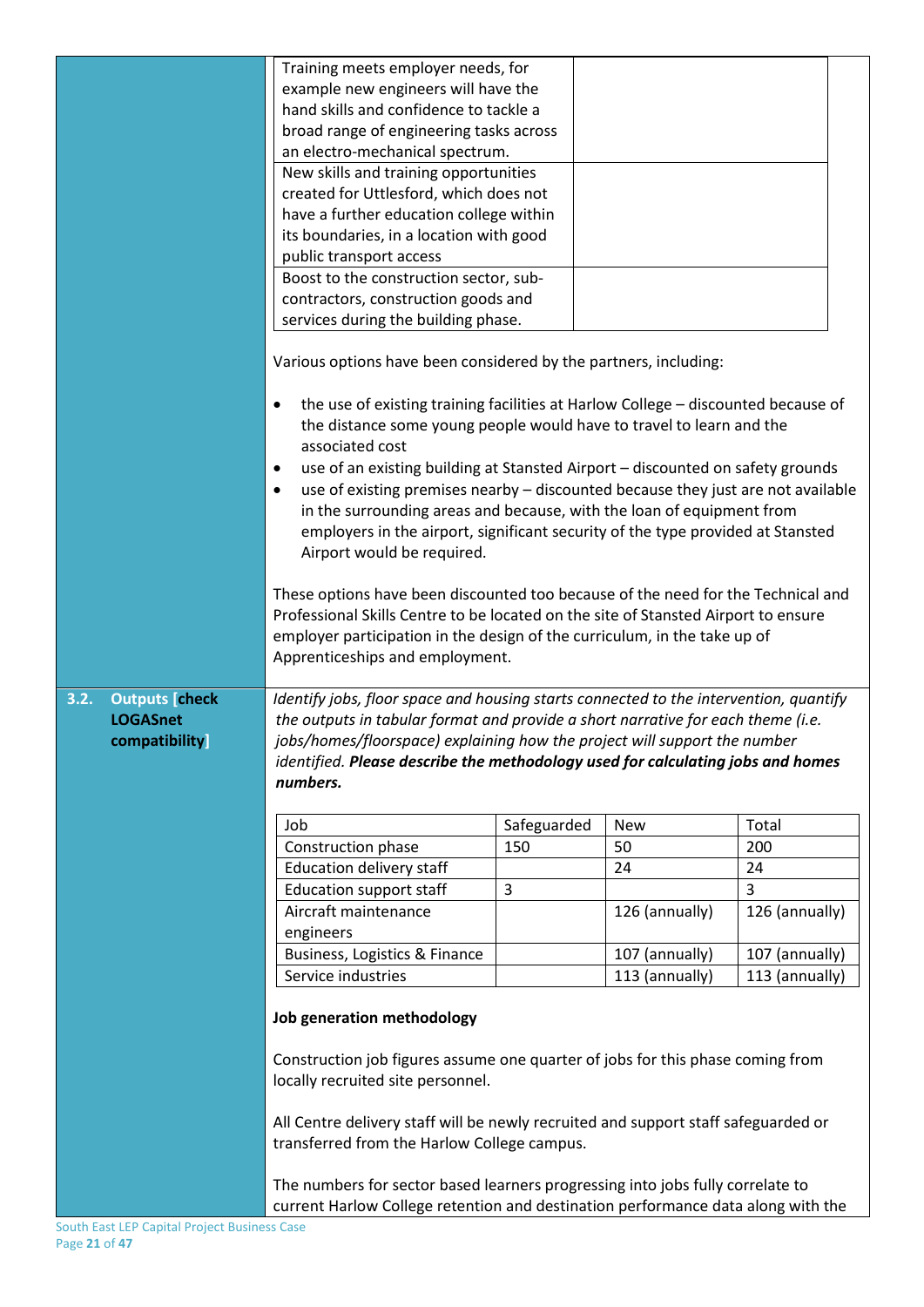| | |
|---|---|
| Training meets employer needs, for example new engineers will have the hand skills and confidence to tackle a broad range of engineering tasks across an electro-mechanical spectrum. | |
| New skills and training opportunities created for Uttlesford, which does not have a further education college within its boundaries, in a location with good public transport access | |
| Boost to the construction sector, sub-contractors, construction goods and services during the building phase. | |

Various options have been considered by the partners, including:

- the use of existing training facilities at Harlow College – discounted because of the distance some young people would have to travel to learn and the associated cost
- use of an existing building at Stansted Airport – discounted on safety grounds
- use of existing premises nearby – discounted because they just are not available in the surrounding areas and because, with the loan of equipment from employers in the airport, significant security of the type provided at Stansted Airport would be required.

These options have been discounted too because of the need for the Technical and Professional Skills Centre to be located on the site of Stansted Airport to ensure employer participation in the design of the curriculum, in the take up of Apprenticeships and employment.

## 3.2. Outputs [check LOGASnet compatibility]

*Identify jobs, floor space and housing starts connected to the intervention, quantify the outputs in tabular format and provide a short narrative for each theme (i.e. jobs/homes/floorspace) explaining how the project will support the number identified.* ***Please describe the methodology used for calculating jobs and homes numbers.***

| Job | Safeguarded | New | Total |
|---|---|---|---|
| Construction phase | 150 | 50 | 200 |
| Education delivery staff | | 24 | 24 |
| Education support staff | 3 | | 3 |
| Aircraft maintenance engineers | | 126 (annually) | 126 (annually) |
| Business, Logistics & Finance | | 107 (annually) | 107 (annually) |
| Service industries | | 113 (annually) | 113 (annually) |

**Job generation methodology**

Construction job figures assume one quarter of jobs for this phase coming from locally recruited site personnel.

All Centre delivery staff will be newly recruited and support staff safeguarded or transferred from the Harlow College campus.

The numbers for sector based learners progressing into jobs fully correlate to current Harlow College retention and destination performance data along with the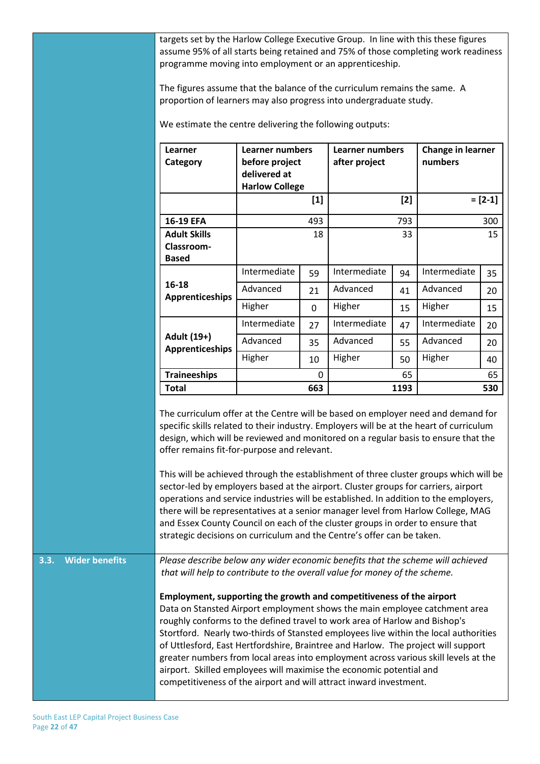targets set by the Harlow College Executive Group. In line with this these figures assume 95% of all starts being retained and 75% of those completing work readiness programme moving into employment or an apprenticeship.

The figures assume that the balance of the curriculum remains the same. A proportion of learners may also progress into undergraduate study.

We estimate the centre delivering the following outputs:

| Learner Category | Learner numbers before project delivered at Harlow College | | Learner numbers after project | | Change in learner numbers | |
|---|---|---|---|---|---|---|
| | [1] | | [2] | | = [2-1] | |
| **16-19 EFA** | 493 | | 793 | | 300 | |
| **Adult Skills Classroom-Based** | 18 | | 33 | | 15 | |
| **16-18 Apprenticeships** | Intermediate | 59 | Intermediate | 94 | Intermediate | 35 |
| | Advanced | 21 | Advanced | 41 | Advanced | 20 |
| | Higher | 0 | Higher | 15 | Higher | 15 |
| **Adult (19+) Apprenticeships** | Intermediate | 27 | Intermediate | 47 | Intermediate | 20 |
| | Advanced | 35 | Advanced | 55 | Advanced | 20 |
| | Higher | 10 | Higher | 50 | Higher | 40 |
| **Traineeships** | 0 | | 65 | | 65 | |
| **Total** | **663** | | **1193** | | **530** | |

The curriculum offer at the Centre will be based on employer need and demand for specific skills related to their industry. Employers will be at the heart of curriculum design, which will be reviewed and monitored on a regular basis to ensure that the offer remains fit-for-purpose and relevant.

This will be achieved through the establishment of three cluster groups which will be sector-led by employers based at the airport. Cluster groups for carriers, airport operations and service industries will be established. In addition to the employers, there will be representatives at a senior manager level from Harlow College, MAG and Essex County Council on each of the cluster groups in order to ensure that strategic decisions on curriculum and the Centre's offer can be taken.

## 3.3. Wider benefits

*Please describe below any wider economic benefits that the scheme will achieved that will help to contribute to the overall value for money of the scheme.*

**Employment, supporting the growth and competitiveness of the airport**

Data on Stansted Airport employment shows the main employee catchment area roughly conforms to the defined travel to work area of Harlow and Bishop's Stortford. Nearly two-thirds of Stansted employees live within the local authorities of Uttlesford, East Hertfordshire, Braintree and Harlow. The project will support greater numbers from local areas into employment across various skill levels at the airport. Skilled employees will maximise the economic potential and competitiveness of the airport and will attract inward investment.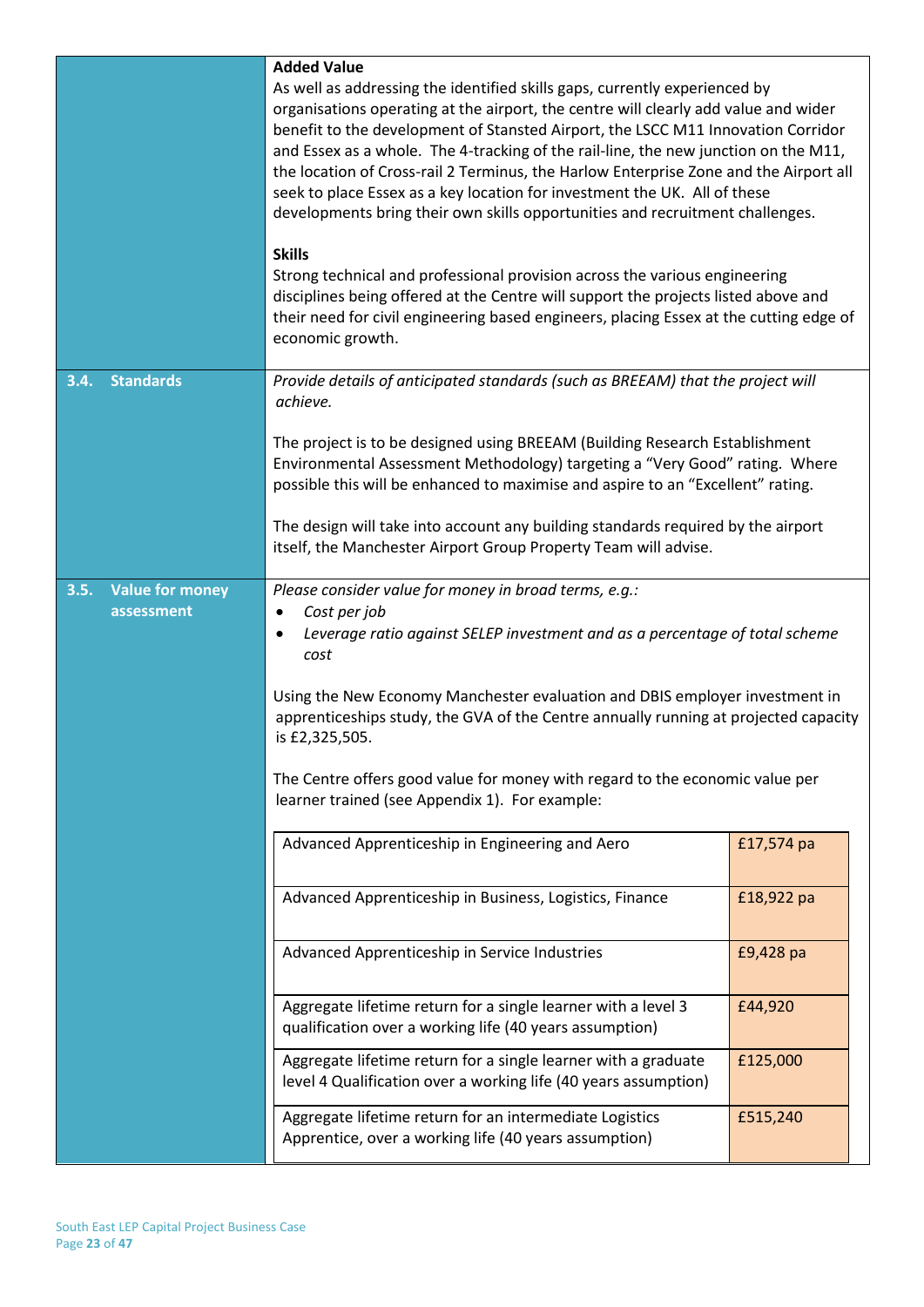**Added Value**

As well as addressing the identified skills gaps, currently experienced by organisations operating at the airport, the centre will clearly add value and wider benefit to the development of Stansted Airport, the LSCC M11 Innovation Corridor and Essex as a whole. The 4-tracking of the rail-line, the new junction on the M11, the location of Cross-rail 2 Terminus, the Harlow Enterprise Zone and the Airport all seek to place Essex as a key location for investment the UK. All of these developments bring their own skills opportunities and recruitment challenges.

**Skills**

Strong technical and professional provision across the various engineering disciplines being offered at the Centre will support the projects listed above and their need for civil engineering based engineers, placing Essex at the cutting edge of economic growth.

## 3.4. Standards

*Provide details of anticipated standards (such as BREEAM) that the project will achieve.*

The project is to be designed using BREEAM (Building Research Establishment Environmental Assessment Methodology) targeting a "Very Good" rating. Where possible this will be enhanced to maximise and aspire to an "Excellent" rating.

The design will take into account any building standards required by the airport itself, the Manchester Airport Group Property Team will advise.

## 3.5. Value for money assessment

*Please consider value for money in broad terms, e.g.:*

- *Cost per job*
- *Leverage ratio against SELEP investment and as a percentage of total scheme cost*

Using the New Economy Manchester evaluation and DBIS employer investment in apprenticeships study, the GVA of the Centre annually running at projected capacity is £2,325,505.

The Centre offers good value for money with regard to the economic value per learner trained (see Appendix 1). For example:

| | |
|---|---|
| Advanced Apprenticeship in Engineering and Aero | £17,574 pa |
| Advanced Apprenticeship in Business, Logistics, Finance | £18,922 pa |
| Advanced Apprenticeship in Service Industries | £9,428 pa |
| Aggregate lifetime return for a single learner with a level 3 qualification over a working life (40 years assumption) | £44,920 |
| Aggregate lifetime return for a single learner with a graduate level 4 Qualification over a working life (40 years assumption) | £125,000 |
| Aggregate lifetime return for an intermediate Logistics Apprentice, over a working life (40 years assumption) | £515,240 |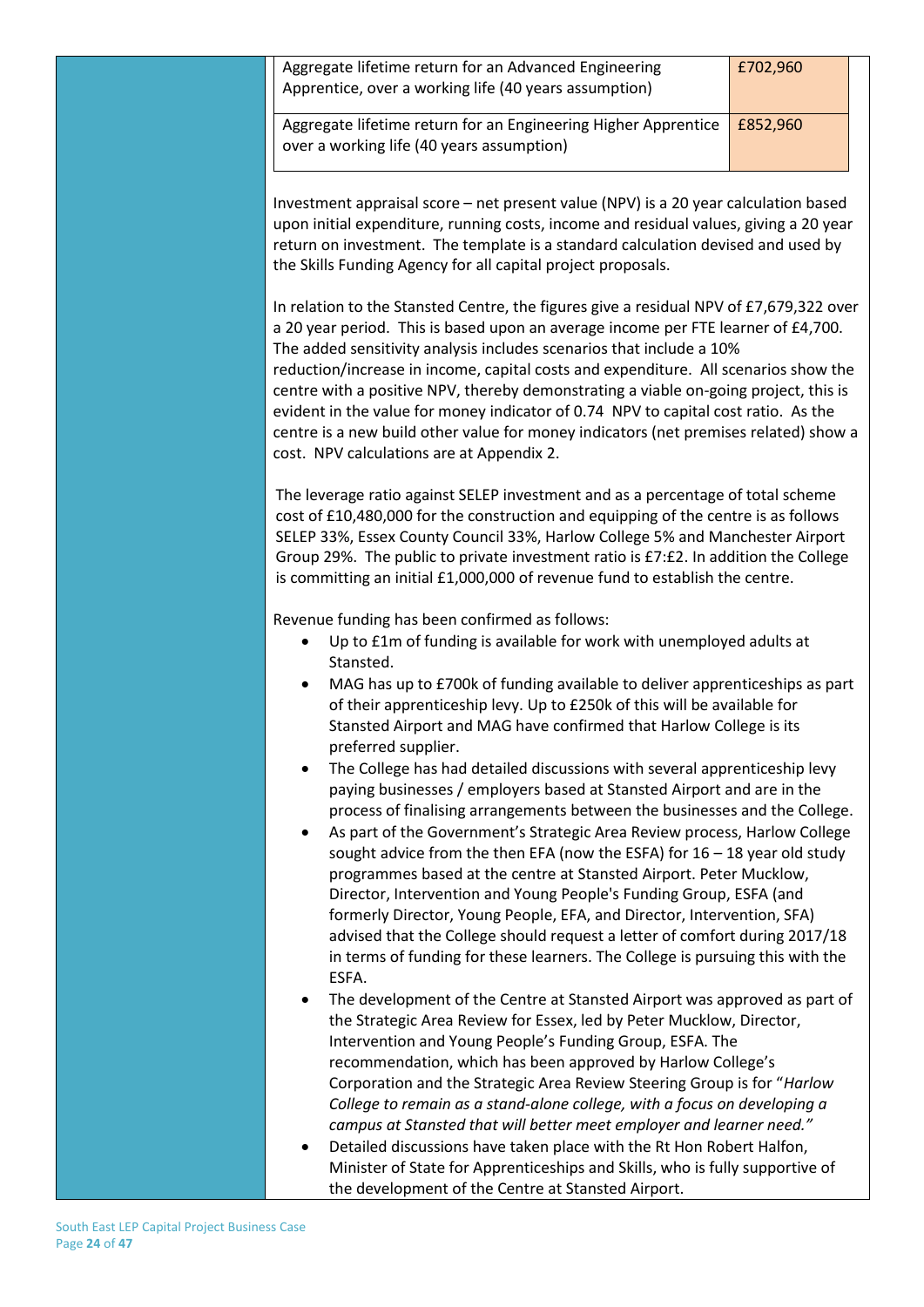| | |
|---|---|
| Aggregate lifetime return for an Advanced Engineering Apprentice, over a working life (40 years assumption) | £702,960 |
| Aggregate lifetime return for an Engineering Higher Apprentice over a working life (40 years assumption) | £852,960 |

Investment appraisal score – net present value (NPV) is a 20 year calculation based upon initial expenditure, running costs, income and residual values, giving a 20 year return on investment. The template is a standard calculation devised and used by the Skills Funding Agency for all capital project proposals.

In relation to the Stansted Centre, the figures give a residual NPV of £7,679,322 over a 20 year period. This is based upon an average income per FTE learner of £4,700. The added sensitivity analysis includes scenarios that include a 10% reduction/increase in income, capital costs and expenditure. All scenarios show the centre with a positive NPV, thereby demonstrating a viable on-going project, this is evident in the value for money indicator of 0.74 NPV to capital cost ratio. As the centre is a new build other value for money indicators (net premises related) show a cost. NPV calculations are at Appendix 2.

The leverage ratio against SELEP investment and as a percentage of total scheme cost of £10,480,000 for the construction and equipping of the centre is as follows SELEP 33%, Essex County Council 33%, Harlow College 5% and Manchester Airport Group 29%. The public to private investment ratio is £7:£2. In addition the College is committing an initial £1,000,000 of revenue fund to establish the centre.

Revenue funding has been confirmed as follows:

- Up to £1m of funding is available for work with unemployed adults at Stansted.
- MAG has up to £700k of funding available to deliver apprenticeships as part of their apprenticeship levy. Up to £250k of this will be available for Stansted Airport and MAG have confirmed that Harlow College is its preferred supplier.
- The College has had detailed discussions with several apprenticeship levy paying businesses / employers based at Stansted Airport and are in the process of finalising arrangements between the businesses and the College.
- As part of the Government's Strategic Area Review process, Harlow College sought advice from the then EFA (now the ESFA) for 16 – 18 year old study programmes based at the centre at Stansted Airport. Peter Mucklow, Director, Intervention and Young People's Funding Group, ESFA (and formerly Director, Young People, EFA, and Director, Intervention, SFA) advised that the College should request a letter of comfort during 2017/18 in terms of funding for these learners. The College is pursuing this with the ESFA.
- The development of the Centre at Stansted Airport was approved as part of the Strategic Area Review for Essex, led by Peter Mucklow, Director, Intervention and Young People's Funding Group, ESFA. The recommendation, which has been approved by Harlow College's Corporation and the Strategic Area Review Steering Group is for "*Harlow College to remain as a stand-alone college, with a focus on developing a campus at Stansted that will better meet employer and learner need.*"
- Detailed discussions have taken place with the Rt Hon Robert Halfon, Minister of State for Apprenticeships and Skills, who is fully supportive of the development of the Centre at Stansted Airport.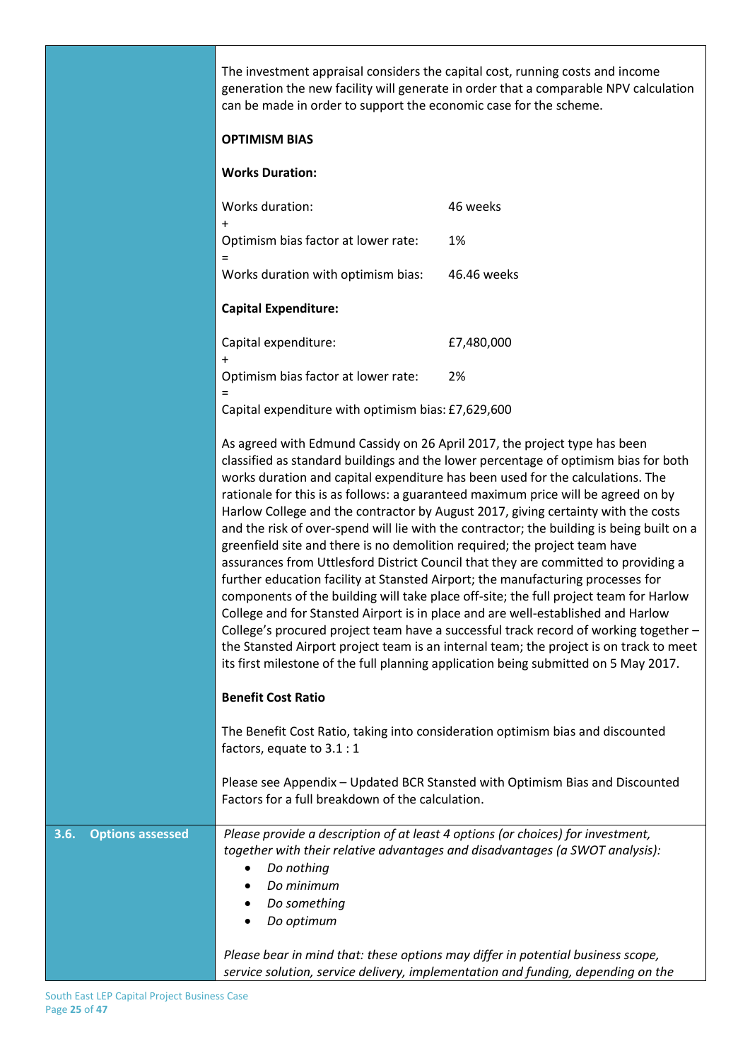The investment appraisal considers the capital cost, running costs and income generation the new facility will generate in order that a comparable NPV calculation can be made in order to support the economic case for the scheme.

**OPTIMISM BIAS**

**Works Duration:**

Works duration: 46 weeks
+
Optimism bias factor at lower rate: 1%
=
Works duration with optimism bias: 46.46 weeks

**Capital Expenditure:**

Capital expenditure: £7,480,000
+
Optimism bias factor at lower rate: 2%
=
Capital expenditure with optimism bias: £7,629,600

As agreed with Edmund Cassidy on 26 April 2017, the project type has been classified as standard buildings and the lower percentage of optimism bias for both works duration and capital expenditure has been used for the calculations. The rationale for this is as follows: a guaranteed maximum price will be agreed on by Harlow College and the contractor by August 2017, giving certainty with the costs and the risk of over-spend will lie with the contractor; the building is being built on a greenfield site and there is no demolition required; the project team have assurances from Uttlesford District Council that they are committed to providing a further education facility at Stansted Airport; the manufacturing processes for components of the building will take place off-site; the full project team for Harlow College and for Stansted Airport is in place and are well-established and Harlow College's procured project team have a successful track record of working together – the Stansted Airport project team is an internal team; the project is on track to meet its first milestone of the full planning application being submitted on 5 May 2017.

**Benefit Cost Ratio**

The Benefit Cost Ratio, taking into consideration optimism bias and discounted factors, equate to 3.1 : 1

Please see Appendix – Updated BCR Stansted with Optimism Bias and Discounted Factors for a full breakdown of the calculation.

**3.6. Options assessed**

*Please provide a description of at least 4 options (or choices) for investment, together with their relative advantages and disadvantages (a SWOT analysis):*

- *Do nothing*
- *Do minimum*
- *Do something*
- *Do optimum*

*Please bear in mind that: these options may differ in potential business scope, service solution, service delivery, implementation and funding, depending on the*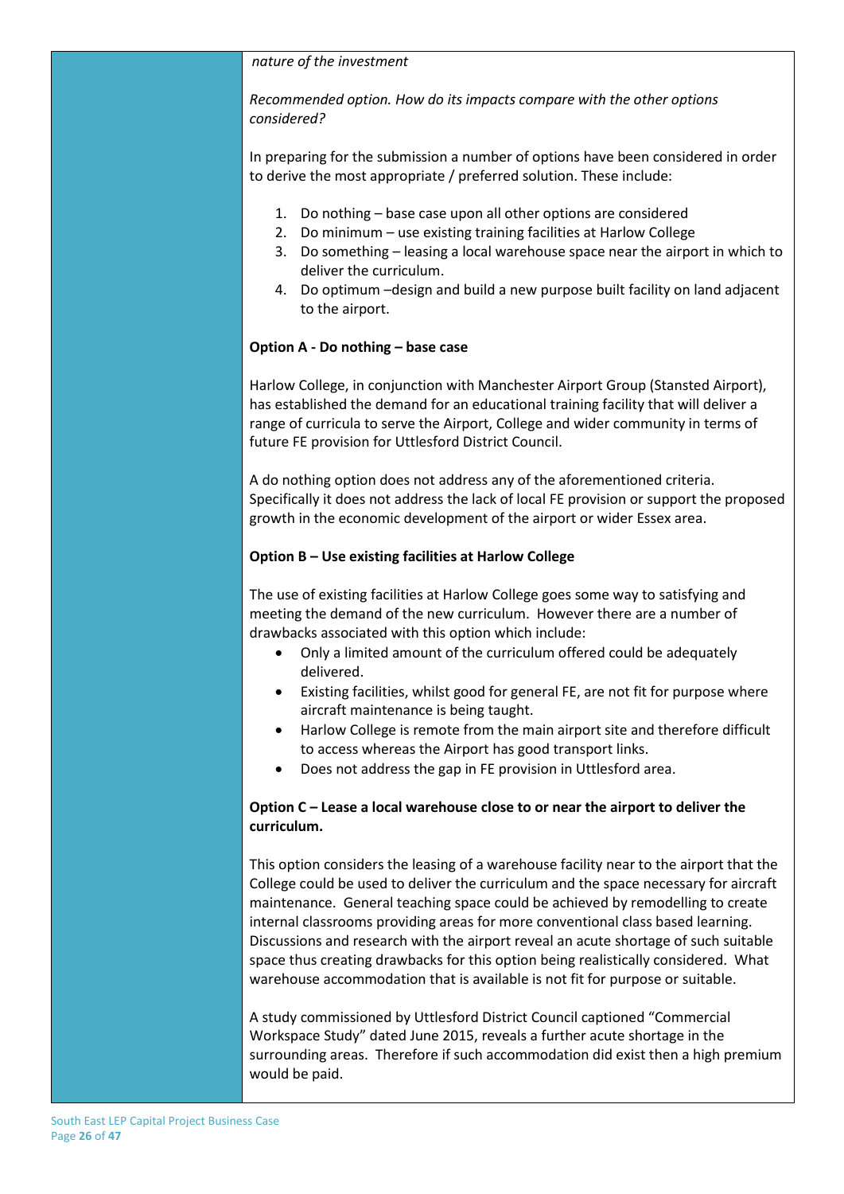*nature of the investment*

*Recommended option. How do its impacts compare with the other options considered?*

In preparing for the submission a number of options have been considered in order to derive the most appropriate / preferred solution. These include:

1. Do nothing – base case upon all other options are considered
2. Do minimum – use existing training facilities at Harlow College
3. Do something – leasing a local warehouse space near the airport in which to deliver the curriculum.
4. Do optimum –design and build a new purpose built facility on land adjacent to the airport.

**Option A - Do nothing – base case**

Harlow College, in conjunction with Manchester Airport Group (Stansted Airport), has established the demand for an educational training facility that will deliver a range of curricula to serve the Airport, College and wider community in terms of future FE provision for Uttlesford District Council.

A do nothing option does not address any of the aforementioned criteria. Specifically it does not address the lack of local FE provision or support the proposed growth in the economic development of the airport or wider Essex area.

**Option B – Use existing facilities at Harlow College**

The use of existing facilities at Harlow College goes some way to satisfying and meeting the demand of the new curriculum. However there are a number of drawbacks associated with this option which include:

- Only a limited amount of the curriculum offered could be adequately delivered.
- Existing facilities, whilst good for general FE, are not fit for purpose where aircraft maintenance is being taught.
- Harlow College is remote from the main airport site and therefore difficult to access whereas the Airport has good transport links.
- Does not address the gap in FE provision in Uttlesford area.

**Option C – Lease a local warehouse close to or near the airport to deliver the curriculum.**

This option considers the leasing of a warehouse facility near to the airport that the College could be used to deliver the curriculum and the space necessary for aircraft maintenance. General teaching space could be achieved by remodelling to create internal classrooms providing areas for more conventional class based learning. Discussions and research with the airport reveal an acute shortage of such suitable space thus creating drawbacks for this option being realistically considered. What warehouse accommodation that is available is not fit for purpose or suitable.

A study commissioned by Uttlesford District Council captioned "Commercial Workspace Study" dated June 2015, reveals a further acute shortage in the surrounding areas. Therefore if such accommodation did exist then a high premium would be paid.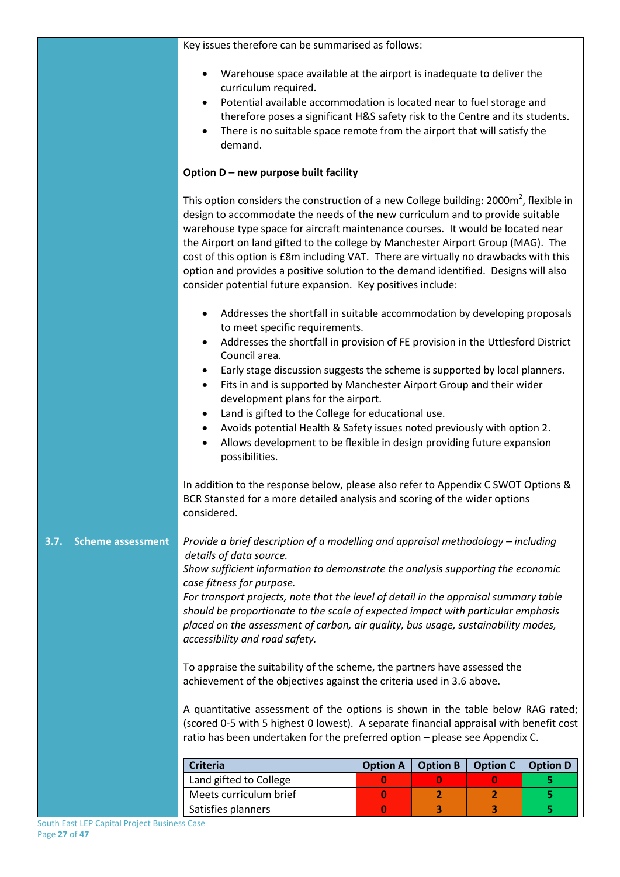Key issues therefore can be summarised as follows:

- Warehouse space available at the airport is inadequate to deliver the curriculum required.
- Potential available accommodation is located near to fuel storage and therefore poses a significant H&S safety risk to the Centre and its students.
- There is no suitable space remote from the airport that will satisfy the demand.

**Option D – new purpose built facility**

This option considers the construction of a new College building: 2000m$^2$, flexible in design to accommodate the needs of the new curriculum and to provide suitable warehouse type space for aircraft maintenance courses. It would be located near the Airport on land gifted to the college by Manchester Airport Group (MAG). The cost of this option is £8m including VAT. There are virtually no drawbacks with this option and provides a positive solution to the demand identified. Designs will also consider potential future expansion. Key positives include:

- Addresses the shortfall in suitable accommodation by developing proposals to meet specific requirements.
- Addresses the shortfall in provision of FE provision in the Uttlesford District Council area.
- Early stage discussion suggests the scheme is supported by local planners.
- Fits in and is supported by Manchester Airport Group and their wider development plans for the airport.
- Land is gifted to the College for educational use.
- Avoids potential Health & Safety issues noted previously with option 2.
- Allows development to be flexible in design providing future expansion possibilities.

In addition to the response below, please also refer to Appendix C SWOT Options & BCR Stansted for a more detailed analysis and scoring of the wider options considered.

## 3.7. Scheme assessment

*Provide a brief description of a modelling and appraisal methodology – including details of data source.*
*Show sufficient information to demonstrate the analysis supporting the economic case fitness for purpose.*
*For transport projects, note that the level of detail in the appraisal summary table should be proportionate to the scale of expected impact with particular emphasis placed on the assessment of carbon, air quality, bus usage, sustainability modes, accessibility and road safety.*

To appraise the suitability of the scheme, the partners have assessed the achievement of the objectives against the criteria used in 3.6 above.

A quantitative assessment of the options is shown in the table below RAG rated; (scored 0-5 with 5 highest 0 lowest). A separate financial appraisal with benefit cost ratio has been undertaken for the preferred option – please see Appendix C.

| Criteria | Option A | Option B | Option C | Option D |
|---|---|---|---|---|
| Land gifted to College | 0 | 0 | 0 | 5 |
| Meets curriculum brief | 0 | 2 | 2 | 5 |
| Satisfies planners | 0 | 3 | 3 | 5 |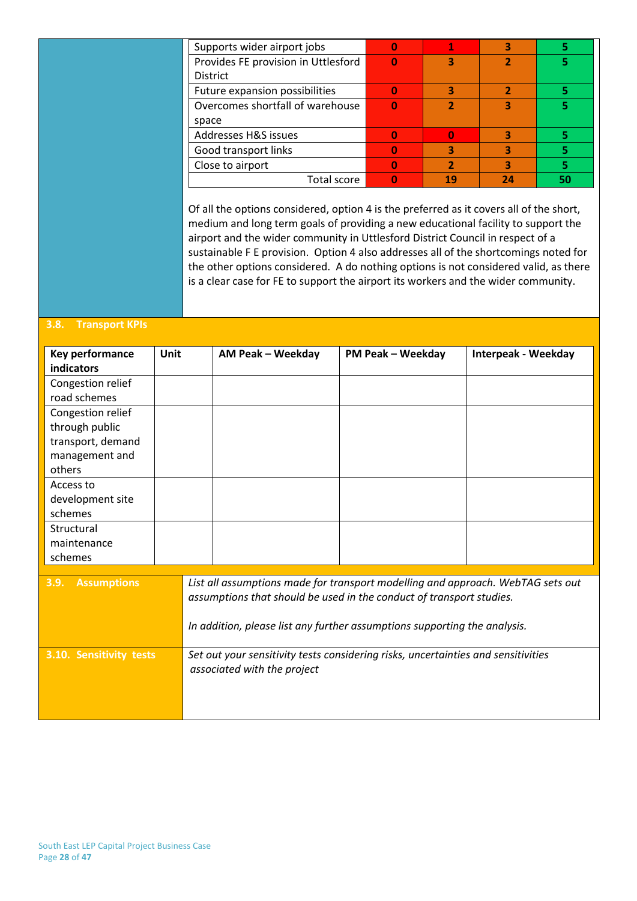| | | | | |
|---|---|---|---|---|
| Supports wider airport jobs | 0 | 1 | 3 | 5 |
| Provides FE provision in Uttlesford District | 0 | 3 | 2 | 5 |
| Future expansion possibilities | 0 | 3 | 2 | 5 |
| Overcomes shortfall of warehouse space | 0 | 2 | 3 | 5 |
| Addresses H&S issues | 0 | 0 | 3 | 5 |
| Good transport links | 0 | 3 | 3 | 5 |
| Close to airport | 0 | 2 | 3 | 5 |
| Total score | 0 | 19 | 24 | 50 |

Of all the options considered, option 4 is the preferred as it covers all of the short, medium and long term goals of providing a new educational facility to support the airport and the wider community in Uttlesford District Council in respect of a sustainable F E provision. Option 4 also addresses all of the shortcomings noted for the other options considered. A do nothing options is not considered valid, as there is a clear case for FE to support the airport its workers and the wider community.

## 3.8. Transport KPIs

| Key performance indicators | Unit | AM Peak – Weekday | PM Peak – Weekday | Interpeak - Weekday |
|---|---|---|---|---|
| Congestion relief road schemes | | | | |
| Congestion relief through public transport, demand management and others | | | | |
| Access to development site schemes | | | | |
| Structural maintenance schemes | | | | |

## 3.9. Assumptions

*List all assumptions made for transport modelling and approach. WebTAG sets out assumptions that should be used in the conduct of transport studies.*

*In addition, please list any further assumptions supporting the analysis.*

## 3.10. Sensitivity tests

*Set out your sensitivity tests considering risks, uncertainties and sensitivities associated with the project*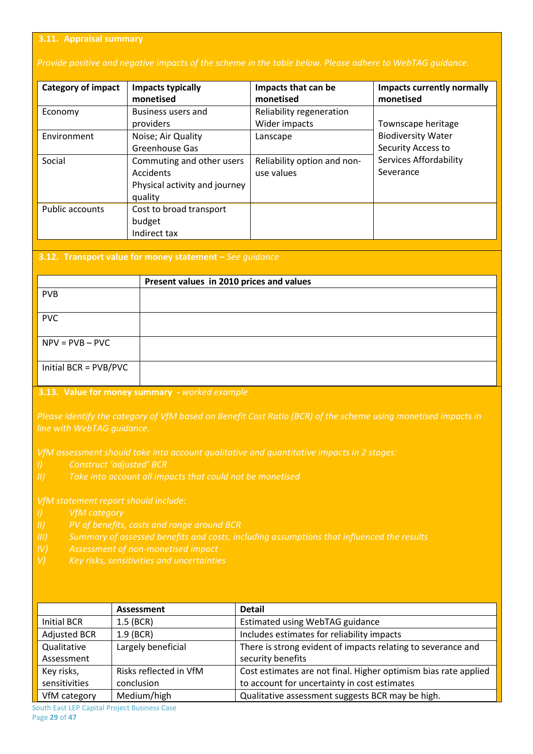### 3.11. Appraisal summary

*Provide positive and negative impacts of the scheme in the table below. Please adhere to WebTAG guidance.*

| Category of impact | Impacts typically monetised | Impacts that can be monetised | Impacts currently normally monetised |
|---|---|---|---|
| Economy | Business users and providers | Reliability regeneration Wider impacts | Townscape heritage Biodiversity Water Security Access to Services Affordability Severance |
| Environment | Noise; Air Quality Greenhouse Gas | Lanscape | |
| Social | Commuting and other users Accidents Physical activity and journey quality | Reliability option and non-use values | |
| Public accounts | Cost to broad transport budget Indirect tax | | |

### 3.12. Transport value for money statement – *See guidance*

| | Present values in 2010 prices and values |
|---|---|
| PVB | |
| PVC | |
| NPV = PVB – PVC | |
| Initial BCR = PVB/PVC | |

### 3.13. Value for money summary - *worked example*

*Please identify the category of VfM based on Benefit Cost Ratio (BCR) of the scheme using monetised impacts in line with WebTAG guidance.*

*VfM assessment should take into account qualitative and quantitative impacts in 2 stages:*

*I) Construct 'adjusted' BCR*
*II) Take into account all impacts that could not be monetised*

*VfM statement report should include:*

*I) VfM category*
*II) PV of benefits, costs and range around BCR*
*III) Summary of assessed benefits and costs, including assumptions that influenced the results*
*IV) Assessment of non-monetised impact*
*V) Key risks, sensitivities and uncertainties*

| | Assessment | Detail |
|---|---|---|
| Initial BCR | 1.5 (BCR) | Estimated using WebTAG guidance |
| Adjusted BCR | 1.9 (BCR) | Includes estimates for reliability impacts |
| Qualitative Assessment | Largely beneficial | There is strong evident of impacts relating to severance and security benefits |
| Key risks, sensitivities | Risks reflected in VfM conclusion | Cost estimates are not final. Higher optimism bias rate applied to account for uncertainty in cost estimates |
| VfM category | Medium/high | Qualitative assessment suggests BCR may be high. |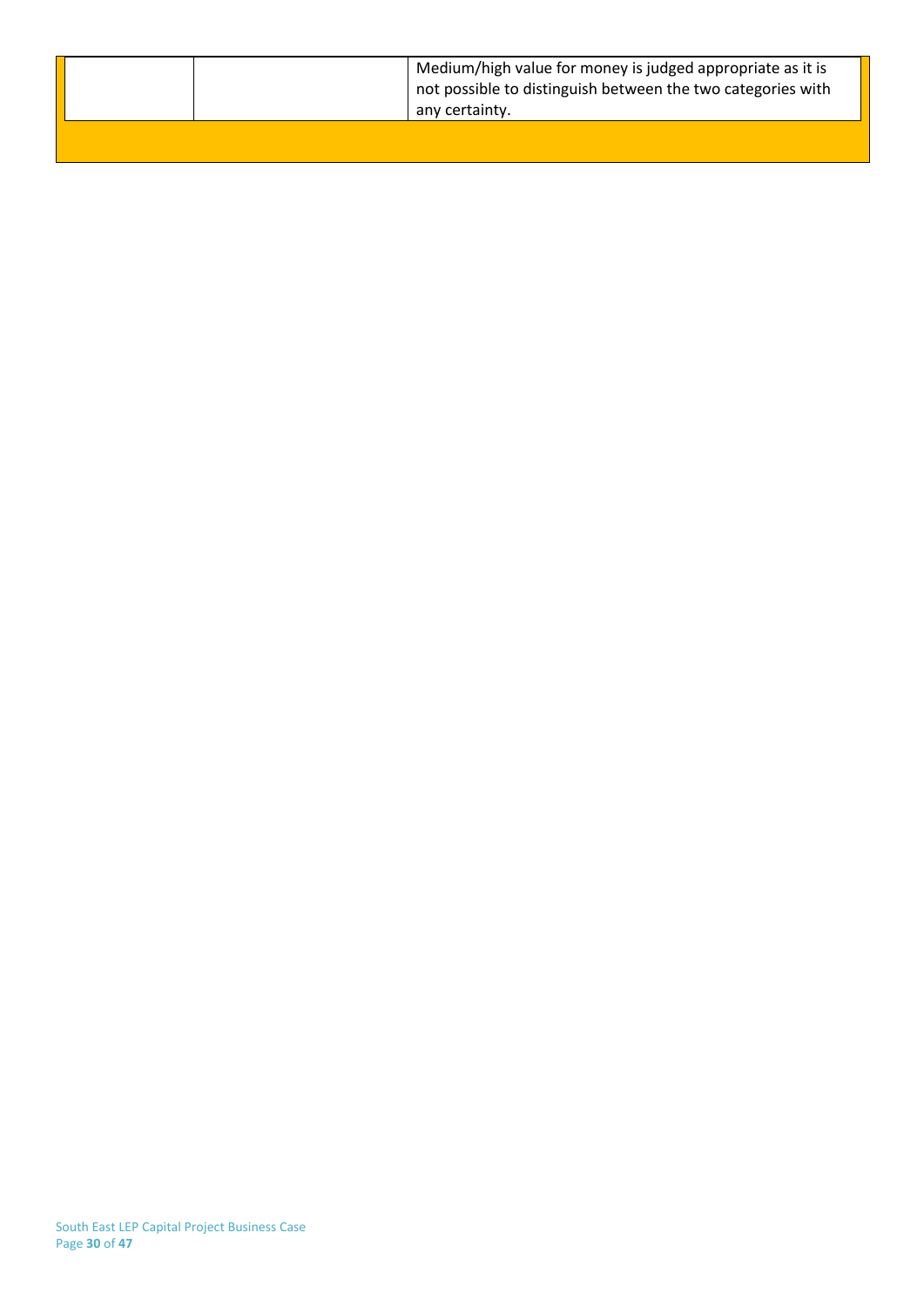| | | |
|---|---|---|
| | | Medium/high value for money is judged appropriate as it is not possible to distinguish between the two categories with any certainty. |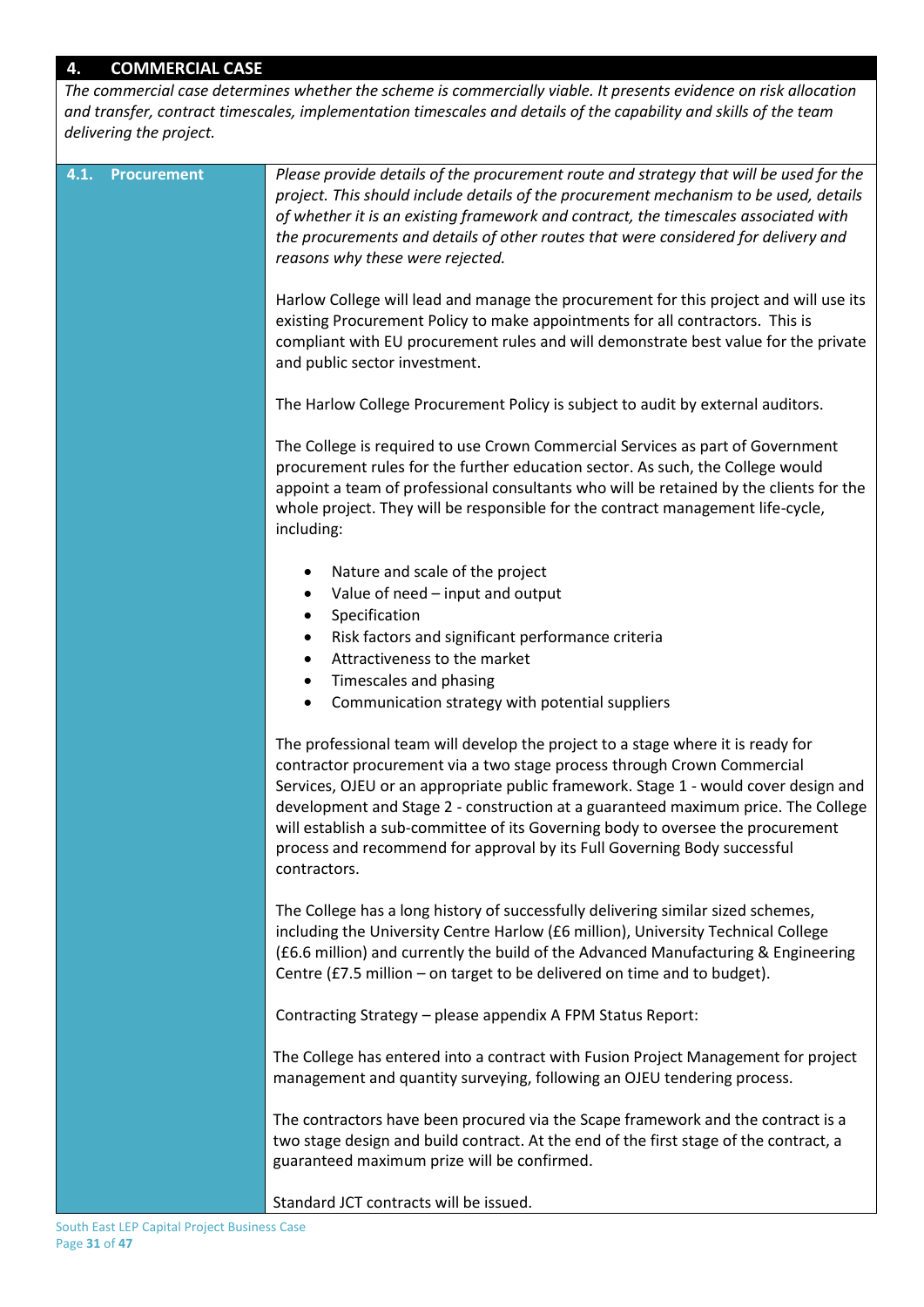## 4. COMMERCIAL CASE

*The commercial case determines whether the scheme is commercially viable. It presents evidence on risk allocation and transfer, contract timescales, implementation timescales and details of the capability and skills of the team delivering the project.*

### 4.1. Procurement

*Please provide details of the procurement route and strategy that will be used for the project. This should include details of the procurement mechanism to be used, details of whether it is an existing framework and contract, the timescales associated with the procurements and details of other routes that were considered for delivery and reasons why these were rejected.*

Harlow College will lead and manage the procurement for this project and will use its existing Procurement Policy to make appointments for all contractors. This is compliant with EU procurement rules and will demonstrate best value for the private and public sector investment.

The Harlow College Procurement Policy is subject to audit by external auditors.

The College is required to use Crown Commercial Services as part of Government procurement rules for the further education sector. As such, the College would appoint a team of professional consultants who will be retained by the clients for the whole project. They will be responsible for the contract management life-cycle, including:

- Nature and scale of the project
- Value of need – input and output
- Specification
- Risk factors and significant performance criteria
- Attractiveness to the market
- Timescales and phasing
- Communication strategy with potential suppliers

The professional team will develop the project to a stage where it is ready for contractor procurement via a two stage process through Crown Commercial Services, OJEU or an appropriate public framework. Stage 1 - would cover design and development and Stage 2 - construction at a guaranteed maximum price. The College will establish a sub-committee of its Governing body to oversee the procurement process and recommend for approval by its Full Governing Body successful contractors.

The College has a long history of successfully delivering similar sized schemes, including the University Centre Harlow (£6 million), University Technical College (£6.6 million) and currently the build of the Advanced Manufacturing & Engineering Centre (£7.5 million – on target to be delivered on time and to budget).

Contracting Strategy – please appendix A FPM Status Report:

The College has entered into a contract with Fusion Project Management for project management and quantity surveying, following an OJEU tendering process.

The contractors have been procured via the Scape framework and the contract is a two stage design and build contract. At the end of the first stage of the contract, a guaranteed maximum prize will be confirmed.

Standard JCT contracts will be issued.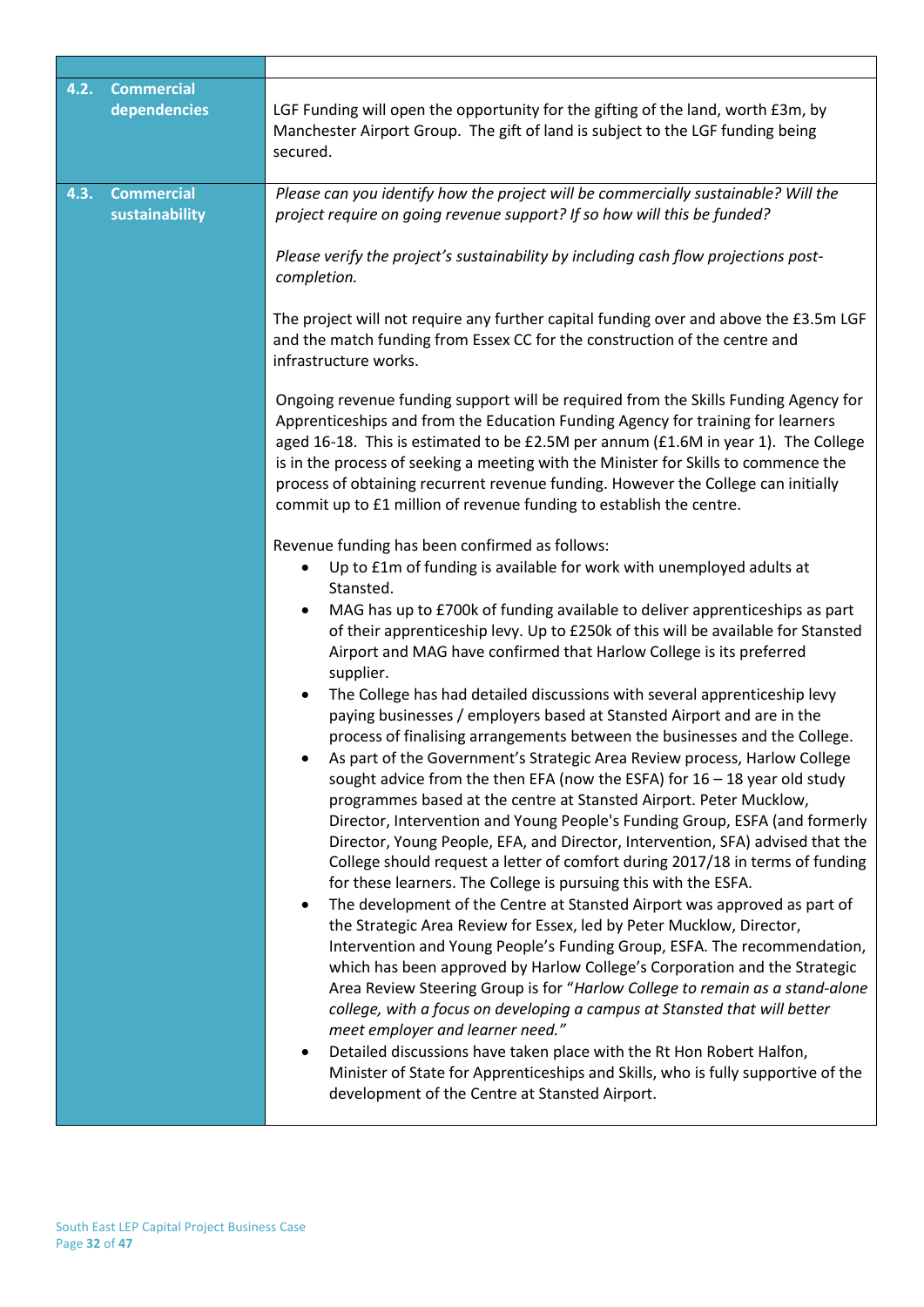| | |
|---|---|
| **4.2. Commercial dependencies** | LGF Funding will open the opportunity for the gifting of the land, worth £3m, by Manchester Airport Group. The gift of land is subject to the LGF funding being secured. |
| **4.3. Commercial sustainability** | *Please can you identify how the project will be commercially sustainable? Will the project require on going revenue support? If so how will this be funded?*<br><br>*Please verify the project's sustainability by including cash flow projections post-completion.*<br><br>The project will not require any further capital funding over and above the £3.5m LGF and the match funding from Essex CC for the construction of the centre and infrastructure works.<br><br>Ongoing revenue funding support will be required from the Skills Funding Agency for Apprenticeships and from the Education Funding Agency for training for learners aged 16-18. This is estimated to be £2.5M per annum (£1.6M in year 1). The College is in the process of seeking a meeting with the Minister for Skills to commence the process of obtaining recurrent revenue funding. However the College can initially commit up to £1 million of revenue funding to establish the centre.<br><br>Revenue funding has been confirmed as follows:<br>• Up to £1m of funding is available for work with unemployed adults at Stansted.<br>• MAG has up to £700k of funding available to deliver apprenticeships as part of their apprenticeship levy. Up to £250k of this will be available for Stansted Airport and MAG have confirmed that Harlow College is its preferred supplier.<br>• The College has had detailed discussions with several apprenticeship levy paying businesses / employers based at Stansted Airport and are in the process of finalising arrangements between the businesses and the College.<br>• As part of the Government's Strategic Area Review process, Harlow College sought advice from the then EFA (now the ESFA) for 16 – 18 year old study programmes based at the centre at Stansted Airport. Peter Mucklow, Director, Intervention and Young People's Funding Group, ESFA (and formerly Director, Young People, EFA, and Director, Intervention, SFA) advised that the College should request a letter of comfort during 2017/18 in terms of funding for these learners. The College is pursuing this with the ESFA.<br>• The development of the Centre at Stansted Airport was approved as part of the Strategic Area Review for Essex, led by Peter Mucklow, Director, Intervention and Young People's Funding Group, ESFA. The recommendation, which has been approved by Harlow College's Corporation and the Strategic Area Review Steering Group is for "*Harlow College to remain as a stand-alone college, with a focus on developing a campus at Stansted that will better meet employer and learner need.*"<br>• Detailed discussions have taken place with the Rt Hon Robert Halfon, Minister of State for Apprenticeships and Skills, who is fully supportive of the development of the Centre at Stansted Airport. |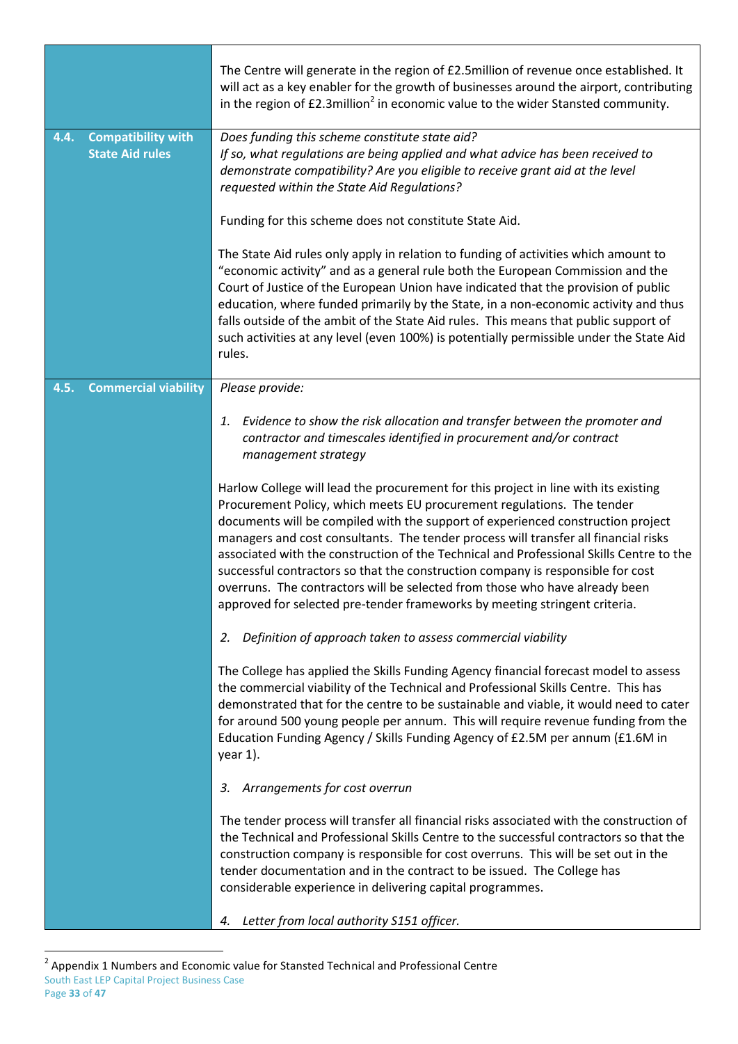| | |
|---|---|
| | The Centre will generate in the region of £2.5million of revenue once established. It will act as a key enabler for the growth of businesses around the airport, contributing in the region of £2.3million[2] in economic value to the wider Stansted community. |
| **4.4. Compatibility with State Aid rules** | *Does funding this scheme constitute state aid?*<br>*If so, what regulations are being applied and what advice has been received to demonstrate compatibility? Are you eligible to receive grant aid at the level requested within the State Aid Regulations?*<br><br>Funding for this scheme does not constitute State Aid.<br><br>The State Aid rules only apply in relation to funding of activities which amount to "economic activity" and as a general rule both the European Commission and the Court of Justice of the European Union have indicated that the provision of public education, where funded primarily by the State, in a non-economic activity and thus falls outside of the ambit of the State Aid rules. This means that public support of such activities at any level (even 100%) is potentially permissible under the State Aid rules. |
| **4.5. Commercial viability** | *Please provide:*<br><br>*1. Evidence to show the risk allocation and transfer between the promoter and contractor and timescales identified in procurement and/or contract management strategy*<br><br>Harlow College will lead the procurement for this project in line with its existing Procurement Policy, which meets EU procurement regulations. The tender documents will be compiled with the support of experienced construction project managers and cost consultants. The tender process will transfer all financial risks associated with the construction of the Technical and Professional Skills Centre to the successful contractors so that the construction company is responsible for cost overruns. The contractors will be selected from those who have already been approved for selected pre-tender frameworks by meeting stringent criteria.<br><br>*2. Definition of approach taken to assess commercial viability*<br><br>The College has applied the Skills Funding Agency financial forecast model to assess the commercial viability of the Technical and Professional Skills Centre. This has demonstrated that for the centre to be sustainable and viable, it would need to cater for around 500 young people per annum. This will require revenue funding from the Education Funding Agency / Skills Funding Agency of £2.5M per annum (£1.6M in year 1).<br><br>*3. Arrangements for cost overrun*<br><br>The tender process will transfer all financial risks associated with the construction of the Technical and Professional Skills Centre to the successful contractors so that the construction company is responsible for cost overruns. This will be set out in the tender documentation and in the contract to be issued. The College has considerable experience in delivering capital programmes.<br><br>*4. Letter from local authority S151 officer.* |

[2] Appendix 1 Numbers and Economic value for Stansted Technical and Professional Centre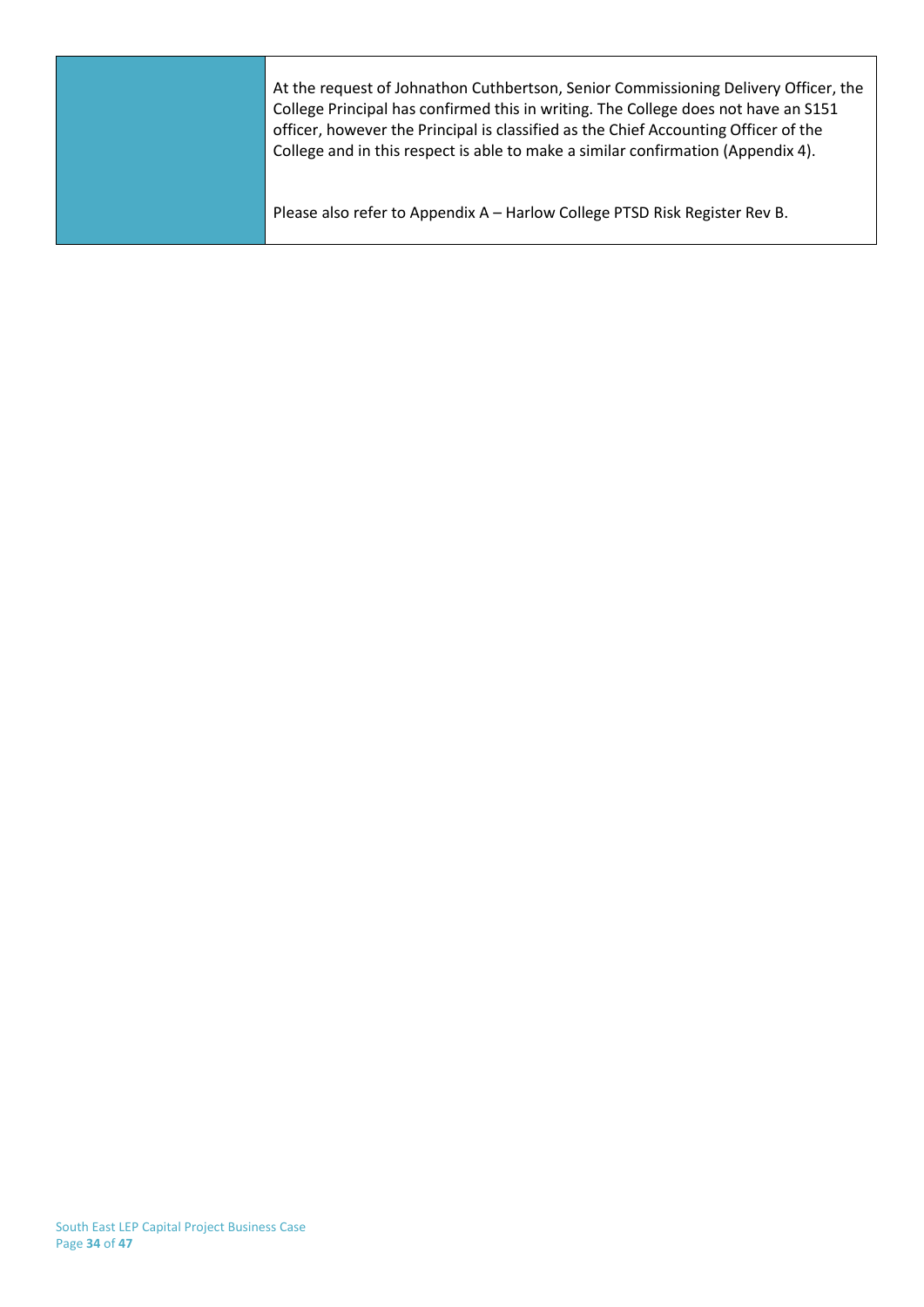|  | At the request of Johnathon Cuthbertson, Senior Commissioning Delivery Officer, the College Principal has confirmed this in writing. The College does not have an S151 officer, however the Principal is classified as the Chief Accounting Officer of the College and in this respect is able to make a similar confirmation (Appendix 4).<br><br>Please also refer to Appendix A – Harlow College PTSD Risk Register Rev B. |
|---|---|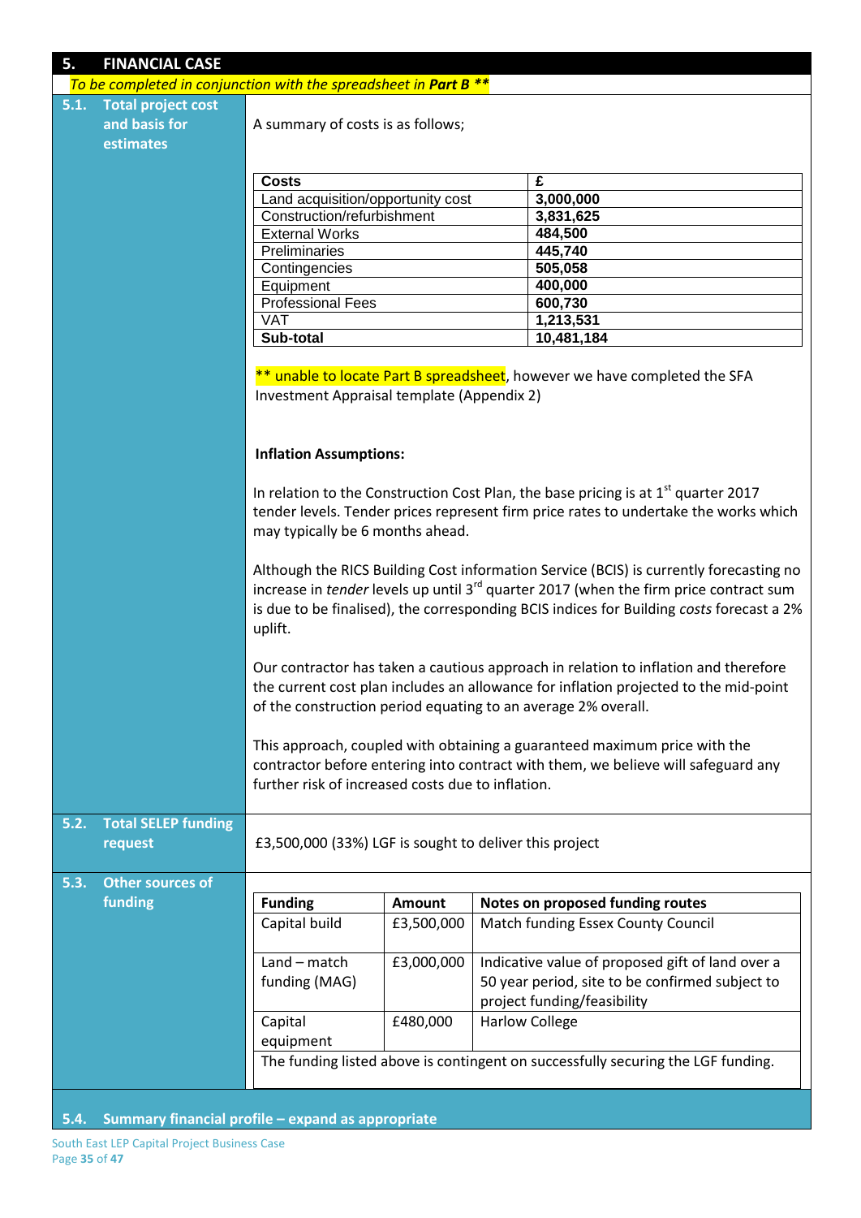## 5. FINANCIAL CASE

*To be completed in conjunction with the spreadsheet in **Part B** \*\**

### 5.1. Total project cost and basis for estimates

A summary of costs is as follows;

| Costs | £ |
|---|---|
| Land acquisition/opportunity cost | **3,000,000** |
| Construction/refurbishment | **3,831,625** |
| External Works | **484,500** |
| Preliminaries | **445,740** |
| Contingencies | **505,058** |
| Equipment | **400,000** |
| Professional Fees | **600,730** |
| VAT | **1,213,531** |
| **Sub-total** | **10,481,184** |

** unable to locate Part B spreadsheet, however we have completed the SFA Investment Appraisal template (Appendix 2)

**Inflation Assumptions:**

In relation to the Construction Cost Plan, the base pricing is at 1st quarter 2017 tender levels. Tender prices represent firm price rates to undertake the works which may typically be 6 months ahead.

Although the RICS Building Cost information Service (BCIS) is currently forecasting no increase in *tender* levels up until 3rd quarter 2017 (when the firm price contract sum is due to be finalised), the corresponding BCIS indices for Building *costs* forecast a 2% uplift.

Our contractor has taken a cautious approach in relation to inflation and therefore the current cost plan includes an allowance for inflation projected to the mid-point of the construction period equating to an average 2% overall.

This approach, coupled with obtaining a guaranteed maximum price with the contractor before entering into contract with them, we believe will safeguard any further risk of increased costs due to inflation.

### 5.2. Total SELEP funding request

£3,500,000 (33%) LGF is sought to deliver this project

### 5.3. Other sources of funding

| Funding | Amount | Notes on proposed funding routes |
|---|---|---|
| Capital build | £3,500,000 | Match funding Essex County Council |
| Land – match funding (MAG) | £3,000,000 | Indicative value of proposed gift of land over a 50 year period, site to be confirmed subject to project funding/feasibility |
| Capital equipment | £480,000 | Harlow College |
| The funding listed above is contingent on successfully securing the LGF funding. | | |

### 5.4. Summary financial profile – expand as appropriate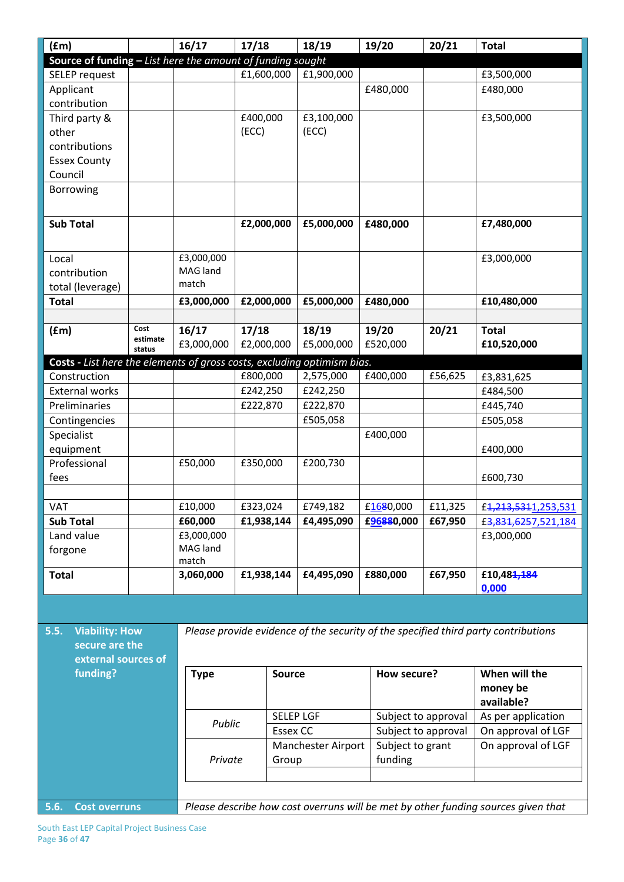| (£m) | | 16/17 | 17/18 | 18/19 | 19/20 | 20/21 | Total |
|---|---|---|---|---|---|---|---|
| **Source of funding** – *List here the amount of funding sought* | | | | | | | |
| SELEP request | | | £1,600,000 | £1,900,000 | | | £3,500,000 |
| Applicant contribution | | | | | £480,000 | | £480,000 |
| Third party & other contributions Essex County Council | | | £400,000 (ECC) | £3,100,000 (ECC) | | | £3,500,000 |
| Borrowing | | | | | | | |
| **Sub Total** | | | **£2,000,000** | **£5,000,000** | **£480,000** | | **£7,480,000** |
| Local contribution total (leverage) | | £3,000,000 MAG land match | | | | | £3,000,000 |
| **Total** | | **£3,000,000** | **£2,000,000** | **£5,000,000** | **£480,000** | | **£10,480,000** |
| | | | | | | | |
| **(£m)** | **Cost estimate status** | **16/17** £3,000,000 | **17/18** £2,000,000 | **18/19** £5,000,000 | **19/20** £520,000 | **20/21** | **Total** £10,520,000 |
| **Costs** - *List here the elements of gross costs, excluding optimism bias.* | | | | | | | |
| Construction | | | £800,000 | 2,575,000 | £400,000 | £56,625 | £3,831,625 |
| External works | | | £242,250 | £242,250 | | | £484,500 |
| Preliminaries | | | £222,870 | £222,870 | | | £445,740 |
| Contingencies | | | | £505,058 | | | £505,058 |
| Specialist equipment | | | | | £400,000 | | £400,000 |
| Professional fees | | £50,000 | £350,000 | £200,730 | | | £600,730 |
| | | | | | | | |
| VAT | | £10,000 | £323,024 | £749,182 | £16~~8~~0,000 | £11,325 | £1,~~213,531~~1,253,531 |
| **Sub Total** | | **£60,000** | **£1,938,144** | **£4,495,090** | **£96~~88~~0,000** | **£67,950** | £3,~~831,625~~7,521,184 |
| Land value forgone | | £3,000,000 MAG land match | | | | | £3,000,000 |
| **Total** | | **3,060,000** | **£1,938,144** | **£4,495,090** | **£880,000** | **£67,950** | **£10,48~~1,184~~0,000** |

**5.5. Viability: How secure are the external sources of funding?**

*Please provide evidence of the security of the specified third party contributions*

| Type | Source | How secure? | When will the money be available? |
|---|---|---|---|
| *Public* | SELEP LGF | Subject to approval | As per application |
| | Essex CC | Subject to approval | On approval of LGF |
| *Private* | Manchester Airport Group | Subject to grant funding | On approval of LGF |
| | | | |

**5.6. Cost overruns**

*Please describe how cost overruns will be met by other funding sources given that*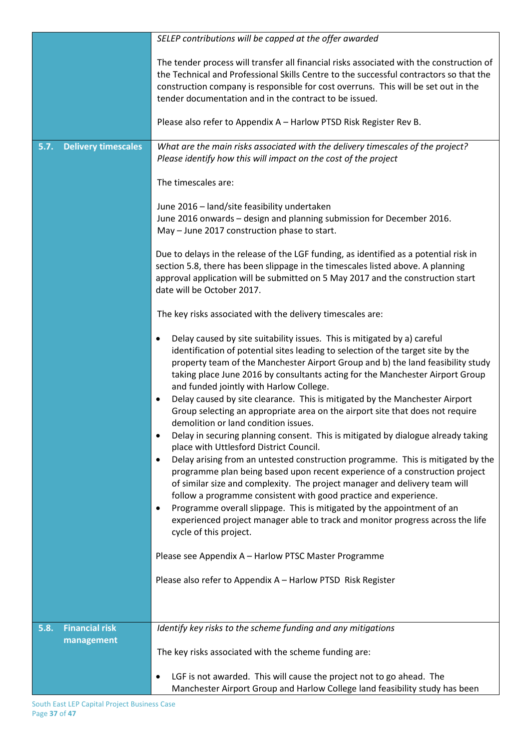| | |
|---|---|
| | *SELEP contributions will be capped at the offer awarded*<br><br>The tender process will transfer all financial risks associated with the construction of the Technical and Professional Skills Centre to the successful contractors so that the construction company is responsible for cost overruns. This will be set out in the tender documentation and in the contract to be issued.<br><br>Please also refer to Appendix A – Harlow PTSD Risk Register Rev B. |
| **5.7. Delivery timescales** | *What are the main risks associated with the delivery timescales of the project? Please identify how this will impact on the cost of the project*<br><br>The timescales are:<br><br>June 2016 – land/site feasibility undertaken<br>June 2016 onwards – design and planning submission for December 2016.<br>May – June 2017 construction phase to start.<br><br>Due to delays in the release of the LGF funding, as identified as a potential risk in section 5.8, there has been slippage in the timescales listed above. A planning approval application will be submitted on 5 May 2017 and the construction start date will be October 2017.<br><br>The key risks associated with the delivery timescales are:<br><br>• Delay caused by site suitability issues. This is mitigated by a) careful identification of potential sites leading to selection of the target site by the property team of the Manchester Airport Group and b) the land feasibility study taking place June 2016 by consultants acting for the Manchester Airport Group and funded jointly with Harlow College.<br>• Delay caused by site clearance. This is mitigated by the Manchester Airport Group selecting an appropriate area on the airport site that does not require demolition or land condition issues.<br>• Delay in securing planning consent. This is mitigated by dialogue already taking place with Uttlesford District Council.<br>• Delay arising from an untested construction programme. This is mitigated by the programme plan being based upon recent experience of a construction project of similar size and complexity. The project manager and delivery team will follow a programme consistent with good practice and experience.<br>• Programme overall slippage. This is mitigated by the appointment of an experienced project manager able to track and monitor progress across the life cycle of this project.<br><br>Please see Appendix A – Harlow PTSC Master Programme<br><br>Please also refer to Appendix A – Harlow PTSD Risk Register |
| **5.8. Financial risk management** | *Identify key risks to the scheme funding and any mitigations*<br><br>The key risks associated with the scheme funding are:<br><br>• LGF is not awarded. This will cause the project not to go ahead. The Manchester Airport Group and Harlow College land feasibility study has been |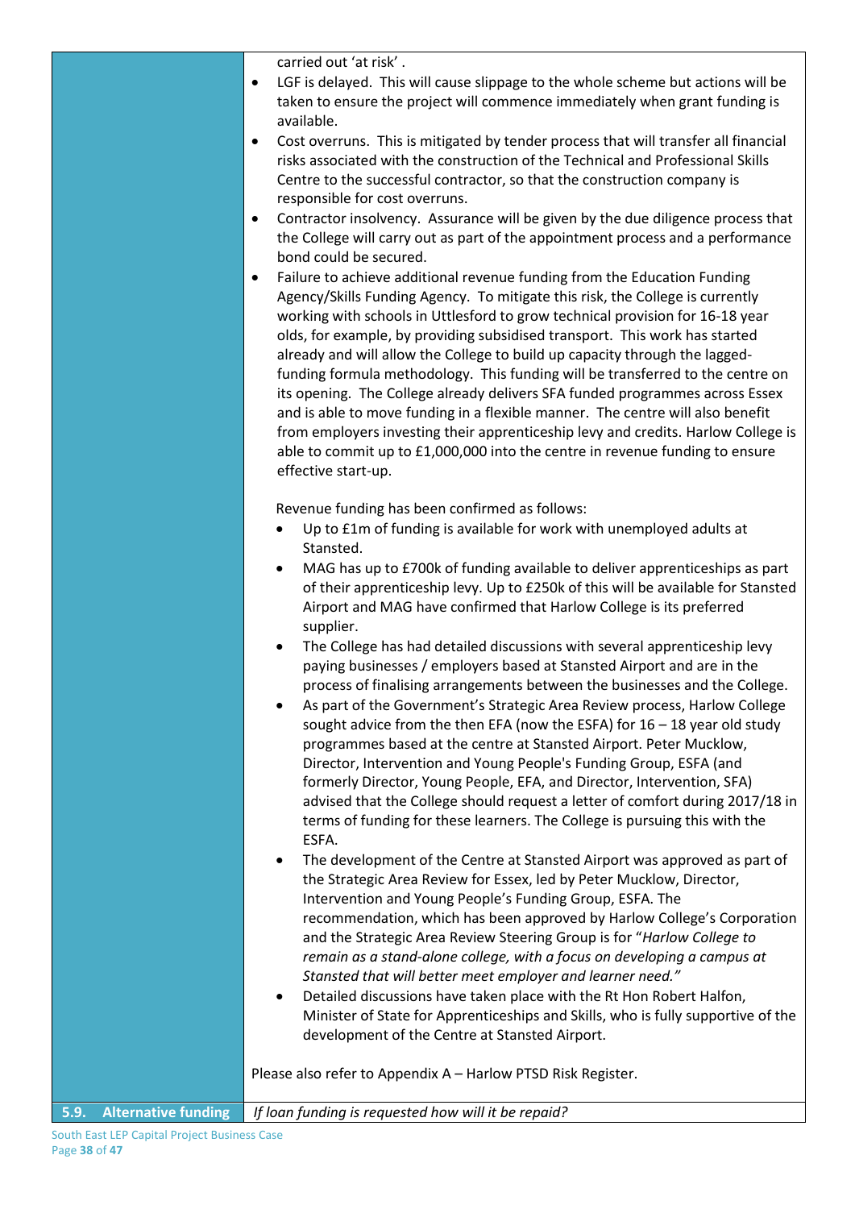| | |
|---|---|
| | carried out 'at risk' .<br>• LGF is delayed. This will cause slippage to the whole scheme but actions will be taken to ensure the project will commence immediately when grant funding is available.<br>• Cost overruns. This is mitigated by tender process that will transfer all financial risks associated with the construction of the Technical and Professional Skills Centre to the successful contractor, so that the construction company is responsible for cost overruns.<br>• Contractor insolvency. Assurance will be given by the due diligence process that the College will carry out as part of the appointment process and a performance bond could be secured.<br>• Failure to achieve additional revenue funding from the Education Funding Agency/Skills Funding Agency. To mitigate this risk, the College is currently working with schools in Uttlesford to grow technical provision for 16-18 year olds, for example, by providing subsidised transport. This work has started already and will allow the College to build up capacity through the lagged-funding formula methodology. This funding will be transferred to the centre on its opening. The College already delivers SFA funded programmes across Essex and is able to move funding in a flexible manner. The centre will also benefit from employers investing their apprenticeship levy and credits. Harlow College is able to commit up to £1,000,000 into the centre in revenue funding to ensure effective start-up.<br><br>Revenue funding has been confirmed as follows:<br>• Up to £1m of funding is available for work with unemployed adults at Stansted.<br>• MAG has up to £700k of funding available to deliver apprenticeships as part of their apprenticeship levy. Up to £250k of this will be available for Stansted Airport and MAG have confirmed that Harlow College is its preferred supplier.<br>• The College has had detailed discussions with several apprenticeship levy paying businesses / employers based at Stansted Airport and are in the process of finalising arrangements between the businesses and the College.<br>• As part of the Government's Strategic Area Review process, Harlow College sought advice from the then EFA (now the ESFA) for 16 – 18 year old study programmes based at the centre at Stansted Airport. Peter Mucklow, Director, Intervention and Young People's Funding Group, ESFA (and formerly Director, Young People, EFA, and Director, Intervention, SFA) advised that the College should request a letter of comfort during 2017/18 in terms of funding for these learners. The College is pursuing this with the ESFA.<br>• The development of the Centre at Stansted Airport was approved as part of the Strategic Area Review for Essex, led by Peter Mucklow, Director, Intervention and Young People's Funding Group, ESFA. The recommendation, which has been approved by Harlow College's Corporation and the Strategic Area Review Steering Group is for "*Harlow College to remain as a stand-alone college, with a focus on developing a campus at Stansted that will better meet employer and learner need.*"<br>• Detailed discussions have taken place with the Rt Hon Robert Halfon, Minister of State for Apprenticeships and Skills, who is fully supportive of the development of the Centre at Stansted Airport.<br><br>Please also refer to Appendix A – Harlow PTSD Risk Register. |
| **5.9. Alternative funding** | *If loan funding is requested how will it be repaid?* |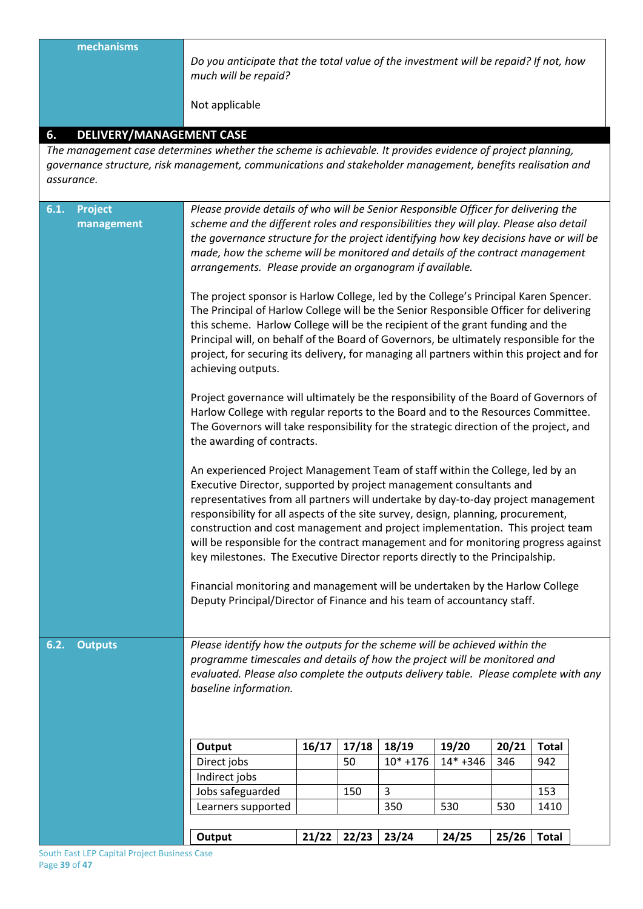**mechanisms**

*Do you anticipate that the total value of the investment will be repaid? If not, how much will be repaid?*

Not applicable

## 6. DELIVERY/MANAGEMENT CASE

*The management case determines whether the scheme is achievable. It provides evidence of project planning, governance structure, risk management, communications and stakeholder management, benefits realisation and assurance.*

### 6.1. Project management

*Please provide details of who will be Senior Responsible Officer for delivering the scheme and the different roles and responsibilities they will play. Please also detail the governance structure for the project identifying how key decisions have or will be made, how the scheme will be monitored and details of the contract management arrangements. Please provide an organogram if available.*

The project sponsor is Harlow College, led by the College's Principal Karen Spencer. The Principal of Harlow College will be the Senior Responsible Officer for delivering this scheme. Harlow College will be the recipient of the grant funding and the Principal will, on behalf of the Board of Governors, be ultimately responsible for the project, for securing its delivery, for managing all partners within this project and for achieving outputs.

Project governance will ultimately be the responsibility of the Board of Governors of Harlow College with regular reports to the Board and to the Resources Committee. The Governors will take responsibility for the strategic direction of the project, and the awarding of contracts.

An experienced Project Management Team of staff within the College, led by an Executive Director, supported by project management consultants and representatives from all partners will undertake by day-to-day project management responsibility for all aspects of the site survey, design, planning, procurement, construction and cost management and project implementation. This project team will be responsible for the contract management and for monitoring progress against key milestones. The Executive Director reports directly to the Principalship.

Financial monitoring and management will be undertaken by the Harlow College Deputy Principal/Director of Finance and his team of accountancy staff.

### 6.2. Outputs

*Please identify how the outputs for the scheme will be achieved within the programme timescales and details of how the project will be monitored and evaluated. Please also complete the outputs delivery table. Please complete with any baseline information.*

| Output | 16/17 | 17/18 | 18/19 | 19/20 | 20/21 | Total |
|---|---|---|---|---|---|---|
| Direct jobs | | 50 | 10* +176 | 14* +346 | 346 | 942 |
| Indirect jobs | | | | | | |
| Jobs safeguarded | | 150 | 3 | | | 153 |
| Learners supported | | | 350 | 530 | 530 | 1410 |

| Output | 21/22 | 22/23 | 23/24 | 24/25 | 25/26 | Total |
|---|---|---|---|---|---|---|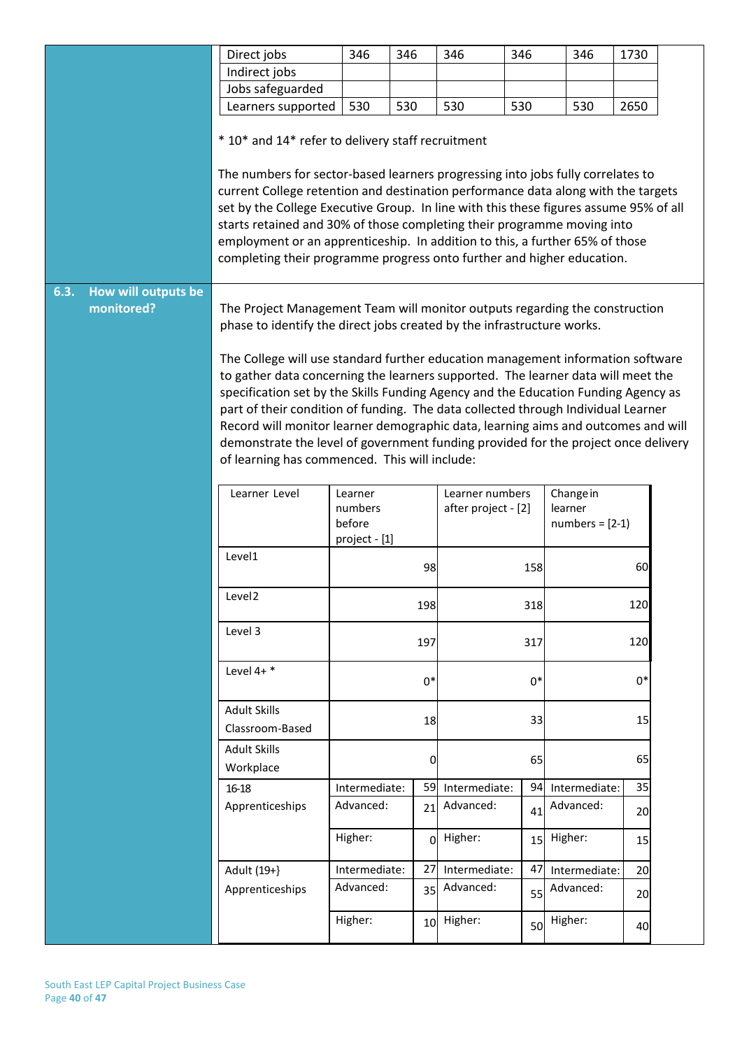| Direct jobs | 346 | 346 | 346 | 346 | 346 | 1730 |
|---|---|---|---|---|---|---|
| Indirect jobs | | | | | | |
| Jobs safeguarded | | | | | | |
| Learners supported | 530 | 530 | 530 | 530 | 530 | 2650 |

* 10* and 14* refer to delivery staff recruitment

The numbers for sector-based learners progressing into jobs fully correlates to current College retention and destination performance data along with the targets set by the College Executive Group. In line with this these figures assume 95% of all starts retained and 30% of those completing their programme moving into employment or an apprenticeship. In addition to this, a further 65% of those completing their programme progress onto further and higher education.

## 6.3. How will outputs be monitored?

The Project Management Team will monitor outputs regarding the construction phase to identify the direct jobs created by the infrastructure works.

The College will use standard further education management information software to gather data concerning the learners supported. The learner data will meet the specification set by the Skills Funding Agency and the Education Funding Agency as part of their condition of funding. The data collected through Individual Learner Record will monitor learner demographic data, learning aims and outcomes and will demonstrate the level of government funding provided for the project once delivery of learning has commenced. This will include:

| Learner Level | Learner numbers before project - [1] | | Learner numbers after project - [2] | | Change in learner numbers = [2-1) | |
|---|---|---|---|---|---|---|
| Level1 | | 98 | | 158 | | 60 |
| Level2 | | 198 | | 318 | | 120 |
| Level 3 | | 197 | | 317 | | 120 |
| Level 4+ * | | 0* | | 0* | | 0* |
| Adult Skills Classroom-Based | | 18 | | 33 | | 15 |
| Adult Skills Workplace | | 0 | | 65 | | 65 |
| 16-18 Apprenticeships | Intermediate: | 59 | Intermediate: | 94 | Intermediate: | 35 |
| | Advanced: | 21 | Advanced: | 41 | Advanced: | 20 |
| | Higher: | 0 | Higher: | 15 | Higher: | 15 |
| Adult (19+} Apprenticeships | Intermediate: | 27 | Intermediate: | 47 | Intermediate: | 20 |
| | Advanced: | 35 | Advanced: | 55 | Advanced: | 20 |
| | Higher: | 10 | Higher: | 50 | Higher: | 40 |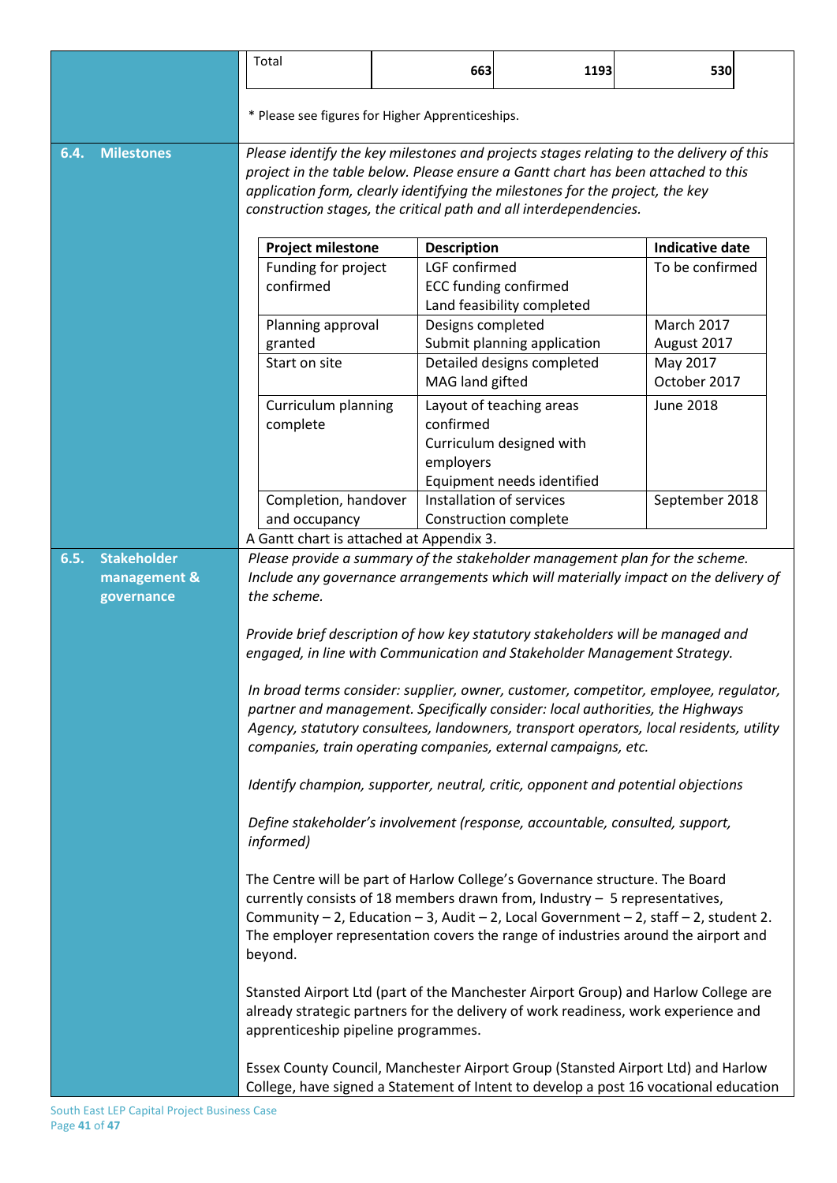| Total | 663 | 1193 | 530 |
|---|---|---|---|

* Please see figures for Higher Apprenticeships.

## 6.4. Milestones

*Please identify the key milestones and projects stages relating to the delivery of this project in the table below. Please ensure a Gantt chart has been attached to this application form, clearly identifying the milestones for the project, the key construction stages, the critical path and all interdependencies.*

| Project milestone | Description | Indicative date |
|---|---|---|
| Funding for project confirmed | LGF confirmed<br>ECC funding confirmed<br>Land feasibility completed | To be confirmed |
| Planning approval granted | Designs completed<br>Submit planning application | March 2017<br>August 2017 |
| Start on site | Detailed designs completed<br>MAG land gifted | May 2017<br>October 2017 |
| Curriculum planning complete | Layout of teaching areas confirmed<br>Curriculum designed with employers<br>Equipment needs identified | June 2018 |
| Completion, handover and occupancy | Installation of services<br>Construction complete | September 2018 |

A Gantt chart is attached at Appendix 3.

## 6.5. Stakeholder management & governance

*Please provide a summary of the stakeholder management plan for the scheme. Include any governance arrangements which will materially impact on the delivery of the scheme.*

*Provide brief description of how key statutory stakeholders will be managed and engaged, in line with Communication and Stakeholder Management Strategy.*

*In broad terms consider: supplier, owner, customer, competitor, employee, regulator, partner and management. Specifically consider: local authorities, the Highways Agency, statutory consultees, landowners, transport operators, local residents, utility companies, train operating companies, external campaigns, etc.*

*Identify champion, supporter, neutral, critic, opponent and potential objections*

*Define stakeholder's involvement (response, accountable, consulted, support, informed)*

The Centre will be part of Harlow College's Governance structure. The Board currently consists of 18 members drawn from, Industry – 5 representatives, Community – 2, Education – 3, Audit – 2, Local Government – 2, staff – 2, student 2. The employer representation covers the range of industries around the airport and beyond.

Stansted Airport Ltd (part of the Manchester Airport Group) and Harlow College are already strategic partners for the delivery of work readiness, work experience and apprenticeship pipeline programmes.

Essex County Council, Manchester Airport Group (Stansted Airport Ltd) and Harlow College, have signed a Statement of Intent to develop a post 16 vocational education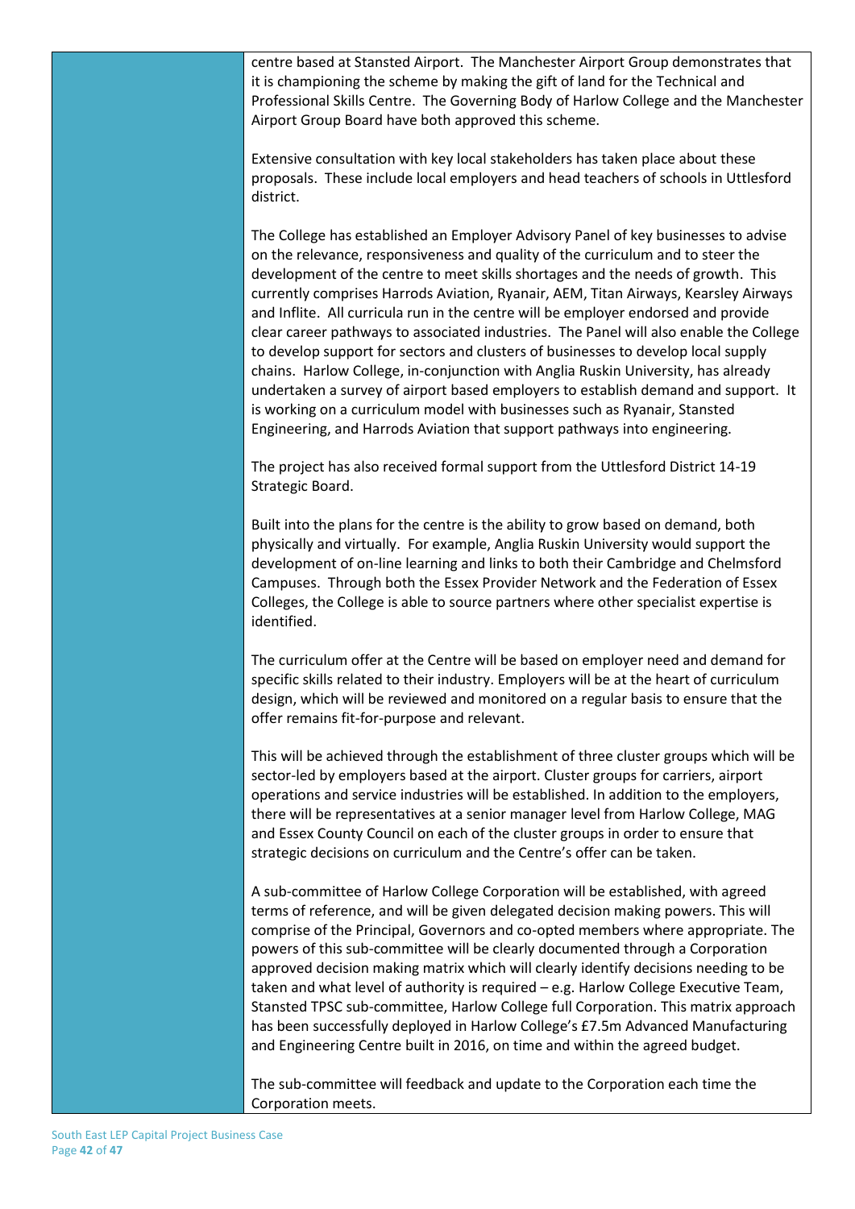centre based at Stansted Airport. The Manchester Airport Group demonstrates that it is championing the scheme by making the gift of land for the Technical and Professional Skills Centre. The Governing Body of Harlow College and the Manchester Airport Group Board have both approved this scheme.

Extensive consultation with key local stakeholders has taken place about these proposals. These include local employers and head teachers of schools in Uttlesford district.

The College has established an Employer Advisory Panel of key businesses to advise on the relevance, responsiveness and quality of the curriculum and to steer the development of the centre to meet skills shortages and the needs of growth. This currently comprises Harrods Aviation, Ryanair, AEM, Titan Airways, Kearsley Airways and Inflite. All curricula run in the centre will be employer endorsed and provide clear career pathways to associated industries. The Panel will also enable the College to develop support for sectors and clusters of businesses to develop local supply chains. Harlow College, in-conjunction with Anglia Ruskin University, has already undertaken a survey of airport based employers to establish demand and support. It is working on a curriculum model with businesses such as Ryanair, Stansted Engineering, and Harrods Aviation that support pathways into engineering.

The project has also received formal support from the Uttlesford District 14-19 Strategic Board.

Built into the plans for the centre is the ability to grow based on demand, both physically and virtually. For example, Anglia Ruskin University would support the development of on-line learning and links to both their Cambridge and Chelmsford Campuses. Through both the Essex Provider Network and the Federation of Essex Colleges, the College is able to source partners where other specialist expertise is identified.

The curriculum offer at the Centre will be based on employer need and demand for specific skills related to their industry. Employers will be at the heart of curriculum design, which will be reviewed and monitored on a regular basis to ensure that the offer remains fit-for-purpose and relevant.

This will be achieved through the establishment of three cluster groups which will be sector-led by employers based at the airport. Cluster groups for carriers, airport operations and service industries will be established. In addition to the employers, there will be representatives at a senior manager level from Harlow College, MAG and Essex County Council on each of the cluster groups in order to ensure that strategic decisions on curriculum and the Centre's offer can be taken.

A sub-committee of Harlow College Corporation will be established, with agreed terms of reference, and will be given delegated decision making powers. This will comprise of the Principal, Governors and co-opted members where appropriate. The powers of this sub-committee will be clearly documented through a Corporation approved decision making matrix which will clearly identify decisions needing to be taken and what level of authority is required – e.g. Harlow College Executive Team, Stansted TPSC sub-committee, Harlow College full Corporation. This matrix approach has been successfully deployed in Harlow College's £7.5m Advanced Manufacturing and Engineering Centre built in 2016, on time and within the agreed budget.

The sub-committee will feedback and update to the Corporation each time the Corporation meets.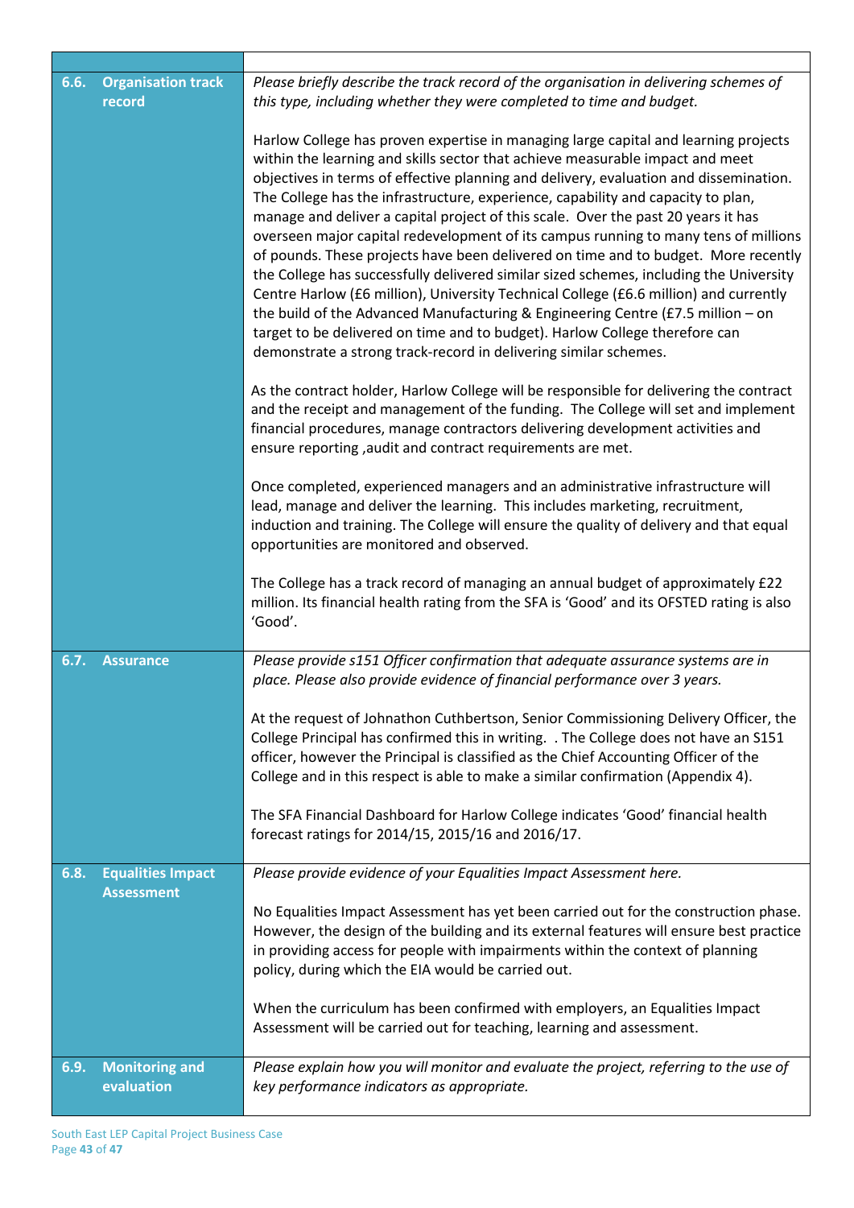| | |
|---|---|
| **6.6. Organisation track record** | *Please briefly describe the track record of the organisation in delivering schemes of this type, including whether they were completed to time and budget.*<br><br>Harlow College has proven expertise in managing large capital and learning projects within the learning and skills sector that achieve measurable impact and meet objectives in terms of effective planning and delivery, evaluation and dissemination. The College has the infrastructure, experience, capability and capacity to plan, manage and deliver a capital project of this scale. Over the past 20 years it has overseen major capital redevelopment of its campus running to many tens of millions of pounds. These projects have been delivered on time and to budget. More recently the College has successfully delivered similar sized schemes, including the University Centre Harlow (£6 million), University Technical College (£6.6 million) and currently the build of the Advanced Manufacturing & Engineering Centre (£7.5 million – on target to be delivered on time and to budget). Harlow College therefore can demonstrate a strong track-record in delivering similar schemes.<br><br>As the contract holder, Harlow College will be responsible for delivering the contract and the receipt and management of the funding. The College will set and implement financial procedures, manage contractors delivering development activities and ensure reporting ,audit and contract requirements are met.<br><br>Once completed, experienced managers and an administrative infrastructure will lead, manage and deliver the learning. This includes marketing, recruitment, induction and training. The College will ensure the quality of delivery and that equal opportunities are monitored and observed.<br><br>The College has a track record of managing an annual budget of approximately £22 million. Its financial health rating from the SFA is 'Good' and its OFSTED rating is also 'Good'. |
| **6.7. Assurance** | *Please provide s151 Officer confirmation that adequate assurance systems are in place. Please also provide evidence of financial performance over 3 years.*<br><br>At the request of Johnathon Cuthbertson, Senior Commissioning Delivery Officer, the College Principal has confirmed this in writing. . The College does not have an S151 officer, however the Principal is classified as the Chief Accounting Officer of the College and in this respect is able to make a similar confirmation (Appendix 4).<br><br>The SFA Financial Dashboard for Harlow College indicates 'Good' financial health forecast ratings for 2014/15, 2015/16 and 2016/17. |
| **6.8. Equalities Impact Assessment** | *Please provide evidence of your Equalities Impact Assessment here.*<br><br>No Equalities Impact Assessment has yet been carried out for the construction phase. However, the design of the building and its external features will ensure best practice in providing access for people with impairments within the context of planning policy, during which the EIA would be carried out.<br><br>When the curriculum has been confirmed with employers, an Equalities Impact Assessment will be carried out for teaching, learning and assessment. |
| **6.9. Monitoring and evaluation** | *Please explain how you will monitor and evaluate the project, referring to the use of key performance indicators as appropriate.* |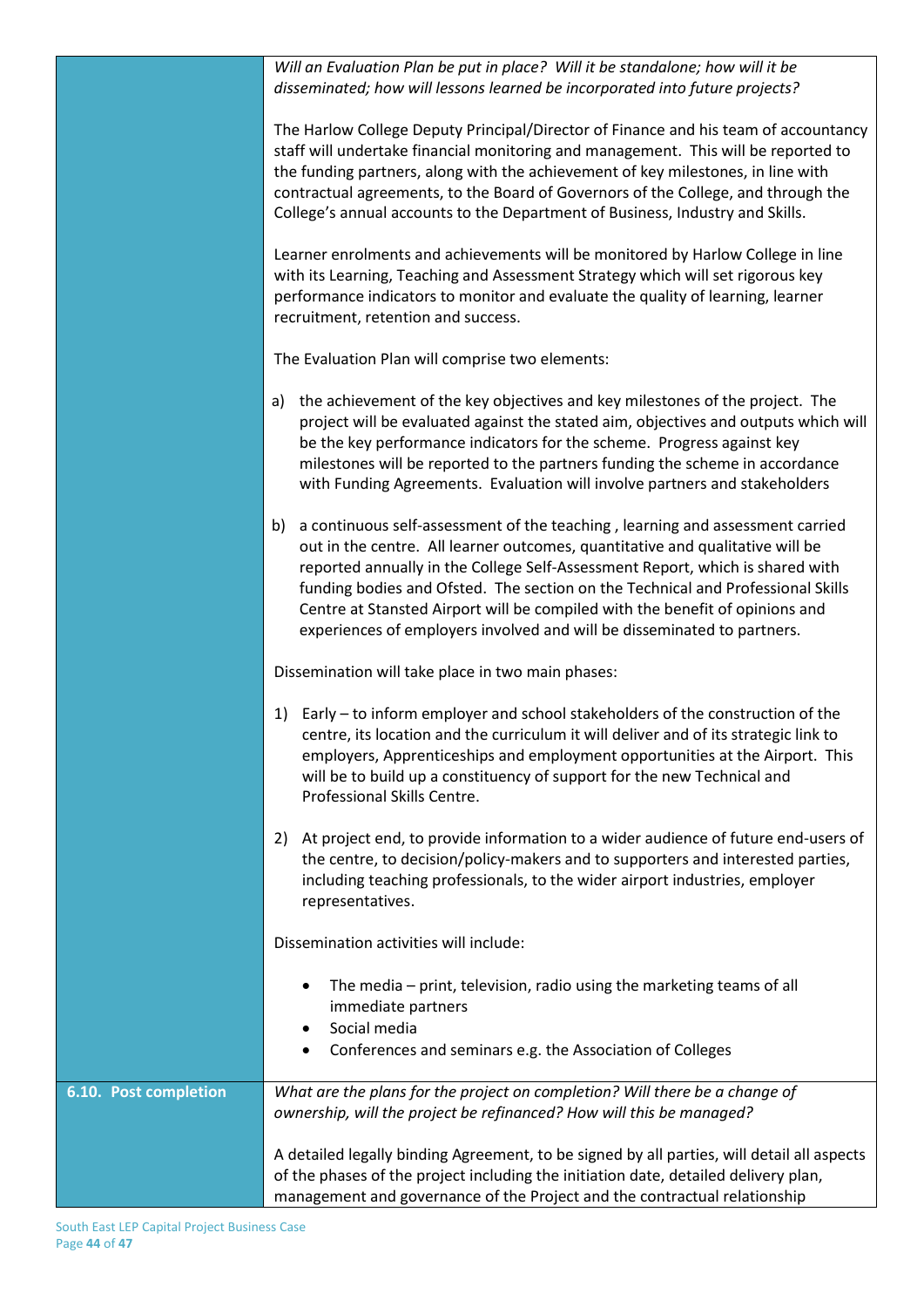| | |
|---|---|
| | *Will an Evaluation Plan be put in place? Will it be standalone; how will it be disseminated; how will lessons learned be incorporated into future projects?*<br><br>The Harlow College Deputy Principal/Director of Finance and his team of accountancy staff will undertake financial monitoring and management. This will be reported to the funding partners, along with the achievement of key milestones, in line with contractual agreements, to the Board of Governors of the College, and through the College's annual accounts to the Department of Business, Industry and Skills.<br><br>Learner enrolments and achievements will be monitored by Harlow College in line with its Learning, Teaching and Assessment Strategy which will set rigorous key performance indicators to monitor and evaluate the quality of learning, learner recruitment, retention and success.<br><br>The Evaluation Plan will comprise two elements:<br><br>a) the achievement of the key objectives and key milestones of the project. The project will be evaluated against the stated aim, objectives and outputs which will be the key performance indicators for the scheme. Progress against key milestones will be reported to the partners funding the scheme in accordance with Funding Agreements. Evaluation will involve partners and stakeholders<br><br>b) a continuous self-assessment of the teaching , learning and assessment carried out in the centre. All learner outcomes, quantitative and qualitative will be reported annually in the College Self-Assessment Report, which is shared with funding bodies and Ofsted. The section on the Technical and Professional Skills Centre at Stansted Airport will be compiled with the benefit of opinions and experiences of employers involved and will be disseminated to partners.<br><br>Dissemination will take place in two main phases:<br><br>1) Early – to inform employer and school stakeholders of the construction of the centre, its location and the curriculum it will deliver and of its strategic link to employers, Apprenticeships and employment opportunities at the Airport. This will be to build up a constituency of support for the new Technical and Professional Skills Centre.<br><br>2) At project end, to provide information to a wider audience of future end-users of the centre, to decision/policy-makers and to supporters and interested parties, including teaching professionals, to the wider airport industries, employer representatives.<br><br>Dissemination activities will include:<br><br>• The media – print, television, radio using the marketing teams of all immediate partners<br>• Social media<br>• Conferences and seminars e.g. the Association of Colleges |
| **6.10. Post completion** | *What are the plans for the project on completion? Will there be a change of ownership, will the project be refinanced? How will this be managed?*<br><br>A detailed legally binding Agreement, to be signed by all parties, will detail all aspects of the phases of the project including the initiation date, detailed delivery plan, management and governance of the Project and the contractual relationship |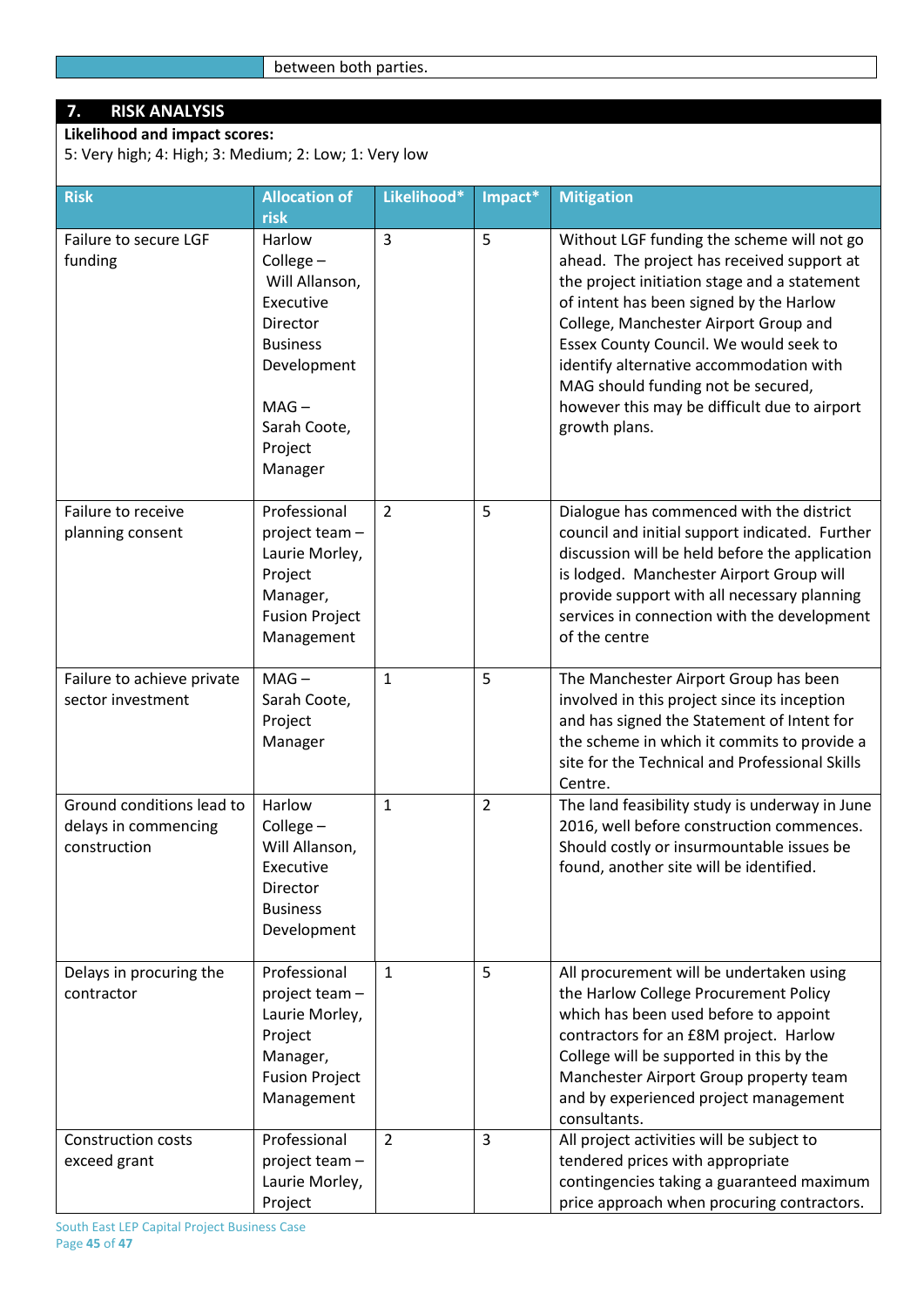| | between both parties. |
|---|---|

## 7. RISK ANALYSIS

**Likelihood and impact scores:**
5: Very high; 4: High; 3: Medium; 2: Low; 1: Very low

| Risk | Allocation of risk | Likelihood* | Impact* | Mitigation |
|---|---|---|---|---|
| Failure to secure LGF funding | Harlow College – Will Allanson, Executive Director Business Development<br><br>MAG – Sarah Coote, Project Manager | 3 | 5 | Without LGF funding the scheme will not go ahead. The project has received support at the project initiation stage and a statement of intent has been signed by the Harlow College, Manchester Airport Group and Essex County Council. We would seek to identify alternative accommodation with MAG should funding not be secured, however this may be difficult due to airport growth plans. |
| Failure to receive planning consent | Professional project team – Laurie Morley, Project Manager, Fusion Project Management | 2 | 5 | Dialogue has commenced with the district council and initial support indicated. Further discussion will be held before the application is lodged. Manchester Airport Group will provide support with all necessary planning services in connection with the development of the centre |
| Failure to achieve private sector investment | MAG – Sarah Coote, Project Manager | 1 | 5 | The Manchester Airport Group has been involved in this project since its inception and has signed the Statement of Intent for the scheme in which it commits to provide a site for the Technical and Professional Skills Centre. |
| Ground conditions lead to delays in commencing construction | Harlow College – Will Allanson, Executive Director Business Development | 1 | 2 | The land feasibility study is underway in June 2016, well before construction commences. Should costly or insurmountable issues be found, another site will be identified. |
| Delays in procuring the contractor | Professional project team – Laurie Morley, Project Manager, Fusion Project Management | 1 | 5 | All procurement will be undertaken using the Harlow College Procurement Policy which has been used before to appoint contractors for an £8M project. Harlow College will be supported in this by the Manchester Airport Group property team and by experienced project management consultants. |
| Construction costs exceed grant | Professional project team – Laurie Morley, Project | 2 | 3 | All project activities will be subject to tendered prices with appropriate contingencies taking a guaranteed maximum price approach when procuring contractors. |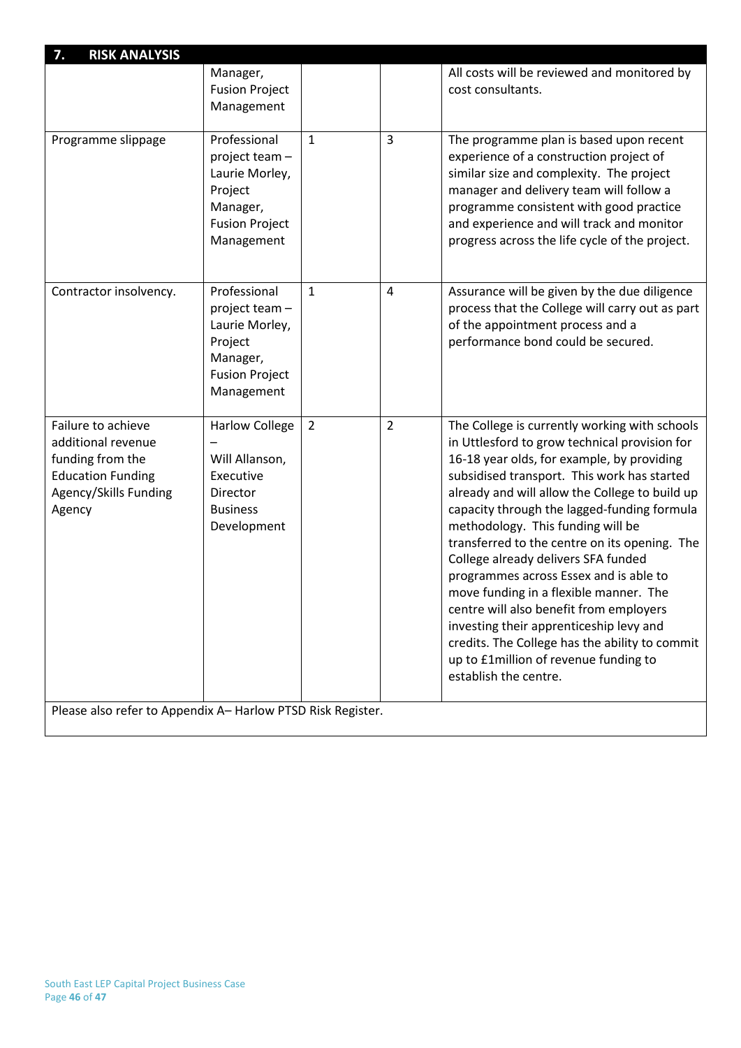## 7. RISK ANALYSIS

| | | | | |
|---|---|---|---|---|
| | Manager, Fusion Project Management | | | All costs will be reviewed and monitored by cost consultants. |
| Programme slippage | Professional project team – Laurie Morley, Project Manager, Fusion Project Management | 1 | 3 | The programme plan is based upon recent experience of a construction project of similar size and complexity. The project manager and delivery team will follow a programme consistent with good practice and experience and will track and monitor progress across the life cycle of the project. |
| Contractor insolvency. | Professional project team – Laurie Morley, Project Manager, Fusion Project Management | 1 | 4 | Assurance will be given by the due diligence process that the College will carry out as part of the appointment process and a performance bond could be secured. |
| Failure to achieve additional revenue funding from the Education Funding Agency/Skills Funding Agency | Harlow College – Will Allanson, Executive Director Business Development | 2 | 2 | The College is currently working with schools in Uttlesford to grow technical provision for 16-18 year olds, for example, by providing subsidised transport. This work has started already and will allow the College to build up capacity through the lagged-funding formula methodology. This funding will be transferred to the centre on its opening. The College already delivers SFA funded programmes across Essex and is able to move funding in a flexible manner. The centre will also benefit from employers investing their apprenticeship levy and credits. The College has the ability to commit up to £1million of revenue funding to establish the centre. |

Please also refer to Appendix A– Harlow PTSD Risk Register.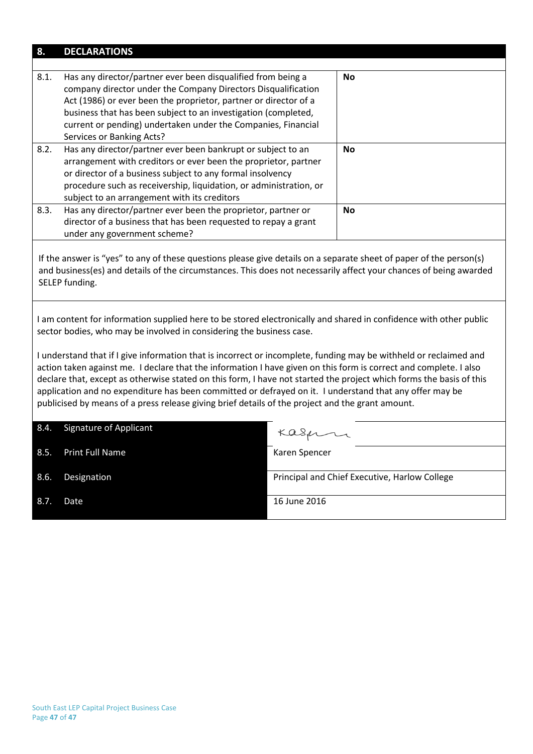## 8. DECLARATIONS

| | | |
|---|---|---|
| 8.1. | Has any director/partner ever been disqualified from being a company director under the Company Directors Disqualification Act (1986) or ever been the proprietor, partner or director of a business that has been subject to an investigation (completed, current or pending) undertaken under the Companies, Financial Services or Banking Acts? | **No** |
| 8.2. | Has any director/partner ever been bankrupt or subject to an arrangement with creditors or ever been the proprietor, partner or director of a business subject to any formal insolvency procedure such as receivership, liquidation, or administration, or subject to an arrangement with its creditors | **No** |
| 8.3. | Has any director/partner ever been the proprietor, partner or director of a business that has been requested to repay a grant under any government scheme? | **No** |

If the answer is "yes" to any of these questions please give details on a separate sheet of paper of the person(s) and business(es) and details of the circumstances. This does not necessarily affect your chances of being awarded SELEP funding.

I am content for information supplied here to be stored electronically and shared in confidence with other public sector bodies, who may be involved in considering the business case.

I understand that if I give information that is incorrect or incomplete, funding may be withheld or reclaimed and action taken against me. I declare that the information I have given on this form is correct and complete. I also declare that, except as otherwise stated on this form, I have not started the project which forms the basis of this application and no expenditure has been committed or defrayed on it. I understand that any offer may be publicised by means of a press release giving brief details of the project and the grant amount.

| | | |
|---|---|---|
| 8.4. | Signature of Applicant | KaSpencer |
| 8.5. | Print Full Name | Karen Spencer |
| 8.6. | Designation | Principal and Chief Executive, Harlow College |
| 8.7. | Date | 16 June 2016 |

South East LEP Capital Project Business Case